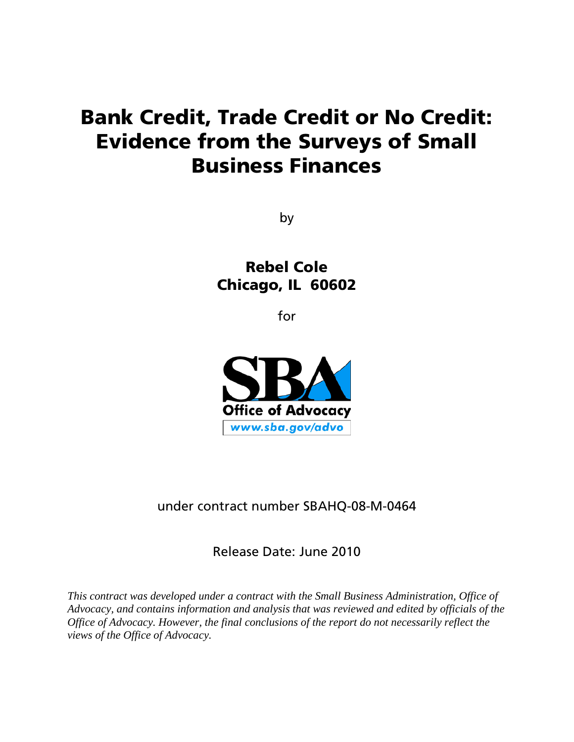# Bank Credit, Trade Credit or No Credit: Evidence from the Surveys of Small Business Finances

by

**Rebel Cole**
**Chicago, IL 60602**

for

**Office of Advocacy**
www.sba.gov/advo

under contract number SBAHQ-08-M-0464

Release Date: June 2010

*This contract was developed under a contract with the Small Business Administration, Office of Advocacy, and contains information and analysis that was reviewed and edited by officials of the Office of Advocacy. However, the final conclusions of the report do not necessarily reflect the views of the Office of Advocacy.*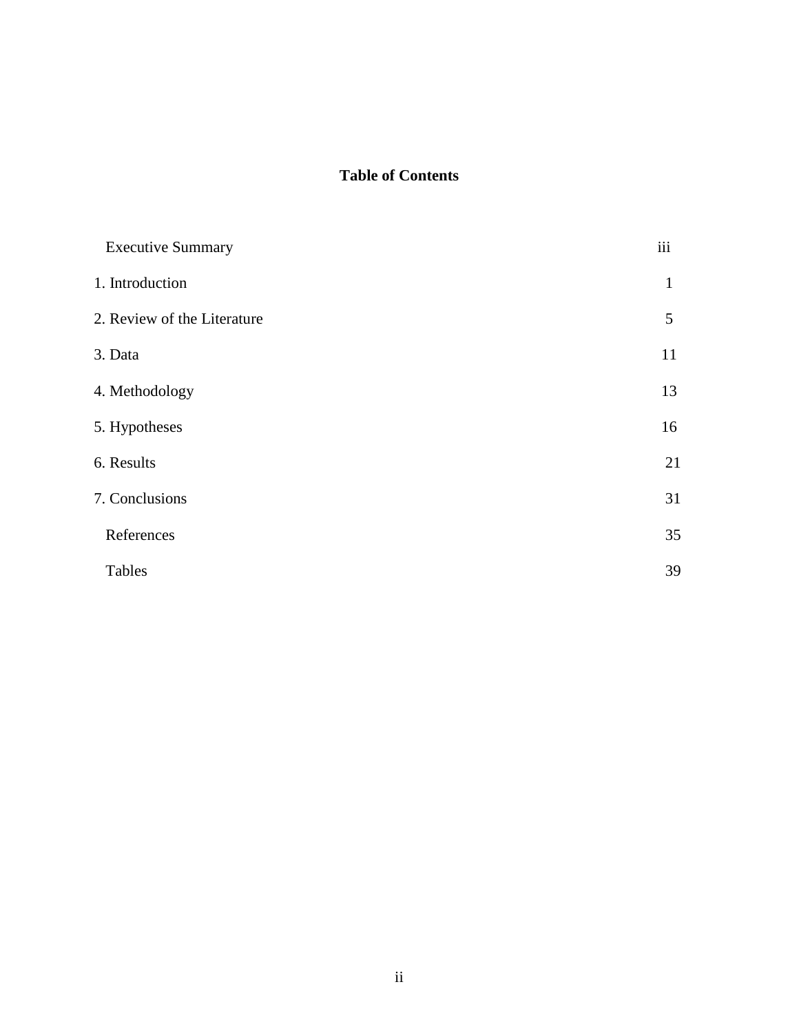## Table of Contents

| | |
|---|---|
| Executive Summary | iii |
| 1. Introduction | 1 |
| 2. Review of the Literature | 5 |
| 3. Data | 11 |
| 4. Methodology | 13 |
| 5. Hypotheses | 16 |
| 6. Results | 21 |
| 7. Conclusions | 31 |
| References | 35 |
| Tables | 39 |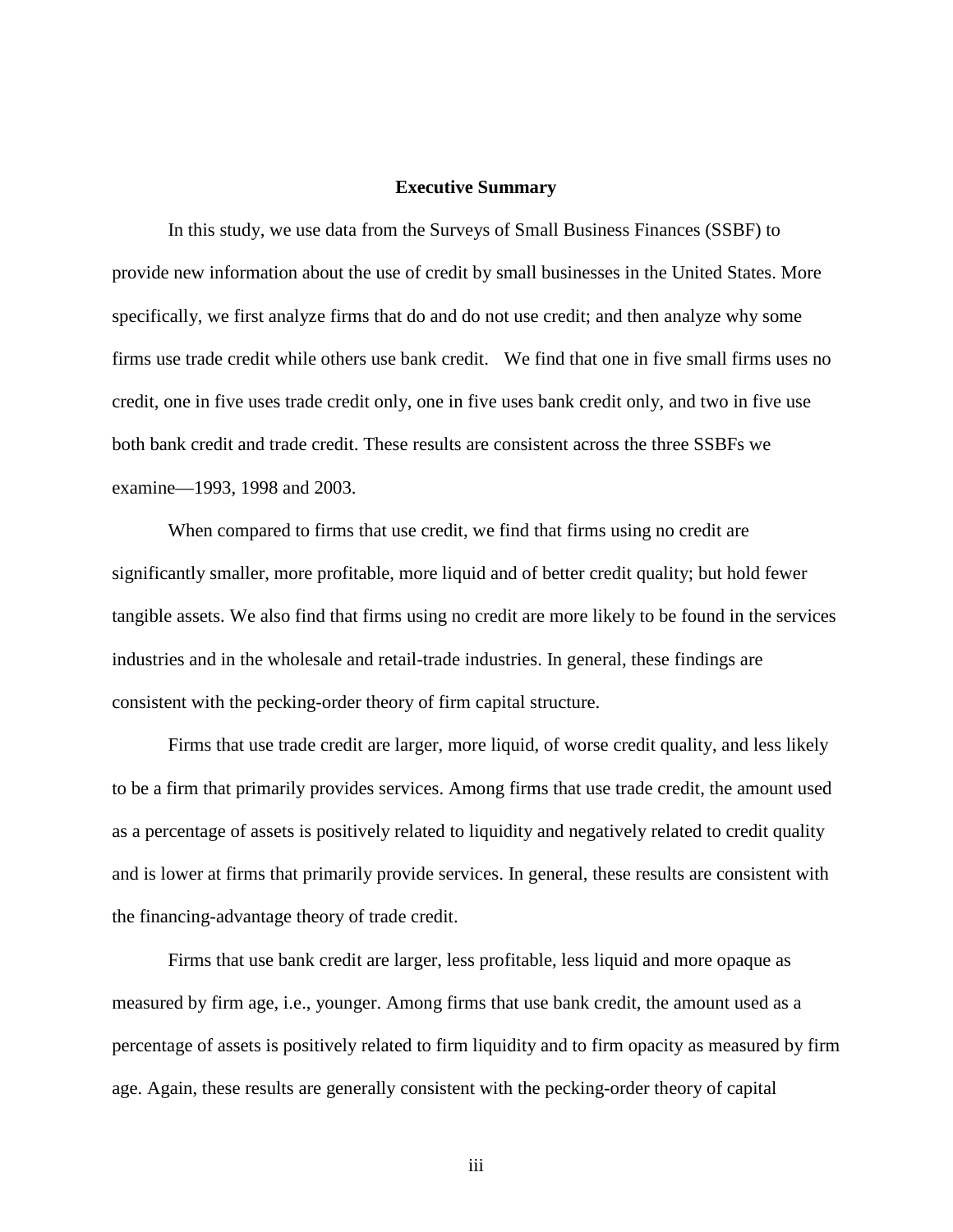## Executive Summary

In this study, we use data from the Surveys of Small Business Finances (SSBF) to provide new information about the use of credit by small businesses in the United States. More specifically, we first analyze firms that do and do not use credit; and then analyze why some firms use trade credit while others use bank credit. We find that one in five small firms uses no credit, one in five uses trade credit only, one in five uses bank credit only, and two in five use both bank credit and trade credit. These results are consistent across the three SSBFs we examine—1993, 1998 and 2003.

When compared to firms that use credit, we find that firms using no credit are significantly smaller, more profitable, more liquid and of better credit quality; but hold fewer tangible assets. We also find that firms using no credit are more likely to be found in the services industries and in the wholesale and retail-trade industries. In general, these findings are consistent with the pecking-order theory of firm capital structure.

Firms that use trade credit are larger, more liquid, of worse credit quality, and less likely to be a firm that primarily provides services. Among firms that use trade credit, the amount used as a percentage of assets is positively related to liquidity and negatively related to credit quality and is lower at firms that primarily provide services. In general, these results are consistent with the financing-advantage theory of trade credit.

Firms that use bank credit are larger, less profitable, less liquid and more opaque as measured by firm age, i.e., younger. Among firms that use bank credit, the amount used as a percentage of assets is positively related to firm liquidity and to firm opacity as measured by firm age. Again, these results are generally consistent with the pecking-order theory of capital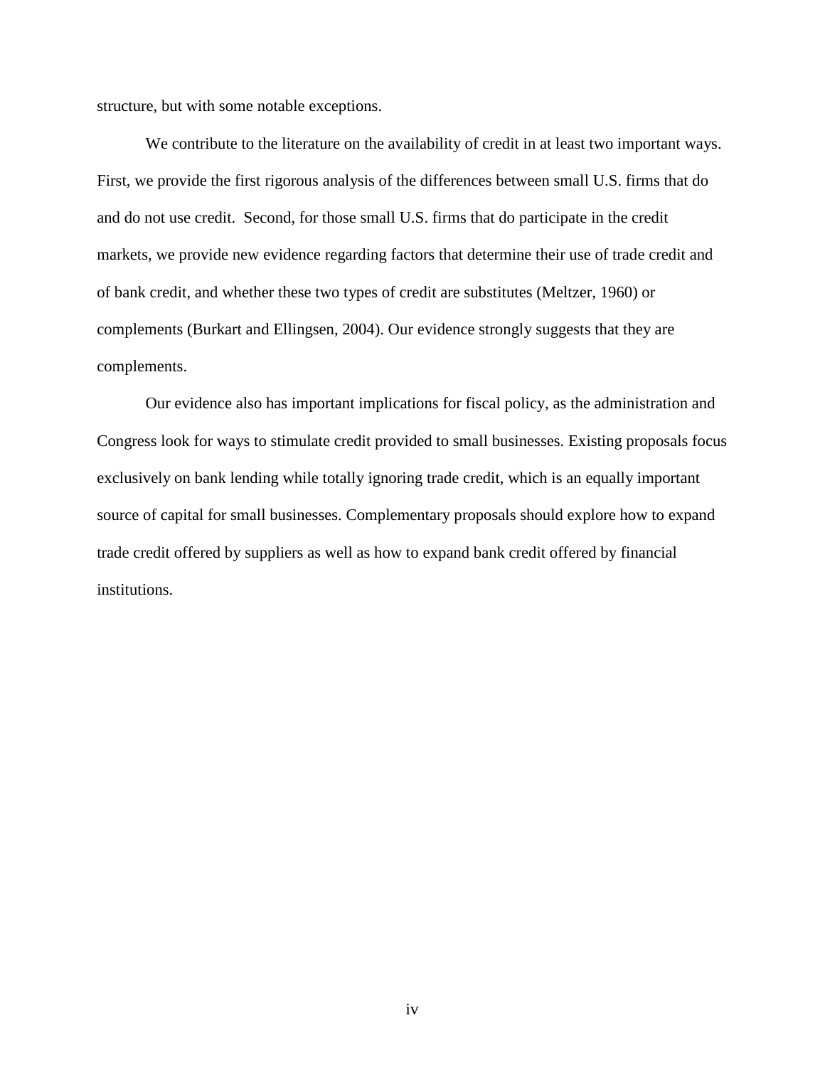structure, but with some notable exceptions.

We contribute to the literature on the availability of credit in at least two important ways. First, we provide the first rigorous analysis of the differences between small U.S. firms that do and do not use credit. Second, for those small U.S. firms that do participate in the credit markets, we provide new evidence regarding factors that determine their use of trade credit and of bank credit, and whether these two types of credit are substitutes (Meltzer, 1960) or complements (Burkart and Ellingsen, 2004). Our evidence strongly suggests that they are complements.

Our evidence also has important implications for fiscal policy, as the administration and Congress look for ways to stimulate credit provided to small businesses. Existing proposals focus exclusively on bank lending while totally ignoring trade credit, which is an equally important source of capital for small businesses. Complementary proposals should explore how to expand trade credit offered by suppliers as well as how to expand bank credit offered by financial institutions.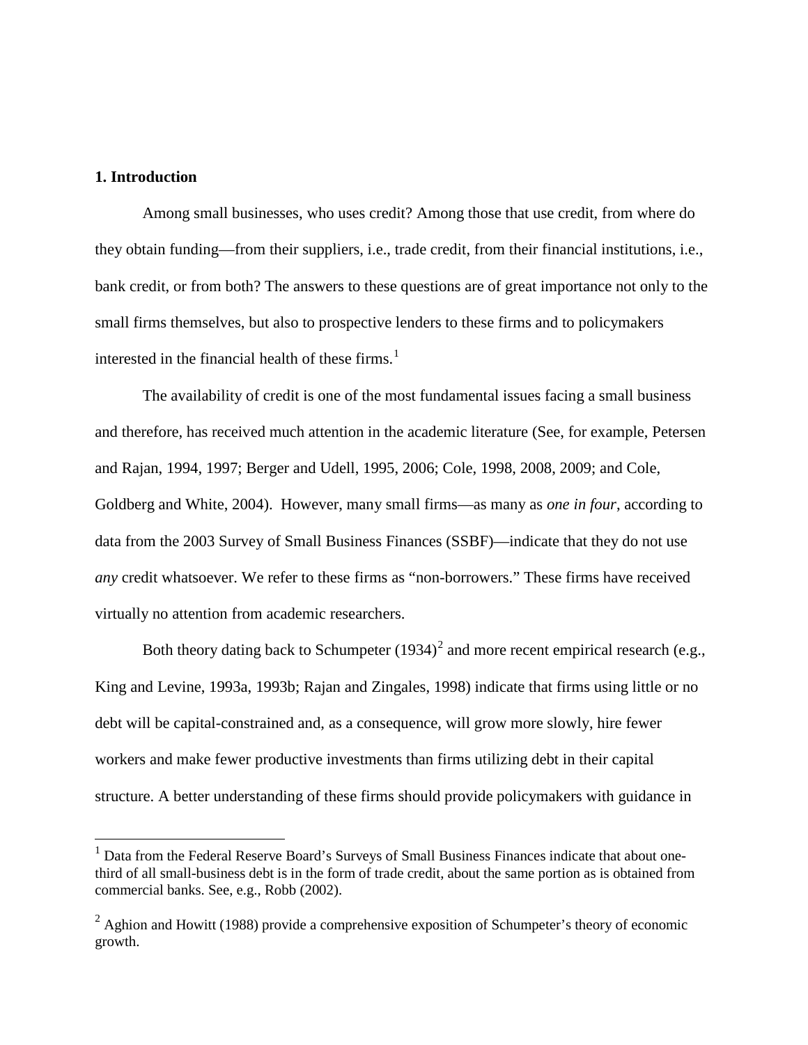## 1. Introduction

Among small businesses, who uses credit? Among those that use credit, from where do they obtain funding—from their suppliers, i.e., trade credit, from their financial institutions, i.e., bank credit, or from both? The answers to these questions are of great importance not only to the small firms themselves, but also to prospective lenders to these firms and to policymakers interested in the financial health of these firms.[1]

The availability of credit is one of the most fundamental issues facing a small business and therefore, has received much attention in the academic literature (See, for example, Petersen and Rajan, 1994, 1997; Berger and Udell, 1995, 2006; Cole, 1998, 2008, 2009; and Cole, Goldberg and White, 2004). However, many small firms—as many as *one in four*, according to data from the 2003 Survey of Small Business Finances (SSBF)—indicate that they do not use *any* credit whatsoever. We refer to these firms as "non-borrowers." These firms have received virtually no attention from academic researchers.

Both theory dating back to Schumpeter (1934)[2] and more recent empirical research (e.g., King and Levine, 1993a, 1993b; Rajan and Zingales, 1998) indicate that firms using little or no debt will be capital-constrained and, as a consequence, will grow more slowly, hire fewer workers and make fewer productive investments than firms utilizing debt in their capital structure. A better understanding of these firms should provide policymakers with guidance in

[1] Data from the Federal Reserve Board's Surveys of Small Business Finances indicate that about one-third of all small-business debt is in the form of trade credit, about the same portion as is obtained from commercial banks. See, e.g., Robb (2002).

[2] Aghion and Howitt (1988) provide a comprehensive exposition of Schumpeter's theory of economic growth.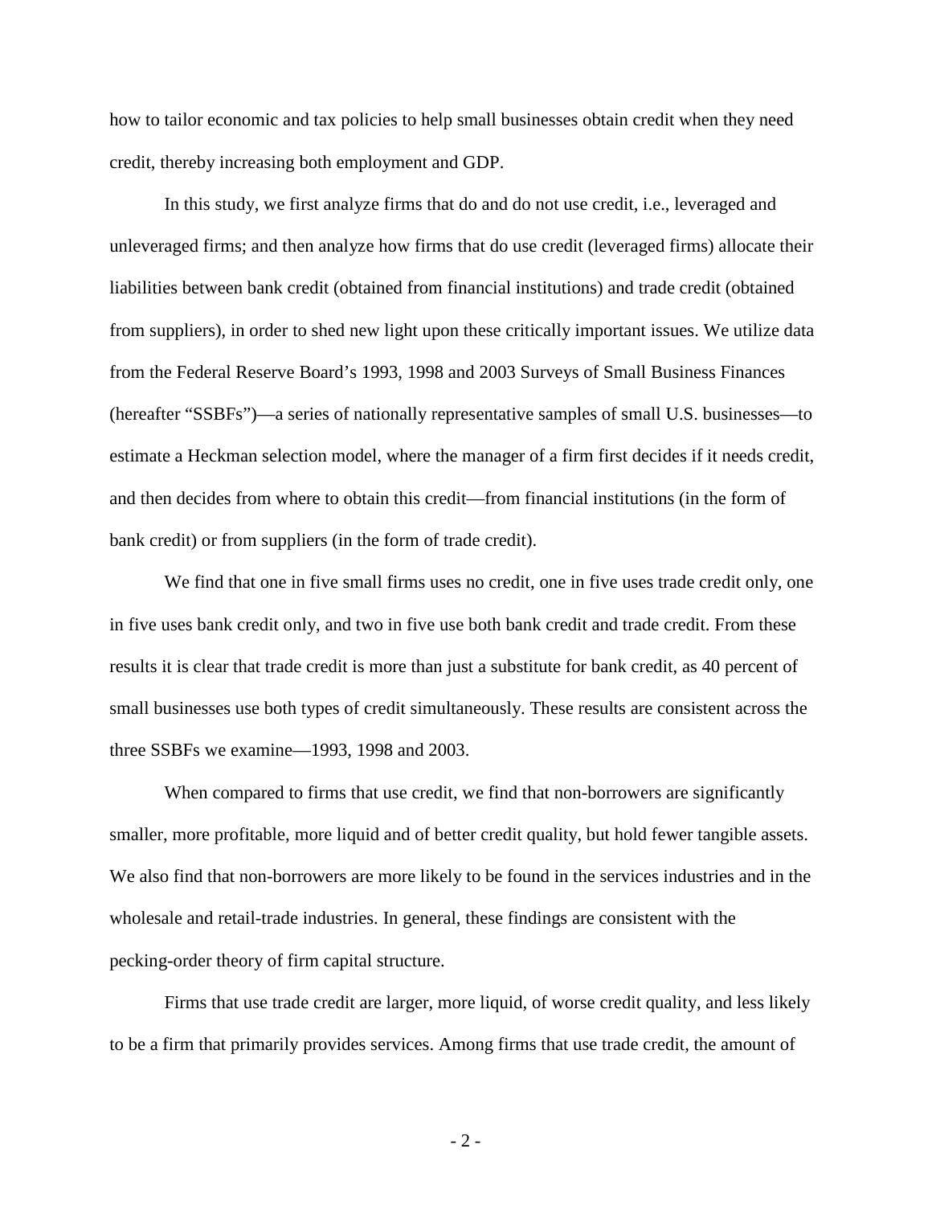how to tailor economic and tax policies to help small businesses obtain credit when they need credit, thereby increasing both employment and GDP.

In this study, we first analyze firms that do and do not use credit, i.e., leveraged and unleveraged firms; and then analyze how firms that do use credit (leveraged firms) allocate their liabilities between bank credit (obtained from financial institutions) and trade credit (obtained from suppliers), in order to shed new light upon these critically important issues. We utilize data from the Federal Reserve Board's 1993, 1998 and 2003 Surveys of Small Business Finances (hereafter "SSBFs")—a series of nationally representative samples of small U.S. businesses—to estimate a Heckman selection model, where the manager of a firm first decides if it needs credit, and then decides from where to obtain this credit—from financial institutions (in the form of bank credit) or from suppliers (in the form of trade credit).

We find that one in five small firms uses no credit, one in five uses trade credit only, one in five uses bank credit only, and two in five use both bank credit and trade credit. From these results it is clear that trade credit is more than just a substitute for bank credit, as 40 percent of small businesses use both types of credit simultaneously. These results are consistent across the three SSBFs we examine—1993, 1998 and 2003.

When compared to firms that use credit, we find that non-borrowers are significantly smaller, more profitable, more liquid and of better credit quality, but hold fewer tangible assets. We also find that non-borrowers are more likely to be found in the services industries and in the wholesale and retail-trade industries. In general, these findings are consistent with the pecking-order theory of firm capital structure.

Firms that use trade credit are larger, more liquid, of worse credit quality, and less likely to be a firm that primarily provides services. Among firms that use trade credit, the amount of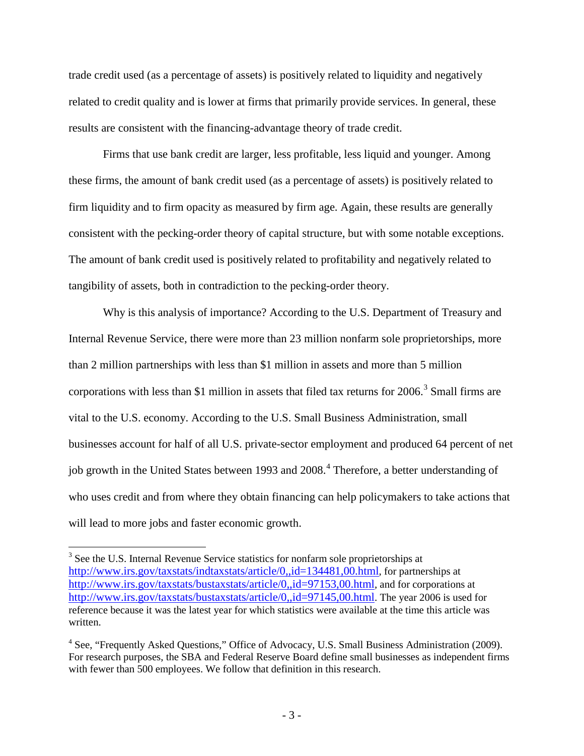trade credit used (as a percentage of assets) is positively related to liquidity and negatively related to credit quality and is lower at firms that primarily provide services. In general, these results are consistent with the financing-advantage theory of trade credit.

Firms that use bank credit are larger, less profitable, less liquid and younger. Among these firms, the amount of bank credit used (as a percentage of assets) is positively related to firm liquidity and to firm opacity as measured by firm age. Again, these results are generally consistent with the pecking-order theory of capital structure, but with some notable exceptions. The amount of bank credit used is positively related to profitability and negatively related to tangibility of assets, both in contradiction to the pecking-order theory.

Why is this analysis of importance? According to the U.S. Department of Treasury and Internal Revenue Service, there were more than 23 million nonfarm sole proprietorships, more than 2 million partnerships with less than $1 million in assets and more than 5 million corporations with less than $1 million in assets that filed tax returns for 2006.[3] Small firms are vital to the U.S. economy. According to the U.S. Small Business Administration, small businesses account for half of all U.S. private-sector employment and produced 64 percent of net job growth in the United States between 1993 and 2008.[4] Therefore, a better understanding of who uses credit and from where they obtain financing can help policymakers to take actions that will lead to more jobs and faster economic growth.

---

[3] See the U.S. Internal Revenue Service statistics for nonfarm sole proprietorships at http://www.irs.gov/taxstats/indtaxstats/article/0,,id=134481,00.html, for partnerships at http://www.irs.gov/taxstats/bustaxstats/article/0,,id=97153,00.html, and for corporations at http://www.irs.gov/taxstats/bustaxstats/article/0,,id=97145,00.html. The year 2006 is used for reference because it was the latest year for which statistics were available at the time this article was written.

[4] See, "Frequently Asked Questions," Office of Advocacy, U.S. Small Business Administration (2009). For research purposes, the SBA and Federal Reserve Board define small businesses as independent firms with fewer than 500 employees. We follow that definition in this research.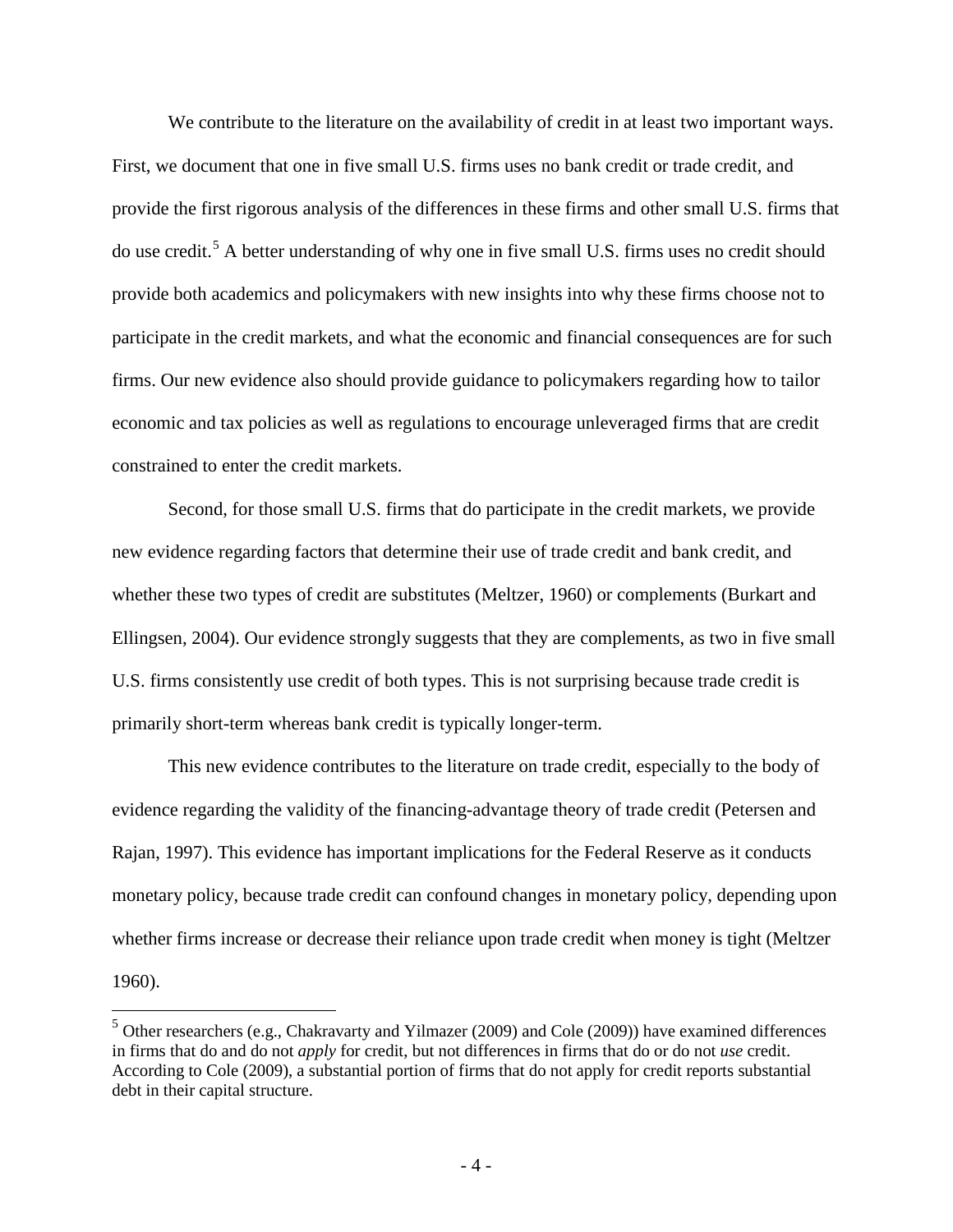We contribute to the literature on the availability of credit in at least two important ways. First, we document that one in five small U.S. firms uses no bank credit or trade credit, and provide the first rigorous analysis of the differences in these firms and other small U.S. firms that do use credit.[5] A better understanding of why one in five small U.S. firms uses no credit should provide both academics and policymakers with new insights into why these firms choose not to participate in the credit markets, and what the economic and financial consequences are for such firms. Our new evidence also should provide guidance to policymakers regarding how to tailor economic and tax policies as well as regulations to encourage unleveraged firms that are credit constrained to enter the credit markets.

Second, for those small U.S. firms that do participate in the credit markets, we provide new evidence regarding factors that determine their use of trade credit and bank credit, and whether these two types of credit are substitutes (Meltzer, 1960) or complements (Burkart and Ellingsen, 2004). Our evidence strongly suggests that they are complements, as two in five small U.S. firms consistently use credit of both types. This is not surprising because trade credit is primarily short-term whereas bank credit is typically longer-term.

This new evidence contributes to the literature on trade credit, especially to the body of evidence regarding the validity of the financing-advantage theory of trade credit (Petersen and Rajan, 1997). This evidence has important implications for the Federal Reserve as it conducts monetary policy, because trade credit can confound changes in monetary policy, depending upon whether firms increase or decrease their reliance upon trade credit when money is tight (Meltzer 1960).

---

[5] Other researchers (e.g., Chakravarty and Yilmazer (2009) and Cole (2009)) have examined differences in firms that do and do not *apply* for credit, but not differences in firms that do or do not *use* credit. According to Cole (2009), a substantial portion of firms that do not apply for credit reports substantial debt in their capital structure.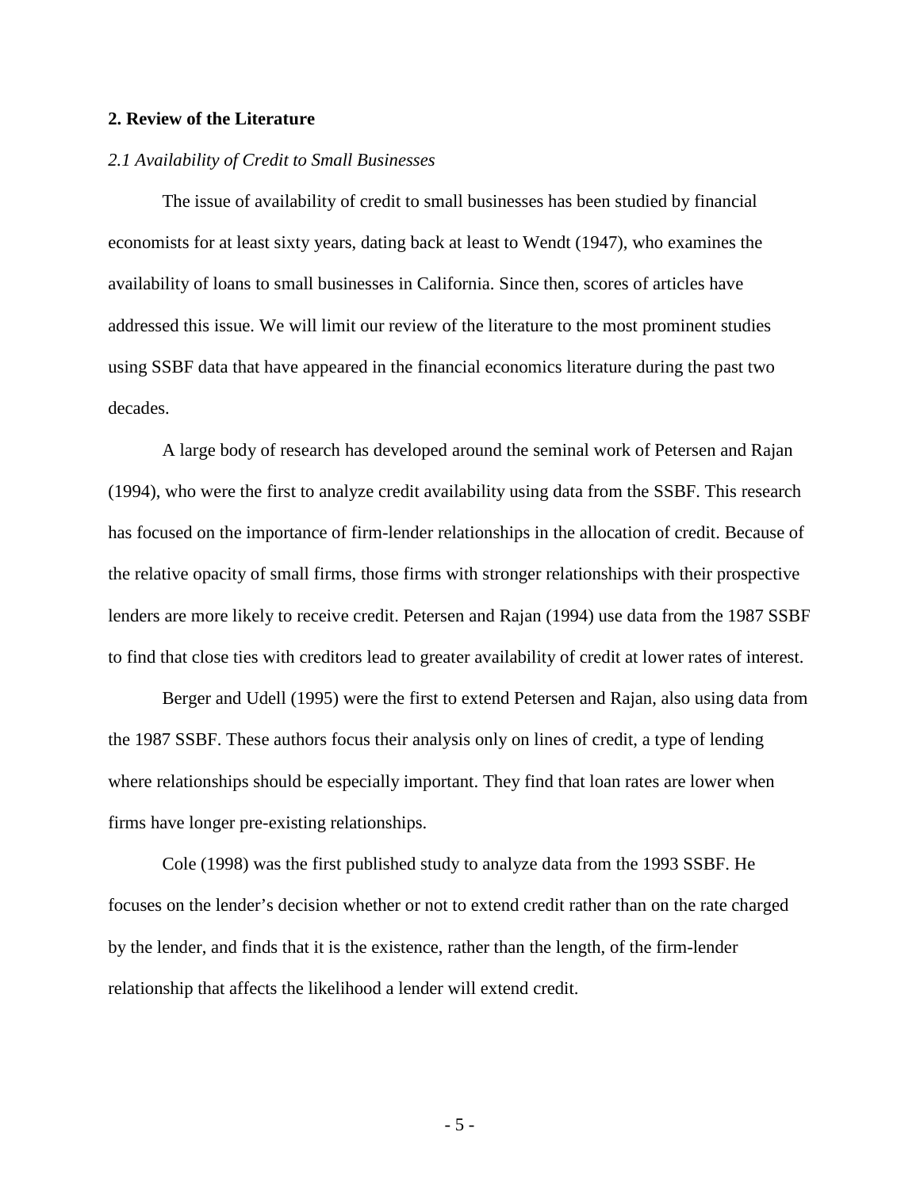## 2. Review of the Literature

### *2.1 Availability of Credit to Small Businesses*

The issue of availability of credit to small businesses has been studied by financial economists for at least sixty years, dating back at least to Wendt (1947), who examines the availability of loans to small businesses in California. Since then, scores of articles have addressed this issue. We will limit our review of the literature to the most prominent studies using SSBF data that have appeared in the financial economics literature during the past two decades.

A large body of research has developed around the seminal work of Petersen and Rajan (1994), who were the first to analyze credit availability using data from the SSBF. This research has focused on the importance of firm-lender relationships in the allocation of credit. Because of the relative opacity of small firms, those firms with stronger relationships with their prospective lenders are more likely to receive credit. Petersen and Rajan (1994) use data from the 1987 SSBF to find that close ties with creditors lead to greater availability of credit at lower rates of interest.

Berger and Udell (1995) were the first to extend Petersen and Rajan, also using data from the 1987 SSBF. These authors focus their analysis only on lines of credit, a type of lending where relationships should be especially important. They find that loan rates are lower when firms have longer pre-existing relationships.

Cole (1998) was the first published study to analyze data from the 1993 SSBF. He focuses on the lender's decision whether or not to extend credit rather than on the rate charged by the lender, and finds that it is the existence, rather than the length, of the firm-lender relationship that affects the likelihood a lender will extend credit.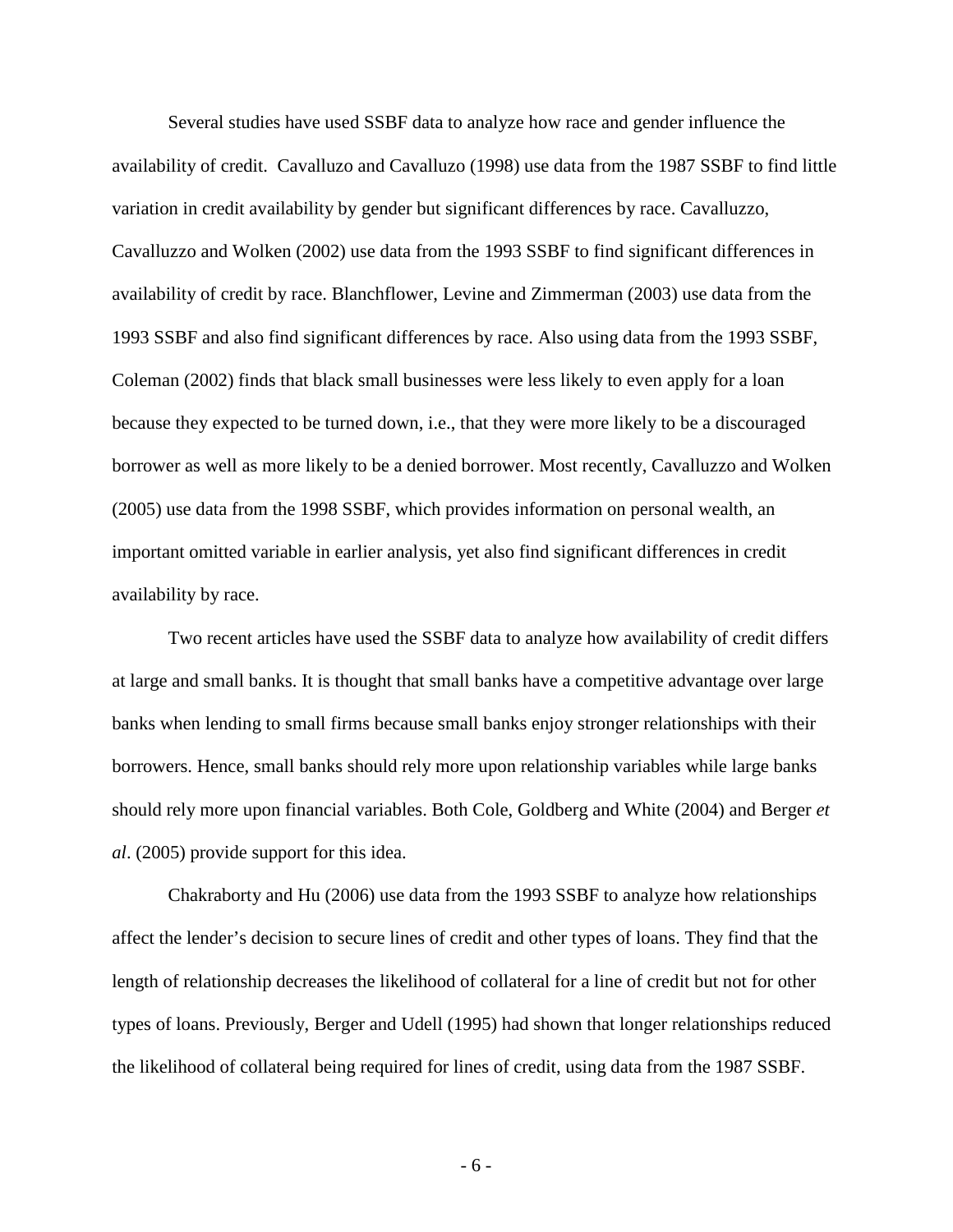Several studies have used SSBF data to analyze how race and gender influence the availability of credit. Cavalluzo and Cavalluzo (1998) use data from the 1987 SSBF to find little variation in credit availability by gender but significant differences by race. Cavalluzzo, Cavalluzzo and Wolken (2002) use data from the 1993 SSBF to find significant differences in availability of credit by race. Blanchflower, Levine and Zimmerman (2003) use data from the 1993 SSBF and also find significant differences by race. Also using data from the 1993 SSBF, Coleman (2002) finds that black small businesses were less likely to even apply for a loan because they expected to be turned down, i.e., that they were more likely to be a discouraged borrower as well as more likely to be a denied borrower. Most recently, Cavalluzzo and Wolken (2005) use data from the 1998 SSBF, which provides information on personal wealth, an important omitted variable in earlier analysis, yet also find significant differences in credit availability by race.

Two recent articles have used the SSBF data to analyze how availability of credit differs at large and small banks. It is thought that small banks have a competitive advantage over large banks when lending to small firms because small banks enjoy stronger relationships with their borrowers. Hence, small banks should rely more upon relationship variables while large banks should rely more upon financial variables. Both Cole, Goldberg and White (2004) and Berger *et al*. (2005) provide support for this idea.

Chakraborty and Hu (2006) use data from the 1993 SSBF to analyze how relationships affect the lender's decision to secure lines of credit and other types of loans. They find that the length of relationship decreases the likelihood of collateral for a line of credit but not for other types of loans. Previously, Berger and Udell (1995) had shown that longer relationships reduced the likelihood of collateral being required for lines of credit, using data from the 1987 SSBF.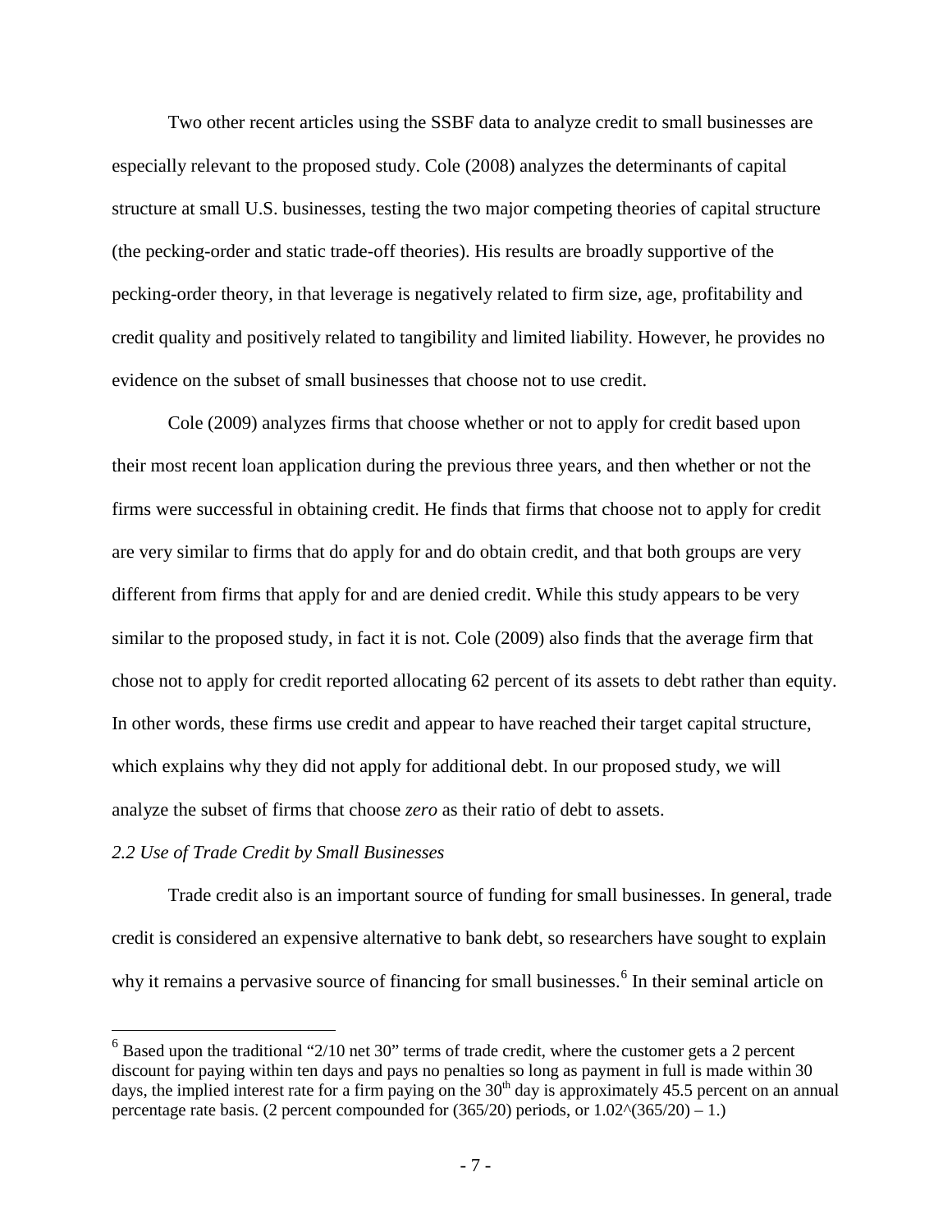Two other recent articles using the SSBF data to analyze credit to small businesses are especially relevant to the proposed study. Cole (2008) analyzes the determinants of capital structure at small U.S. businesses, testing the two major competing theories of capital structure (the pecking-order and static trade-off theories). His results are broadly supportive of the pecking-order theory, in that leverage is negatively related to firm size, age, profitability and credit quality and positively related to tangibility and limited liability. However, he provides no evidence on the subset of small businesses that choose not to use credit.

Cole (2009) analyzes firms that choose whether or not to apply for credit based upon their most recent loan application during the previous three years, and then whether or not the firms were successful in obtaining credit. He finds that firms that choose not to apply for credit are very similar to firms that do apply for and do obtain credit, and that both groups are very different from firms that apply for and are denied credit. While this study appears to be very similar to the proposed study, in fact it is not. Cole (2009) also finds that the average firm that chose not to apply for credit reported allocating 62 percent of its assets to debt rather than equity. In other words, these firms use credit and appear to have reached their target capital structure, which explains why they did not apply for additional debt. In our proposed study, we will analyze the subset of firms that choose *zero* as their ratio of debt to assets.

*2.2 Use of Trade Credit by Small Businesses*

Trade credit also is an important source of funding for small businesses. In general, trade credit is considered an expensive alternative to bank debt, so researchers have sought to explain why it remains a pervasive source of financing for small businesses.[6] In their seminal article on

[6] Based upon the traditional "2/10 net 30" terms of trade credit, where the customer gets a 2 percent discount for paying within ten days and pays no penalties so long as payment in full is made within 30 days, the implied interest rate for a firm paying on the $30^{th}$ day is approximately 45.5 percent on an annual percentage rate basis. (2 percent compounded for (365/20) periods, or $1.02^{(365/20)} - 1$.)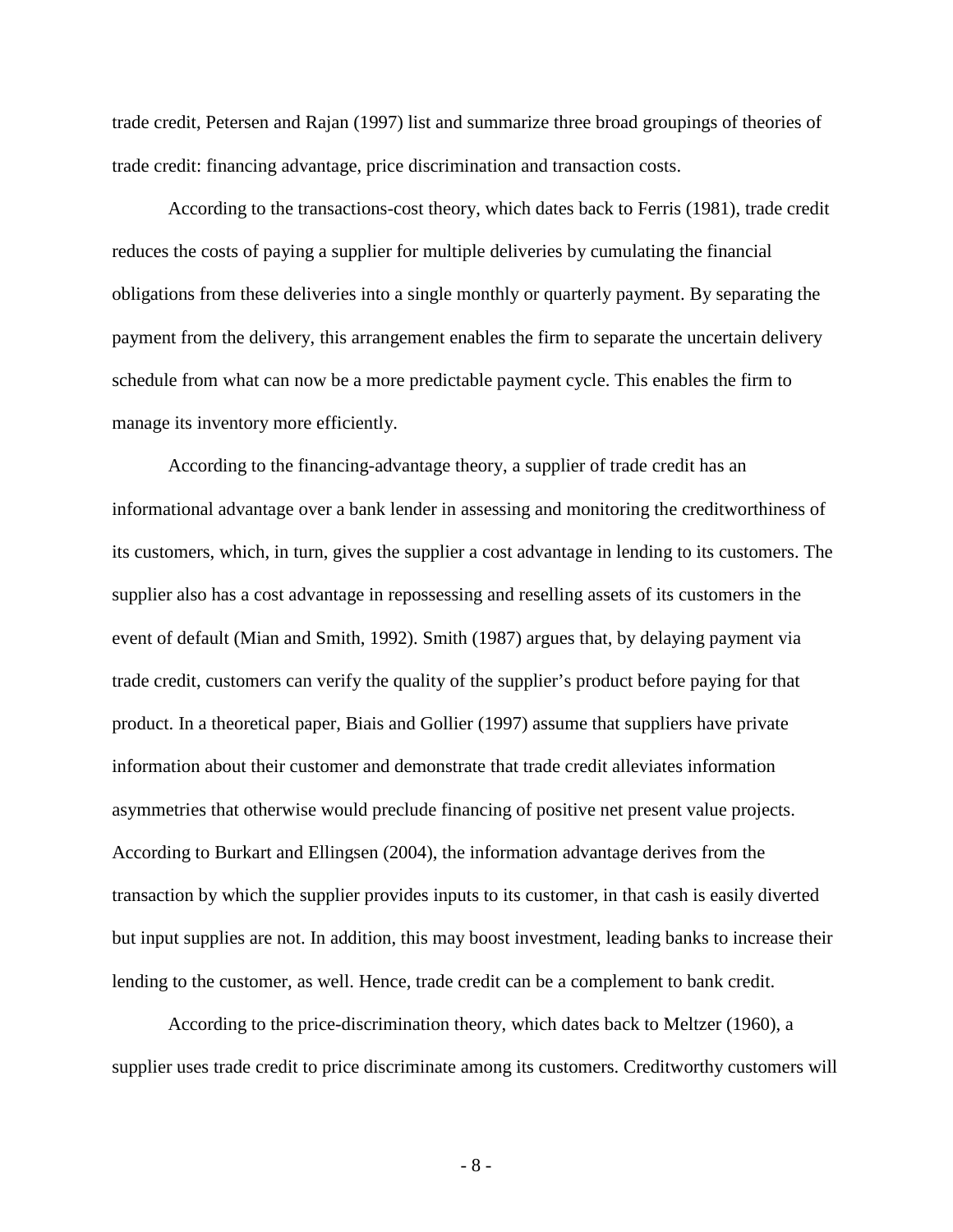trade credit, Petersen and Rajan (1997) list and summarize three broad groupings of theories of trade credit: financing advantage, price discrimination and transaction costs.

According to the transactions-cost theory, which dates back to Ferris (1981), trade credit reduces the costs of paying a supplier for multiple deliveries by cumulating the financial obligations from these deliveries into a single monthly or quarterly payment. By separating the payment from the delivery, this arrangement enables the firm to separate the uncertain delivery schedule from what can now be a more predictable payment cycle. This enables the firm to manage its inventory more efficiently.

According to the financing-advantage theory, a supplier of trade credit has an informational advantage over a bank lender in assessing and monitoring the creditworthiness of its customers, which, in turn, gives the supplier a cost advantage in lending to its customers. The supplier also has a cost advantage in repossessing and reselling assets of its customers in the event of default (Mian and Smith, 1992). Smith (1987) argues that, by delaying payment via trade credit, customers can verify the quality of the supplier's product before paying for that product. In a theoretical paper, Biais and Gollier (1997) assume that suppliers have private information about their customer and demonstrate that trade credit alleviates information asymmetries that otherwise would preclude financing of positive net present value projects. According to Burkart and Ellingsen (2004), the information advantage derives from the transaction by which the supplier provides inputs to its customer, in that cash is easily diverted but input supplies are not. In addition, this may boost investment, leading banks to increase their lending to the customer, as well. Hence, trade credit can be a complement to bank credit.

According to the price-discrimination theory, which dates back to Meltzer (1960), a supplier uses trade credit to price discriminate among its customers. Creditworthy customers will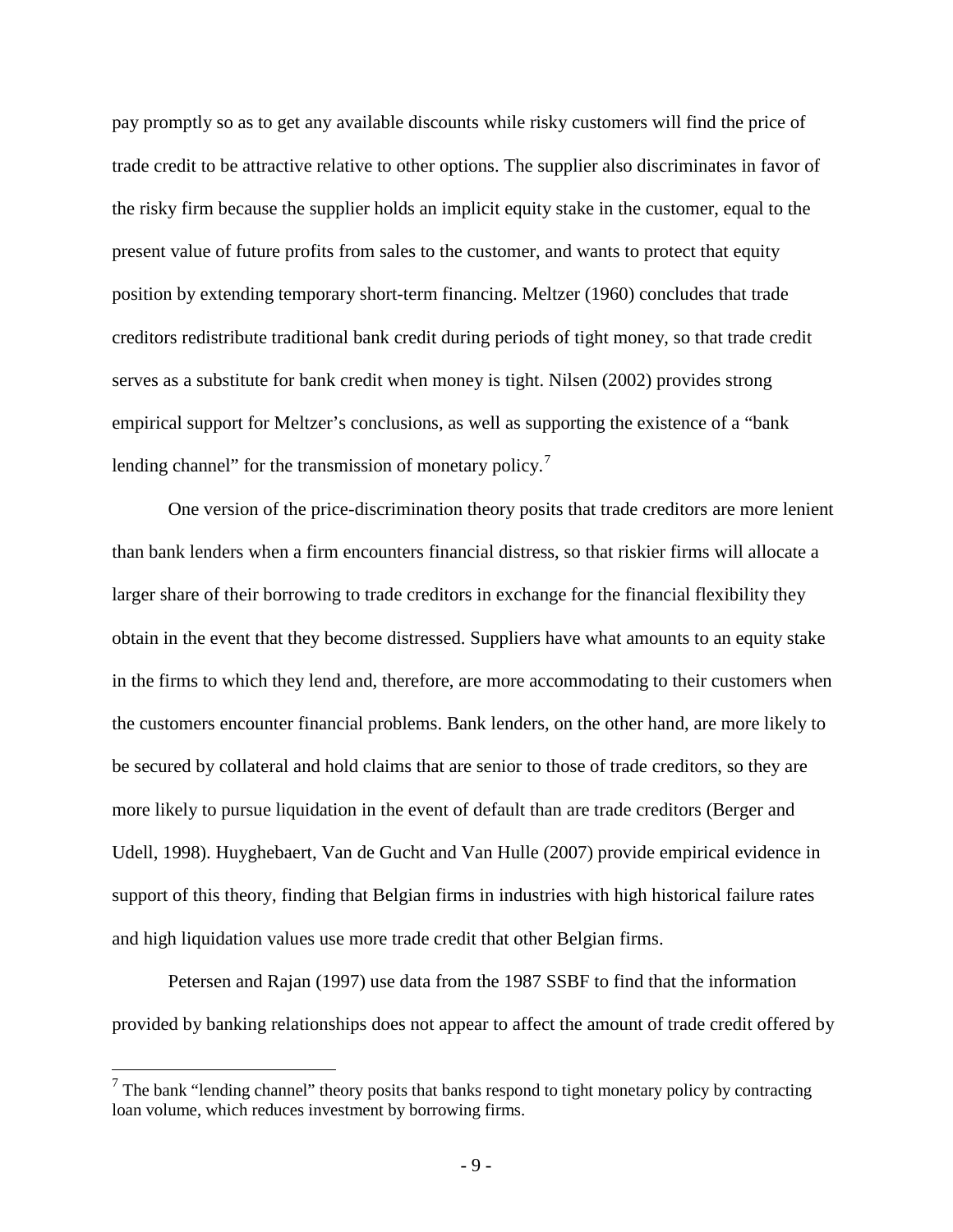pay promptly so as to get any available discounts while risky customers will find the price of trade credit to be attractive relative to other options. The supplier also discriminates in favor of the risky firm because the supplier holds an implicit equity stake in the customer, equal to the present value of future profits from sales to the customer, and wants to protect that equity position by extending temporary short-term financing. Meltzer (1960) concludes that trade creditors redistribute traditional bank credit during periods of tight money, so that trade credit serves as a substitute for bank credit when money is tight. Nilsen (2002) provides strong empirical support for Meltzer's conclusions, as well as supporting the existence of a "bank lending channel" for the transmission of monetary policy.[7]

One version of the price-discrimination theory posits that trade creditors are more lenient than bank lenders when a firm encounters financial distress, so that riskier firms will allocate a larger share of their borrowing to trade creditors in exchange for the financial flexibility they obtain in the event that they become distressed. Suppliers have what amounts to an equity stake in the firms to which they lend and, therefore, are more accommodating to their customers when the customers encounter financial problems. Bank lenders, on the other hand, are more likely to be secured by collateral and hold claims that are senior to those of trade creditors, so they are more likely to pursue liquidation in the event of default than are trade creditors (Berger and Udell, 1998). Huyghebaert, Van de Gucht and Van Hulle (2007) provide empirical evidence in support of this theory, finding that Belgian firms in industries with high historical failure rates and high liquidation values use more trade credit that other Belgian firms.

Petersen and Rajan (1997) use data from the 1987 SSBF to find that the information provided by banking relationships does not appear to affect the amount of trade credit offered by

[7] The bank "lending channel" theory posits that banks respond to tight monetary policy by contracting loan volume, which reduces investment by borrowing firms.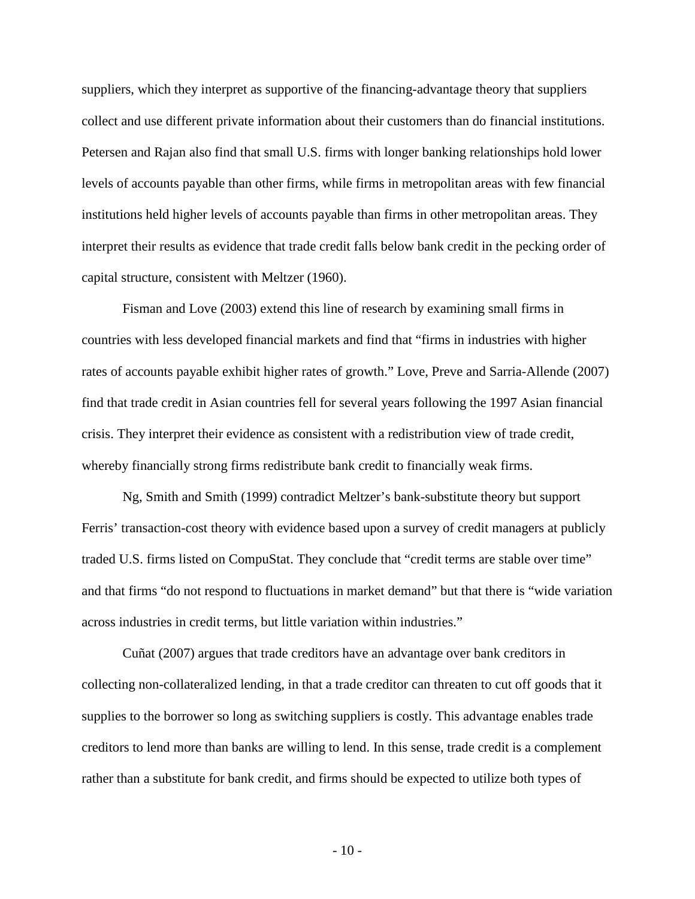suppliers, which they interpret as supportive of the financing-advantage theory that suppliers collect and use different private information about their customers than do financial institutions. Petersen and Rajan also find that small U.S. firms with longer banking relationships hold lower levels of accounts payable than other firms, while firms in metropolitan areas with few financial institutions held higher levels of accounts payable than firms in other metropolitan areas. They interpret their results as evidence that trade credit falls below bank credit in the pecking order of capital structure, consistent with Meltzer (1960).

Fisman and Love (2003) extend this line of research by examining small firms in countries with less developed financial markets and find that "firms in industries with higher rates of accounts payable exhibit higher rates of growth." Love, Preve and Sarria-Allende (2007) find that trade credit in Asian countries fell for several years following the 1997 Asian financial crisis. They interpret their evidence as consistent with a redistribution view of trade credit, whereby financially strong firms redistribute bank credit to financially weak firms.

Ng, Smith and Smith (1999) contradict Meltzer's bank-substitute theory but support Ferris' transaction-cost theory with evidence based upon a survey of credit managers at publicly traded U.S. firms listed on CompuStat. They conclude that "credit terms are stable over time" and that firms "do not respond to fluctuations in market demand" but that there is "wide variation across industries in credit terms, but little variation within industries."

Cuñat (2007) argues that trade creditors have an advantage over bank creditors in collecting non-collateralized lending, in that a trade creditor can threaten to cut off goods that it supplies to the borrower so long as switching suppliers is costly. This advantage enables trade creditors to lend more than banks are willing to lend. In this sense, trade credit is a complement rather than a substitute for bank credit, and firms should be expected to utilize both types of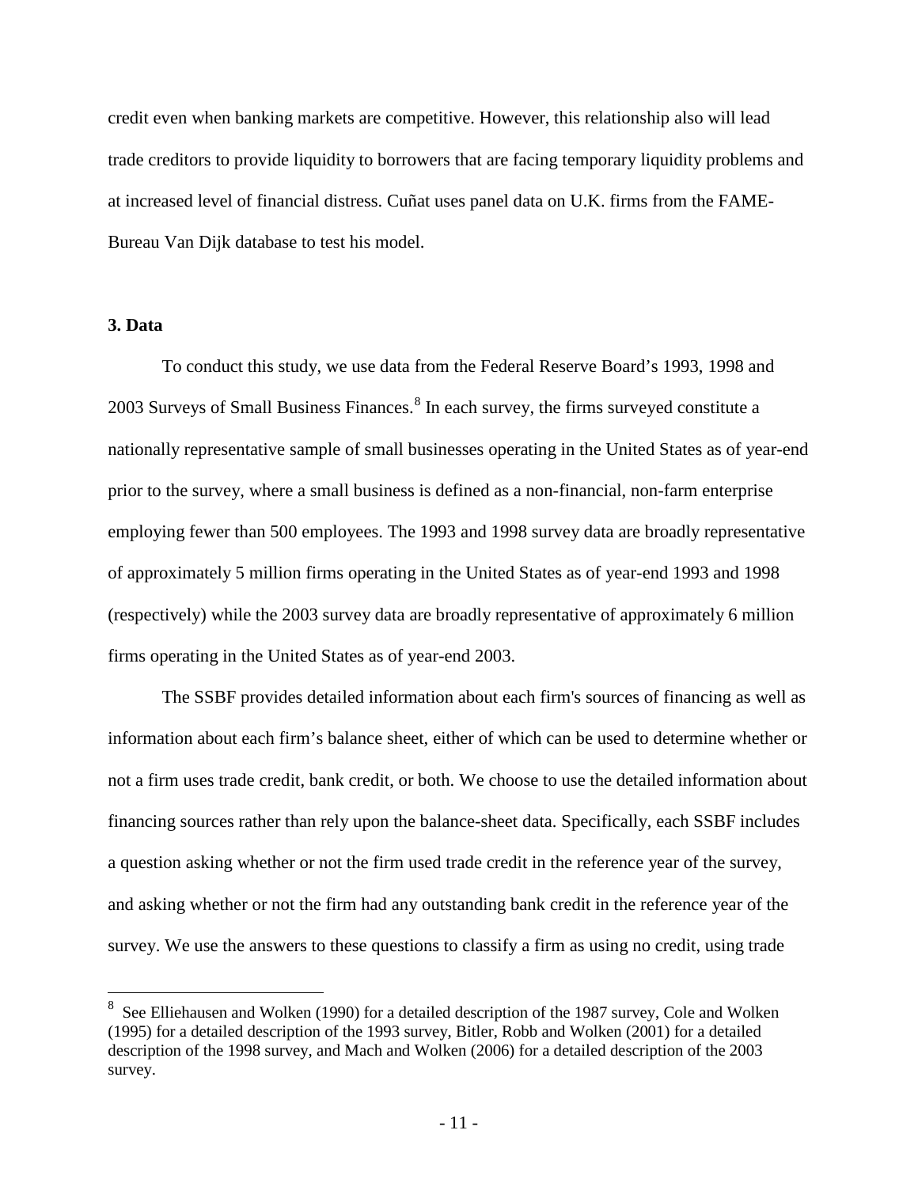credit even when banking markets are competitive. However, this relationship also will lead trade creditors to provide liquidity to borrowers that are facing temporary liquidity problems and at increased level of financial distress. Cuñat uses panel data on U.K. firms from the FAME-Bureau Van Dijk database to test his model.

### 3. Data

To conduct this study, we use data from the Federal Reserve Board's 1993, 1998 and 2003 Surveys of Small Business Finances.[8] In each survey, the firms surveyed constitute a nationally representative sample of small businesses operating in the United States as of year-end prior to the survey, where a small business is defined as a non-financial, non-farm enterprise employing fewer than 500 employees. The 1993 and 1998 survey data are broadly representative of approximately 5 million firms operating in the United States as of year-end 1993 and 1998 (respectively) while the 2003 survey data are broadly representative of approximately 6 million firms operating in the United States as of year-end 2003.

The SSBF provides detailed information about each firm's sources of financing as well as information about each firm's balance sheet, either of which can be used to determine whether or not a firm uses trade credit, bank credit, or both. We choose to use the detailed information about financing sources rather than rely upon the balance-sheet data. Specifically, each SSBF includes a question asking whether or not the firm used trade credit in the reference year of the survey, and asking whether or not the firm had any outstanding bank credit in the reference year of the survey. We use the answers to these questions to classify a firm as using no credit, using trade

---

[8] See Elliehausen and Wolken (1990) for a detailed description of the 1987 survey, Cole and Wolken (1995) for a detailed description of the 1993 survey, Bitler, Robb and Wolken (2001) for a detailed description of the 1998 survey, and Mach and Wolken (2006) for a detailed description of the 2003 survey.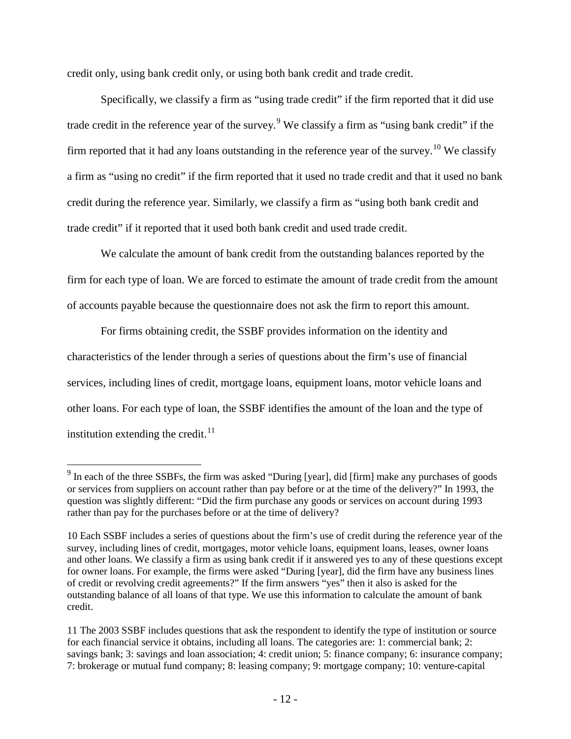credit only, using bank credit only, or using both bank credit and trade credit.

Specifically, we classify a firm as "using trade credit" if the firm reported that it did use trade credit in the reference year of the survey.[9] We classify a firm as "using bank credit" if the firm reported that it had any loans outstanding in the reference year of the survey.[10] We classify a firm as "using no credit" if the firm reported that it used no trade credit and that it used no bank credit during the reference year. Similarly, we classify a firm as "using both bank credit and trade credit" if it reported that it used both bank credit and used trade credit.

We calculate the amount of bank credit from the outstanding balances reported by the firm for each type of loan. We are forced to estimate the amount of trade credit from the amount of accounts payable because the questionnaire does not ask the firm to report this amount.

For firms obtaining credit, the SSBF provides information on the identity and characteristics of the lender through a series of questions about the firm's use of financial services, including lines of credit, mortgage loans, equipment loans, motor vehicle loans and other loans. For each type of loan, the SSBF identifies the amount of the loan and the type of institution extending the credit.[11]

---

[9] In each of the three SSBFs, the firm was asked "During [year], did [firm] make any purchases of goods or services from suppliers on account rather than pay before or at the time of the delivery?" In 1993, the question was slightly different: "Did the firm purchase any goods or services on account during 1993 rather than pay for the purchases before or at the time of delivery?

10 Each SSBF includes a series of questions about the firm's use of credit during the reference year of the survey, including lines of credit, mortgages, motor vehicle loans, equipment loans, leases, owner loans and other loans. We classify a firm as using bank credit if it answered yes to any of these questions except for owner loans. For example, the firms were asked "During [year], did the firm have any business lines of credit or revolving credit agreements?" If the firm answers "yes" then it also is asked for the outstanding balance of all loans of that type. We use this information to calculate the amount of bank credit.

11 The 2003 SSBF includes questions that ask the respondent to identify the type of institution or source for each financial service it obtains, including all loans. The categories are: 1: commercial bank; 2: savings bank; 3: savings and loan association; 4: credit union; 5: finance company; 6: insurance company; 7: brokerage or mutual fund company; 8: leasing company; 9: mortgage company; 10: venture-capital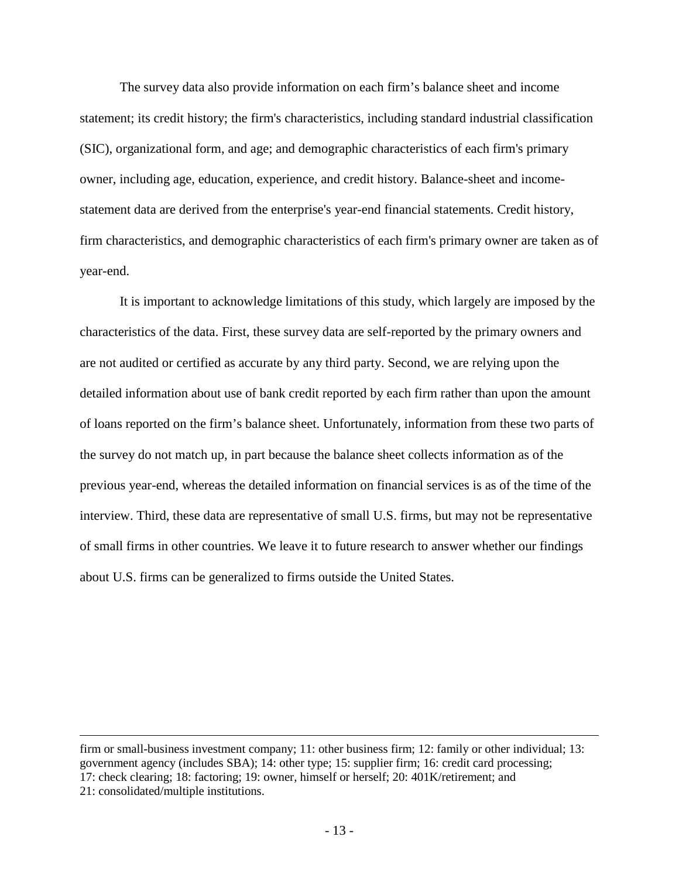The survey data also provide information on each firm's balance sheet and income statement; its credit history; the firm's characteristics, including standard industrial classification (SIC), organizational form, and age; and demographic characteristics of each firm's primary owner, including age, education, experience, and credit history. Balance-sheet and income-statement data are derived from the enterprise's year-end financial statements. Credit history, firm characteristics, and demographic characteristics of each firm's primary owner are taken as of year-end.

It is important to acknowledge limitations of this study, which largely are imposed by the characteristics of the data. First, these survey data are self-reported by the primary owners and are not audited or certified as accurate by any third party. Second, we are relying upon the detailed information about use of bank credit reported by each firm rather than upon the amount of loans reported on the firm's balance sheet. Unfortunately, information from these two parts of the survey do not match up, in part because the balance sheet collects information as of the previous year-end, whereas the detailed information on financial services is as of the time of the interview. Third, these data are representative of small U.S. firms, but may not be representative of small firms in other countries. We leave it to future research to answer whether our findings about U.S. firms can be generalized to firms outside the United States.

---

firm or small-business investment company; 11: other business firm; 12: family or other individual; 13: government agency (includes SBA); 14: other type; 15: supplier firm; 16: credit card processing; 17: check clearing; 18: factoring; 19: owner, himself or herself; 20: 401K/retirement; and 21: consolidated/multiple institutions.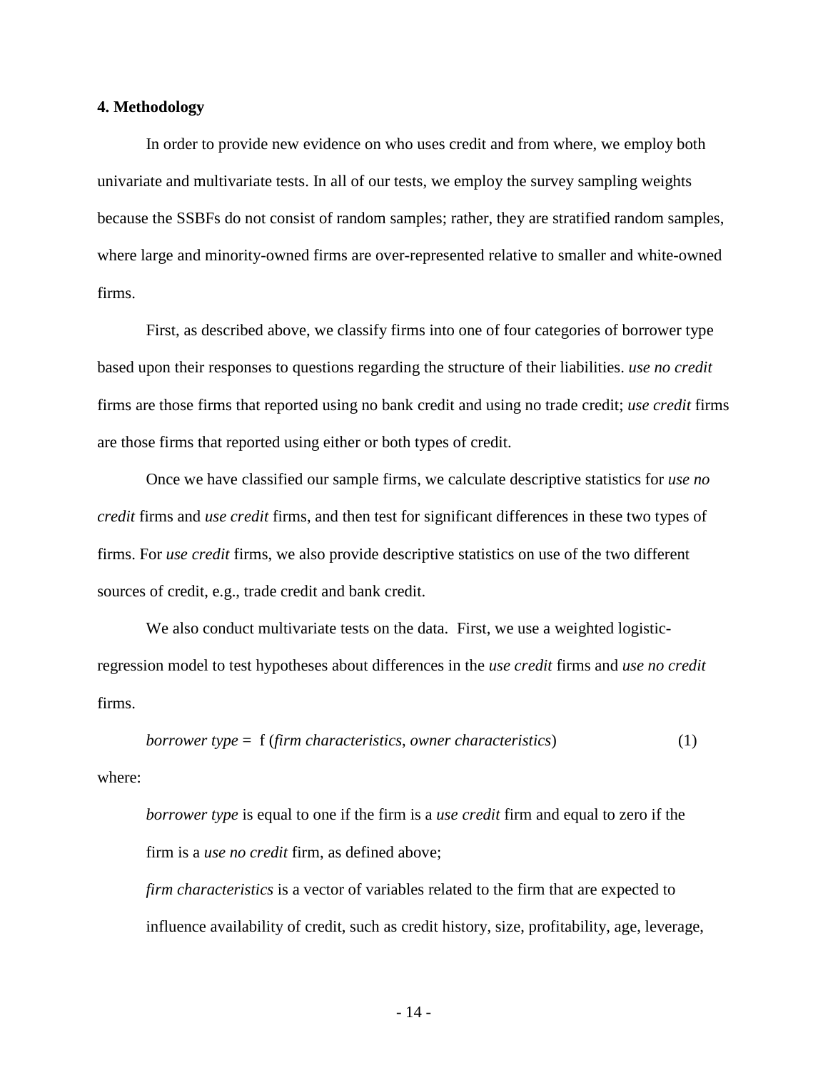## 4. Methodology

In order to provide new evidence on who uses credit and from where, we employ both univariate and multivariate tests. In all of our tests, we employ the survey sampling weights because the SSBFs do not consist of random samples; rather, they are stratified random samples, where large and minority-owned firms are over-represented relative to smaller and white-owned firms.

First, as described above, we classify firms into one of four categories of borrower type based upon their responses to questions regarding the structure of their liabilities. *use no credit* firms are those firms that reported using no bank credit and using no trade credit; *use credit* firms are those firms that reported using either or both types of credit.

Once we have classified our sample firms, we calculate descriptive statistics for *use no credit* firms and *use credit* firms, and then test for significant differences in these two types of firms. For *use credit* firms, we also provide descriptive statistics on use of the two different sources of credit, e.g., trade credit and bank credit.

We also conduct multivariate tests on the data. First, we use a weighted logistic-regression model to test hypotheses about differences in the *use credit* firms and *use no credit* firms.

*borrower type* = f (*firm characteristics*, *owner characteristics*) (1)

where:

*borrower type* is equal to one if the firm is a *use credit* firm and equal to zero if the firm is a *use no credit* firm, as defined above;

*firm characteristics* is a vector of variables related to the firm that are expected to influence availability of credit, such as credit history, size, profitability, age, leverage,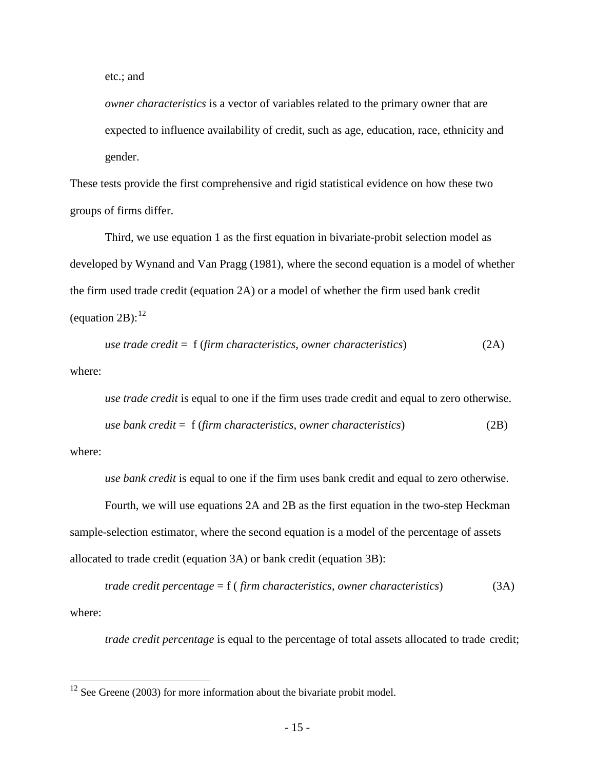etc.; and

*owner characteristics* is a vector of variables related to the primary owner that are expected to influence availability of credit, such as age, education, race, ethnicity and gender.

These tests provide the first comprehensive and rigid statistical evidence on how these two groups of firms differ.

Third, we use equation 1 as the first equation in bivariate-probit selection model as developed by Wynand and Van Pragg (1981), where the second equation is a model of whether the firm used trade credit (equation 2A) or a model of whether the firm used bank credit (equation 2B):[12]

*use trade credit* = f (*firm characteristics*, *owner characteristics*) (2A)

where:

*use trade credit* is equal to one if the firm uses trade credit and equal to zero otherwise.

*use bank credit* = f (*firm characteristics*, *owner characteristics*) (2B)

where:

*use bank credit* is equal to one if the firm uses bank credit and equal to zero otherwise.

Fourth, we will use equations 2A and 2B as the first equation in the two-step Heckman sample-selection estimator, where the second equation is a model of the percentage of assets allocated to trade credit (equation 3A) or bank credit (equation 3B):

*trade credit percentage* = f ( *firm characteristics*, *owner characteristics*) (3A)

where:

*trade credit percentage* is equal to the percentage of total assets allocated to trade credit;

[12] See Greene (2003) for more information about the bivariate probit model.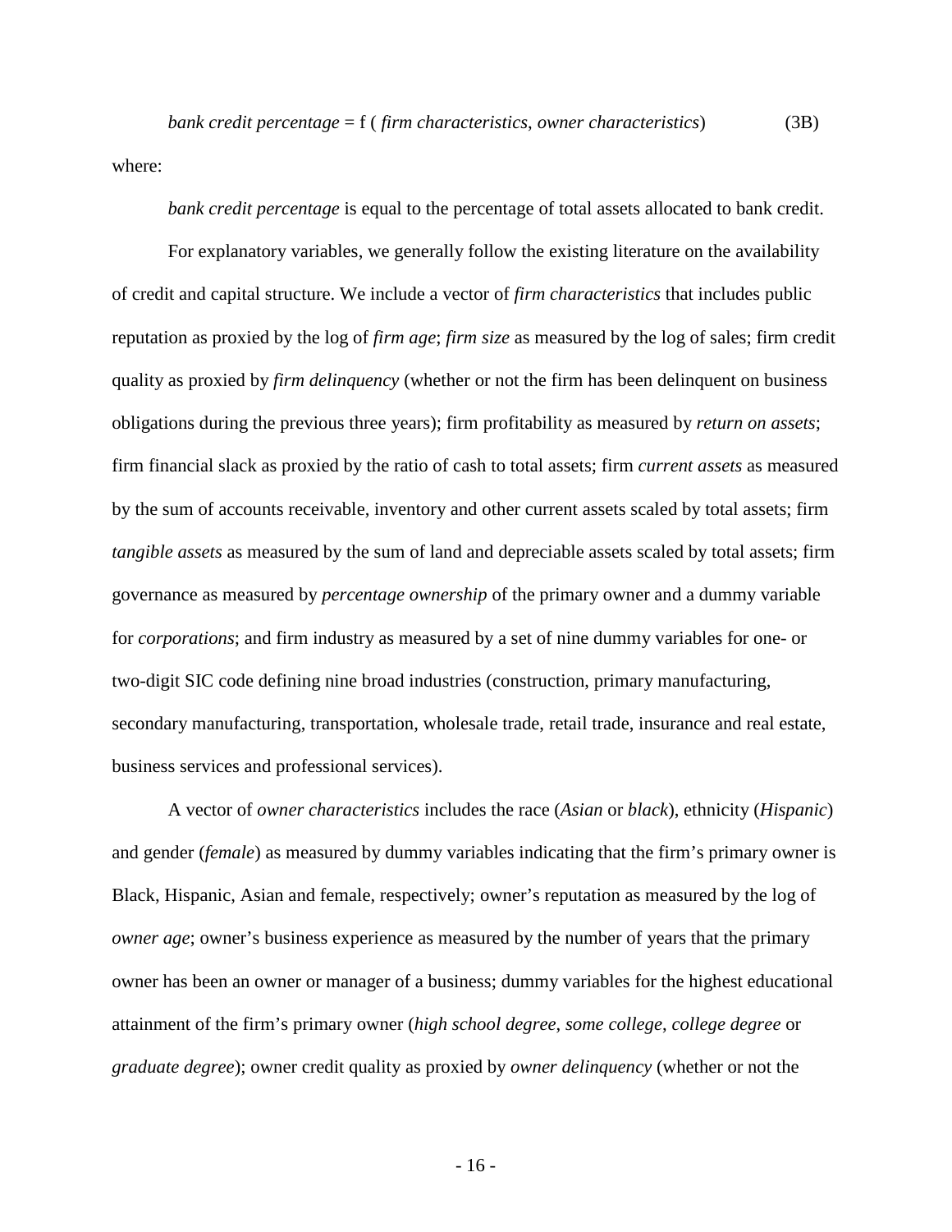*bank credit percentage* = f ( *firm characteristics*, *owner characteristics*) (3B)

where:

*bank credit percentage* is equal to the percentage of total assets allocated to bank credit.

For explanatory variables, we generally follow the existing literature on the availability of credit and capital structure. We include a vector of *firm characteristics* that includes public reputation as proxied by the log of *firm age*; *firm size* as measured by the log of sales; firm credit quality as proxied by *firm delinquency* (whether or not the firm has been delinquent on business obligations during the previous three years); firm profitability as measured by *return on assets*; firm financial slack as proxied by the ratio of cash to total assets; firm *current assets* as measured by the sum of accounts receivable, inventory and other current assets scaled by total assets; firm *tangible assets* as measured by the sum of land and depreciable assets scaled by total assets; firm governance as measured by *percentage ownership* of the primary owner and a dummy variable for *corporations*; and firm industry as measured by a set of nine dummy variables for one- or two-digit SIC code defining nine broad industries (construction, primary manufacturing, secondary manufacturing, transportation, wholesale trade, retail trade, insurance and real estate, business services and professional services).

A vector of *owner characteristics* includes the race (*Asian* or *black*), ethnicity (*Hispanic*) and gender (*female*) as measured by dummy variables indicating that the firm's primary owner is Black, Hispanic, Asian and female, respectively; owner's reputation as measured by the log of *owner age*; owner's business experience as measured by the number of years that the primary owner has been an owner or manager of a business; dummy variables for the highest educational attainment of the firm's primary owner (*high school degree*, *some college*, *college degree* or *graduate degree*); owner credit quality as proxied by *owner delinquency* (whether or not the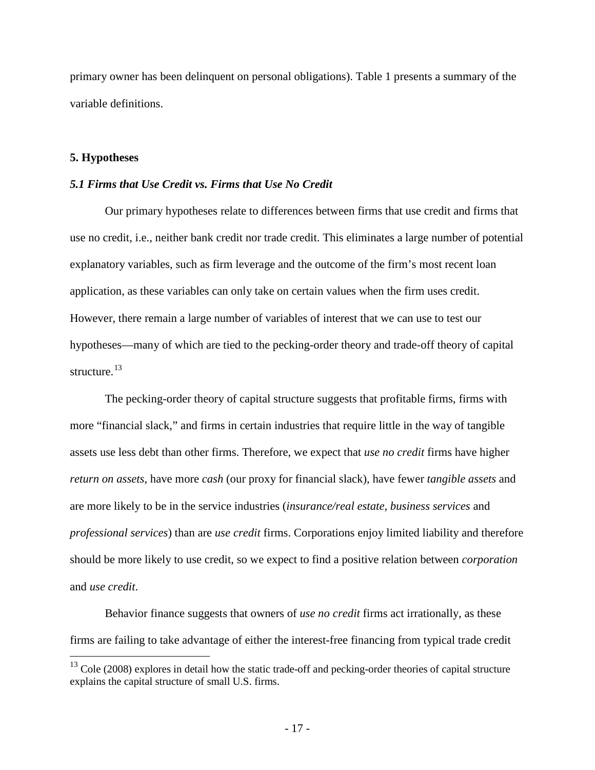primary owner has been delinquent on personal obligations). Table 1 presents a summary of the variable definitions.

## 5. Hypotheses

### *5.1 Firms that Use Credit vs. Firms that Use No Credit*

Our primary hypotheses relate to differences between firms that use credit and firms that use no credit, i.e., neither bank credit nor trade credit. This eliminates a large number of potential explanatory variables, such as firm leverage and the outcome of the firm's most recent loan application, as these variables can only take on certain values when the firm uses credit. However, there remain a large number of variables of interest that we can use to test our hypotheses—many of which are tied to the pecking-order theory and trade-off theory of capital structure.[13]

The pecking-order theory of capital structure suggests that profitable firms, firms with more "financial slack," and firms in certain industries that require little in the way of tangible assets use less debt than other firms. Therefore, we expect that *use no credit* firms have higher *return on assets*, have more *cash* (our proxy for financial slack), have fewer *tangible assets* and are more likely to be in the service industries (*insurance/real estate, business services* and *professional services*) than are *use credit* firms. Corporations enjoy limited liability and therefore should be more likely to use credit, so we expect to find a positive relation between *corporation* and *use credit*.

Behavior finance suggests that owners of *use no credit* firms act irrationally, as these firms are failing to take advantage of either the interest-free financing from typical trade credit

[13] Cole (2008) explores in detail how the static trade-off and pecking-order theories of capital structure explains the capital structure of small U.S. firms.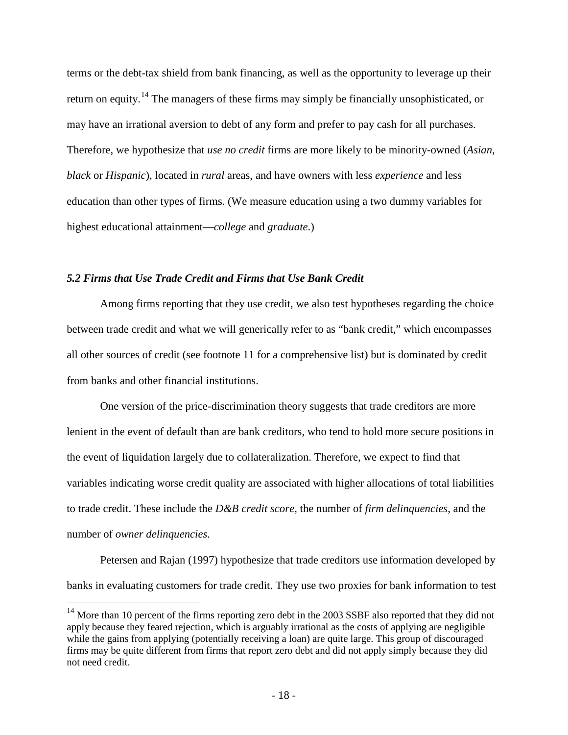terms or the debt-tax shield from bank financing, as well as the opportunity to leverage up their return on equity.[14] The managers of these firms may simply be financially unsophisticated, or may have an irrational aversion to debt of any form and prefer to pay cash for all purchases. Therefore, we hypothesize that *use no credit* firms are more likely to be minority-owned (*Asian*, *black* or *Hispanic*), located in *rural* areas, and have owners with less *experience* and less education than other types of firms. (We measure education using a two dummy variables for highest educational attainment—*college* and *graduate*.)

### *5.2 Firms that Use Trade Credit and Firms that Use Bank Credit*

Among firms reporting that they use credit, we also test hypotheses regarding the choice between trade credit and what we will generically refer to as "bank credit," which encompasses all other sources of credit (see footnote 11 for a comprehensive list) but is dominated by credit from banks and other financial institutions.

One version of the price-discrimination theory suggests that trade creditors are more lenient in the event of default than are bank creditors, who tend to hold more secure positions in the event of liquidation largely due to collateralization. Therefore, we expect to find that variables indicating worse credit quality are associated with higher allocations of total liabilities to trade credit. These include the *D&B credit score*, the number of *firm delinquencies*, and the number of *owner delinquencies*.

Petersen and Rajan (1997) hypothesize that trade creditors use information developed by banks in evaluating customers for trade credit. They use two proxies for bank information to test

[14] More than 10 percent of the firms reporting zero debt in the 2003 SSBF also reported that they did not apply because they feared rejection, which is arguably irrational as the costs of applying are negligible while the gains from applying (potentially receiving a loan) are quite large. This group of discouraged firms may be quite different from firms that report zero debt and did not apply simply because they did not need credit.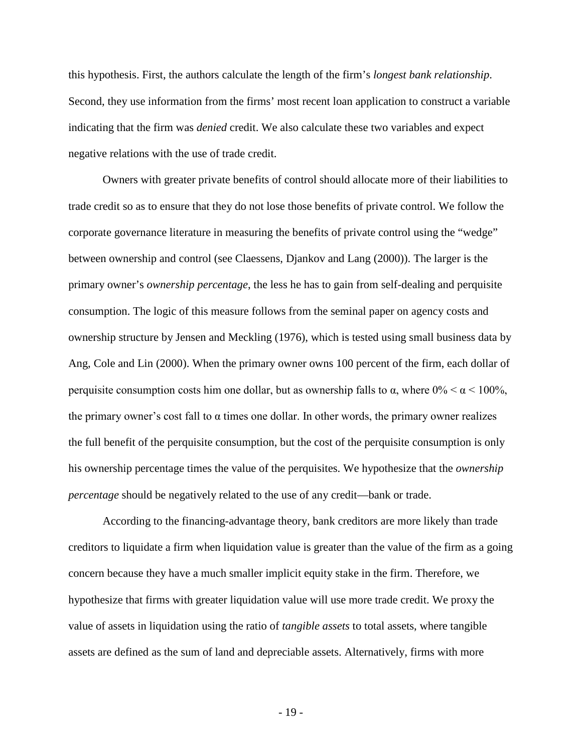this hypothesis. First, the authors calculate the length of the firm's *longest bank relationship*. Second, they use information from the firms' most recent loan application to construct a variable indicating that the firm was *denied* credit. We also calculate these two variables and expect negative relations with the use of trade credit.

Owners with greater private benefits of control should allocate more of their liabilities to trade credit so as to ensure that they do not lose those benefits of private control. We follow the corporate governance literature in measuring the benefits of private control using the "wedge" between ownership and control (see Claessens, Djankov and Lang (2000)). The larger is the primary owner's *ownership percentage*, the less he has to gain from self-dealing and perquisite consumption. The logic of this measure follows from the seminal paper on agency costs and ownership structure by Jensen and Meckling (1976), which is tested using small business data by Ang, Cole and Lin (2000). When the primary owner owns 100 percent of the firm, each dollar of perquisite consumption costs him one dollar, but as ownership falls to $\alpha$, where $0\% < \alpha < 100\%$, the primary owner's cost fall to $\alpha$ times one dollar. In other words, the primary owner realizes the full benefit of the perquisite consumption, but the cost of the perquisite consumption is only his ownership percentage times the value of the perquisites. We hypothesize that the *ownership percentage* should be negatively related to the use of any credit—bank or trade.

According to the financing-advantage theory, bank creditors are more likely than trade creditors to liquidate a firm when liquidation value is greater than the value of the firm as a going concern because they have a much smaller implicit equity stake in the firm. Therefore, we hypothesize that firms with greater liquidation value will use more trade credit. We proxy the value of assets in liquidation using the ratio of *tangible assets* to total assets, where tangible assets are defined as the sum of land and depreciable assets. Alternatively, firms with more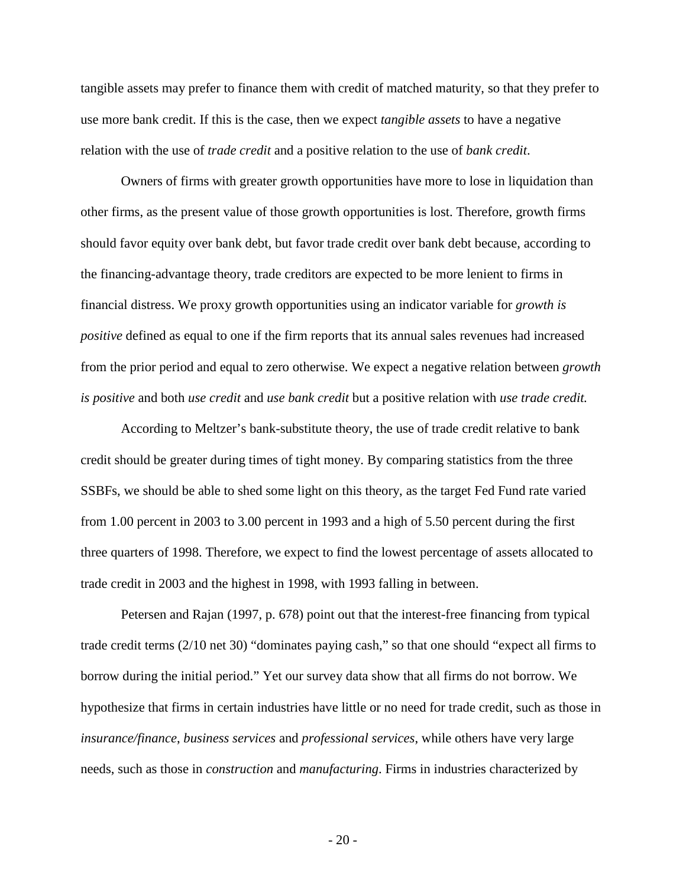tangible assets may prefer to finance them with credit of matched maturity, so that they prefer to use more bank credit. If this is the case, then we expect *tangible assets* to have a negative relation with the use of *trade credit* and a positive relation to the use of *bank credit*.

Owners of firms with greater growth opportunities have more to lose in liquidation than other firms, as the present value of those growth opportunities is lost. Therefore, growth firms should favor equity over bank debt, but favor trade credit over bank debt because, according to the financing-advantage theory, trade creditors are expected to be more lenient to firms in financial distress. We proxy growth opportunities using an indicator variable for *growth is positive* defined as equal to one if the firm reports that its annual sales revenues had increased from the prior period and equal to zero otherwise. We expect a negative relation between *growth is positive* and both *use credit* and *use bank credit* but a positive relation with *use trade credit.*

According to Meltzer's bank-substitute theory, the use of trade credit relative to bank credit should be greater during times of tight money. By comparing statistics from the three SSBFs, we should be able to shed some light on this theory, as the target Fed Fund rate varied from 1.00 percent in 2003 to 3.00 percent in 1993 and a high of 5.50 percent during the first three quarters of 1998. Therefore, we expect to find the lowest percentage of assets allocated to trade credit in 2003 and the highest in 1998, with 1993 falling in between.

Petersen and Rajan (1997, p. 678) point out that the interest-free financing from typical trade credit terms (2/10 net 30) "dominates paying cash," so that one should "expect all firms to borrow during the initial period." Yet our survey data show that all firms do not borrow. We hypothesize that firms in certain industries have little or no need for trade credit, such as those in *insurance/finance*, *business services* and *professional services*, while others have very large needs, such as those in *construction* and *manufacturing*. Firms in industries characterized by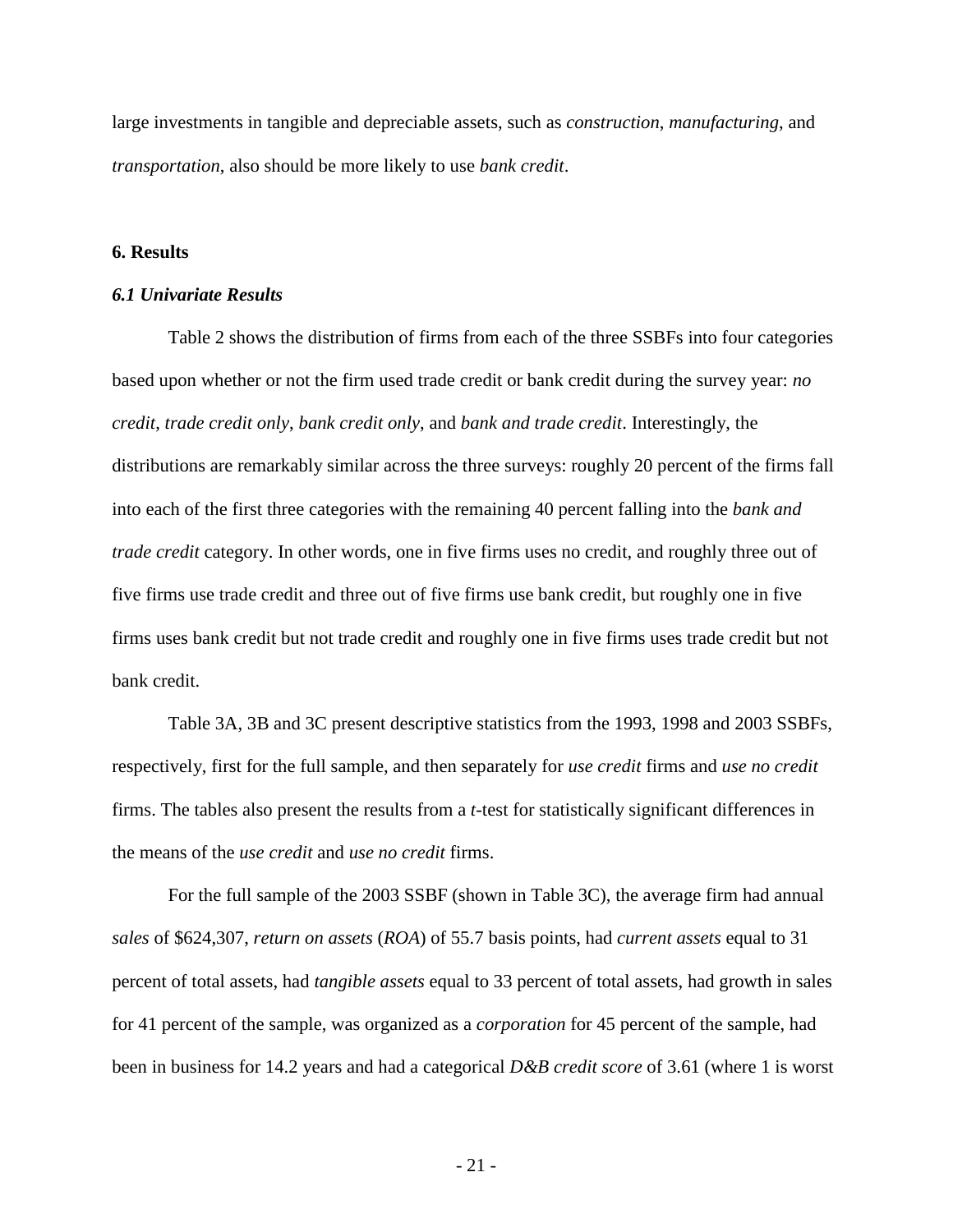large investments in tangible and depreciable assets, such as *construction*, *manufacturing*, and *transportation*, also should be more likely to use *bank credit*.

## 6. Results

### *6.1 Univariate Results*

Table 2 shows the distribution of firms from each of the three SSBFs into four categories based upon whether or not the firm used trade credit or bank credit during the survey year: *no credit*, *trade credit only*, *bank credit only*, and *bank and trade credit*. Interestingly, the distributions are remarkably similar across the three surveys: roughly 20 percent of the firms fall into each of the first three categories with the remaining 40 percent falling into the *bank and trade credit* category. In other words, one in five firms uses no credit, and roughly three out of five firms use trade credit and three out of five firms use bank credit, but roughly one in five firms uses bank credit but not trade credit and roughly one in five firms uses trade credit but not bank credit.

Table 3A, 3B and 3C present descriptive statistics from the 1993, 1998 and 2003 SSBFs, respectively, first for the full sample, and then separately for *use credit* firms and *use no credit* firms. The tables also present the results from a *t*-test for statistically significant differences in the means of the *use credit* and *use no credit* firms.

For the full sample of the 2003 SSBF (shown in Table 3C), the average firm had annual *sales* of \$624,307, *return on assets* (*ROA*) of 55.7 basis points, had *current assets* equal to 31 percent of total assets, had *tangible assets* equal to 33 percent of total assets, had growth in sales for 41 percent of the sample, was organized as a *corporation* for 45 percent of the sample, had been in business for 14.2 years and had a categorical *D&B credit score* of 3.61 (where 1 is worst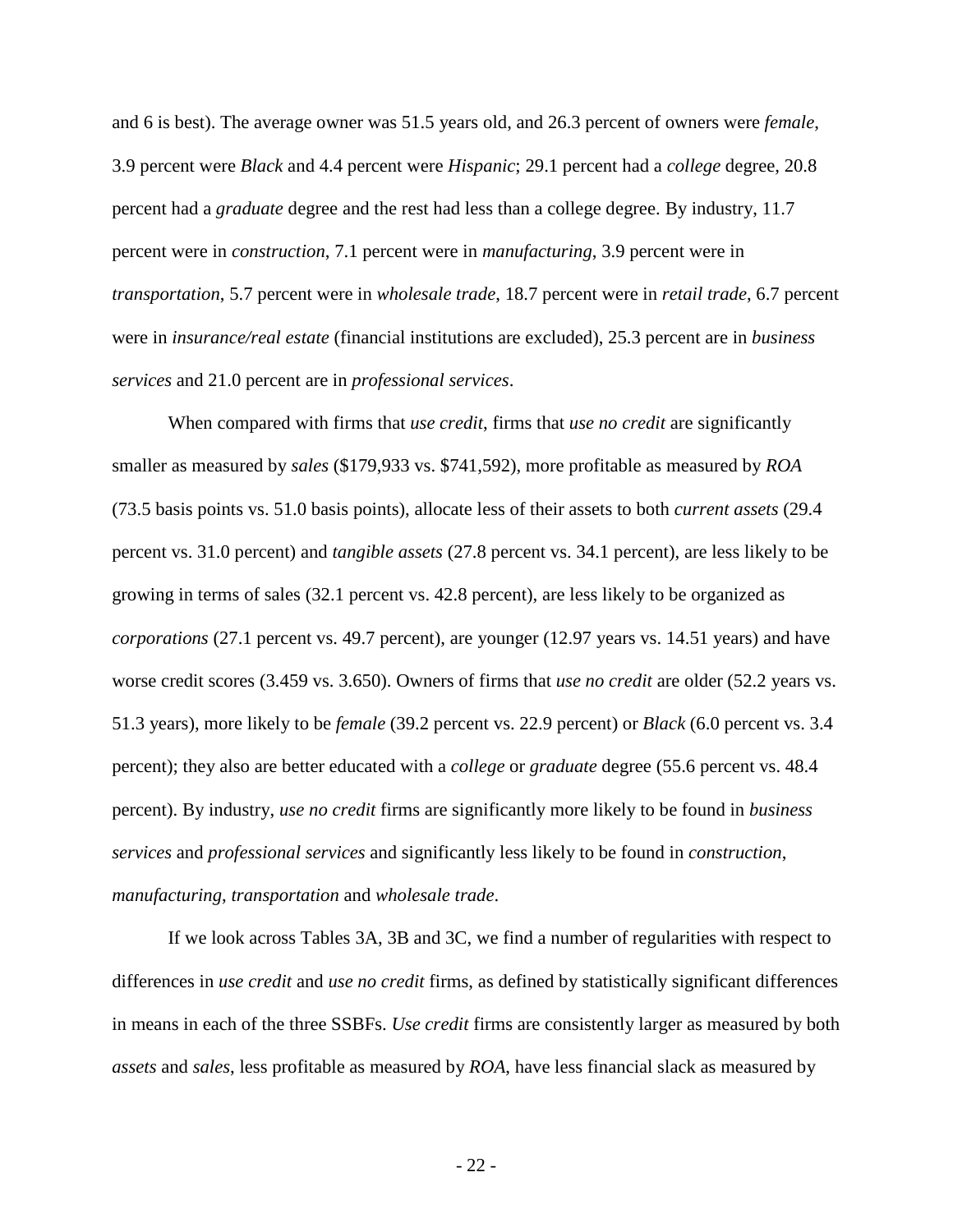and 6 is best). The average owner was 51.5 years old, and 26.3 percent of owners were *female*, 3.9 percent were *Black* and 4.4 percent were *Hispanic*; 29.1 percent had a *college* degree, 20.8 percent had a *graduate* degree and the rest had less than a college degree. By industry, 11.7 percent were in *construction*, 7.1 percent were in *manufacturing*, 3.9 percent were in *transportation*, 5.7 percent were in *wholesale trade*, 18.7 percent were in *retail trade*, 6.7 percent were in *insurance/real estate* (financial institutions are excluded), 25.3 percent are in *business services* and 21.0 percent are in *professional services*.

When compared with firms that *use credit*, firms that *use no credit* are significantly smaller as measured by *sales* ($179,933 vs. $741,592), more profitable as measured by *ROA* (73.5 basis points vs. 51.0 basis points), allocate less of their assets to both *current assets* (29.4 percent vs. 31.0 percent) and *tangible assets* (27.8 percent vs. 34.1 percent), are less likely to be growing in terms of sales (32.1 percent vs. 42.8 percent), are less likely to be organized as *corporations* (27.1 percent vs. 49.7 percent), are younger (12.97 years vs. 14.51 years) and have worse credit scores (3.459 vs. 3.650). Owners of firms that *use no credit* are older (52.2 years vs. 51.3 years), more likely to be *female* (39.2 percent vs. 22.9 percent) or *Black* (6.0 percent vs. 3.4 percent); they also are better educated with a *college* or *graduate* degree (55.6 percent vs. 48.4 percent). By industry, *use no credit* firms are significantly more likely to be found in *business services* and *professional services* and significantly less likely to be found in *construction*, *manufacturing*, *transportation* and *wholesale trade*.

If we look across Tables 3A, 3B and 3C, we find a number of regularities with respect to differences in *use credit* and *use no credit* firms, as defined by statistically significant differences in means in each of the three SSBFs. *Use credit* firms are consistently larger as measured by both *assets* and *sales*, less profitable as measured by *ROA*, have less financial slack as measured by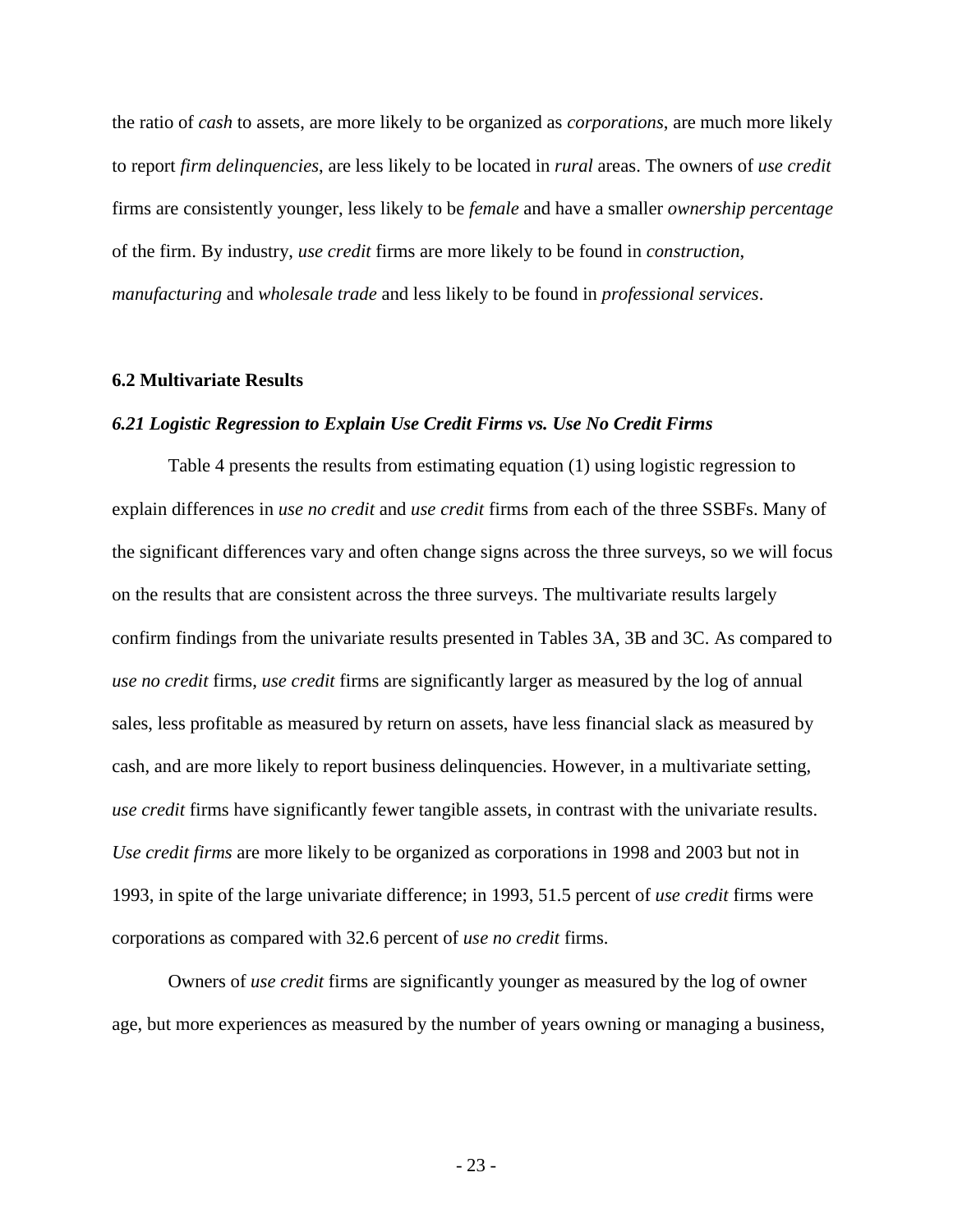the ratio of *cash* to assets, are more likely to be organized as *corporations*, are much more likely to report *firm delinquencies*, are less likely to be located in *rural* areas. The owners of *use credit* firms are consistently younger, less likely to be *female* and have a smaller *ownership percentage* of the firm. By industry, *use credit* firms are more likely to be found in *construction*, *manufacturing* and *wholesale trade* and less likely to be found in *professional services*.

### 6.2 Multivariate Results

#### *6.21 Logistic Regression to Explain Use Credit Firms vs. Use No Credit Firms*

Table 4 presents the results from estimating equation (1) using logistic regression to explain differences in *use no credit* and *use credit* firms from each of the three SSBFs. Many of the significant differences vary and often change signs across the three surveys, so we will focus on the results that are consistent across the three surveys. The multivariate results largely confirm findings from the univariate results presented in Tables 3A, 3B and 3C. As compared to *use no credit* firms, *use credit* firms are significantly larger as measured by the log of annual sales, less profitable as measured by return on assets, have less financial slack as measured by cash, and are more likely to report business delinquencies. However, in a multivariate setting, *use credit* firms have significantly fewer tangible assets, in contrast with the univariate results. *Use credit firms* are more likely to be organized as corporations in 1998 and 2003 but not in 1993, in spite of the large univariate difference; in 1993, 51.5 percent of *use credit* firms were corporations as compared with 32.6 percent of *use no credit* firms.

Owners of *use credit* firms are significantly younger as measured by the log of owner age, but more experiences as measured by the number of years owning or managing a business,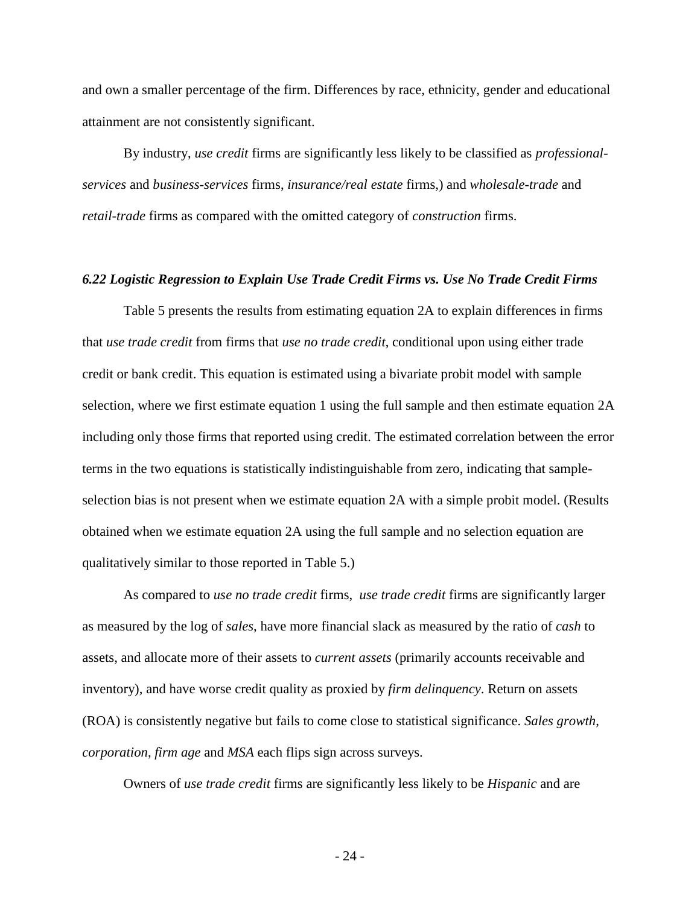and own a smaller percentage of the firm. Differences by race, ethnicity, gender and educational attainment are not consistently significant.

By industry, *use credit* firms are significantly less likely to be classified as *professional-services* and *business-services* firms, *insurance/real estate* firms,) and *wholesale-trade* and *retail-trade* firms as compared with the omitted category of *construction* firms.

### *6.22 Logistic Regression to Explain Use Trade Credit Firms vs. Use No Trade Credit Firms*

Table 5 presents the results from estimating equation 2A to explain differences in firms that *use trade credit* from firms that *use no trade credit*, conditional upon using either trade credit or bank credit. This equation is estimated using a bivariate probit model with sample selection, where we first estimate equation 1 using the full sample and then estimate equation 2A including only those firms that reported using credit. The estimated correlation between the error terms in the two equations is statistically indistinguishable from zero, indicating that sample-selection bias is not present when we estimate equation 2A with a simple probit model. (Results obtained when we estimate equation 2A using the full sample and no selection equation are qualitatively similar to those reported in Table 5.)

As compared to *use no trade credit* firms, *use trade credit* firms are significantly larger as measured by the log of *sales*, have more financial slack as measured by the ratio of *cash* to assets, and allocate more of their assets to *current assets* (primarily accounts receivable and inventory), and have worse credit quality as proxied by *firm delinquency*. Return on assets (ROA) is consistently negative but fails to come close to statistical significance. *Sales growth*, *corporation*, *firm age* and *MSA* each flips sign across surveys.

Owners of *use trade credit* firms are significantly less likely to be *Hispanic* and are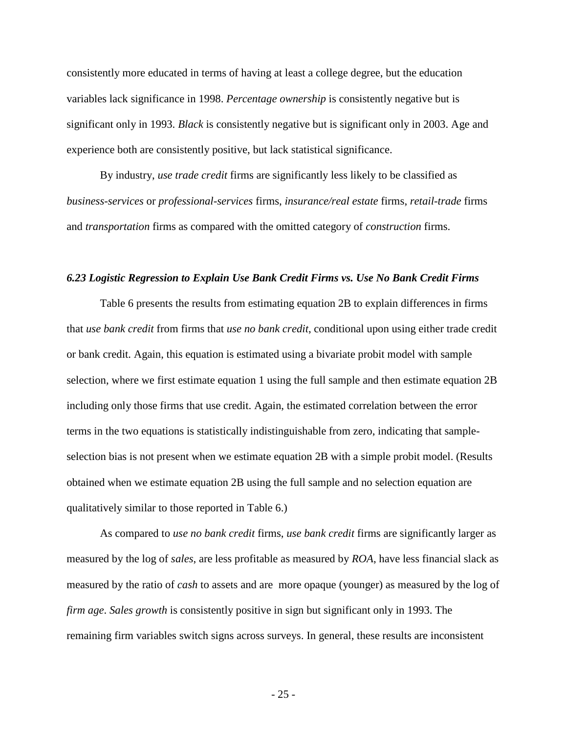consistently more educated in terms of having at least a college degree, but the education variables lack significance in 1998. *Percentage ownership* is consistently negative but is significant only in 1993. *Black* is consistently negative but is significant only in 2003. Age and experience both are consistently positive, but lack statistical significance.

By industry, *use trade credit* firms are significantly less likely to be classified as *business-services* or *professional-services* firms, *insurance/real estate* firms, *retail-trade* firms and *transportation* firms as compared with the omitted category of *construction* firms.

### *6.23 Logistic Regression to Explain Use Bank Credit Firms vs. Use No Bank Credit Firms*

Table 6 presents the results from estimating equation 2B to explain differences in firms that *use bank credit* from firms that *use no bank credit*, conditional upon using either trade credit or bank credit. Again, this equation is estimated using a bivariate probit model with sample selection, where we first estimate equation 1 using the full sample and then estimate equation 2B including only those firms that use credit. Again, the estimated correlation between the error terms in the two equations is statistically indistinguishable from zero, indicating that sample-selection bias is not present when we estimate equation 2B with a simple probit model. (Results obtained when we estimate equation 2B using the full sample and no selection equation are qualitatively similar to those reported in Table 6.)

As compared to *use no bank credit* firms, *use bank credit* firms are significantly larger as measured by the log of *sales*, are less profitable as measured by *ROA*, have less financial slack as measured by the ratio of *cash* to assets and are more opaque (younger) as measured by the log of *firm age*. *Sales growth* is consistently positive in sign but significant only in 1993. The remaining firm variables switch signs across surveys. In general, these results are inconsistent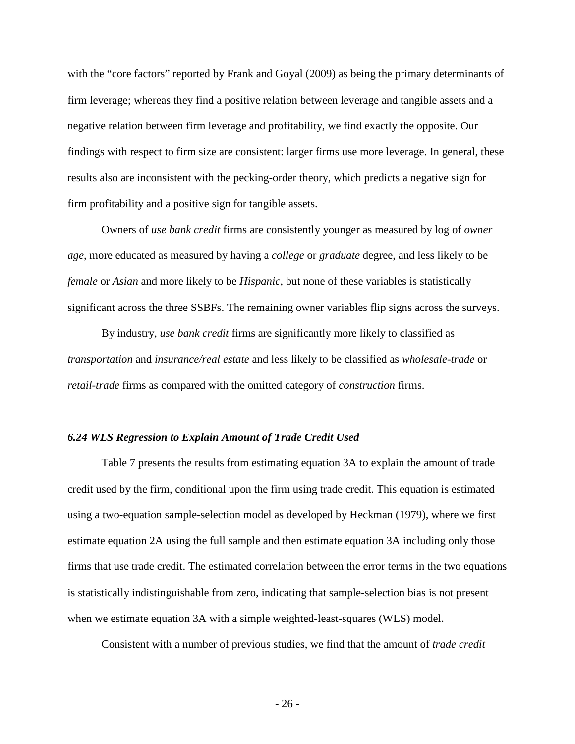with the "core factors" reported by Frank and Goyal (2009) as being the primary determinants of firm leverage; whereas they find a positive relation between leverage and tangible assets and a negative relation between firm leverage and profitability, we find exactly the opposite. Our findings with respect to firm size are consistent: larger firms use more leverage. In general, these results also are inconsistent with the pecking-order theory, which predicts a negative sign for firm profitability and a positive sign for tangible assets.

Owners of *use bank credit* firms are consistently younger as measured by log of *owner age*, more educated as measured by having a *college* or *graduate* degree, and less likely to be *female* or *Asian* and more likely to be *Hispanic*, but none of these variables is statistically significant across the three SSBFs. The remaining owner variables flip signs across the surveys.

By industry, *use bank credit* firms are significantly more likely to classified as *transportation* and *insurance/real estate* and less likely to be classified as *wholesale-trade* or *retail-trade* firms as compared with the omitted category of *construction* firms.

### *6.24 WLS Regression to Explain Amount of Trade Credit Used*

Table 7 presents the results from estimating equation 3A to explain the amount of trade credit used by the firm, conditional upon the firm using trade credit. This equation is estimated using a two-equation sample-selection model as developed by Heckman (1979), where we first estimate equation 2A using the full sample and then estimate equation 3A including only those firms that use trade credit. The estimated correlation between the error terms in the two equations is statistically indistinguishable from zero, indicating that sample-selection bias is not present when we estimate equation 3A with a simple weighted-least-squares (WLS) model.

Consistent with a number of previous studies, we find that the amount of *trade credit*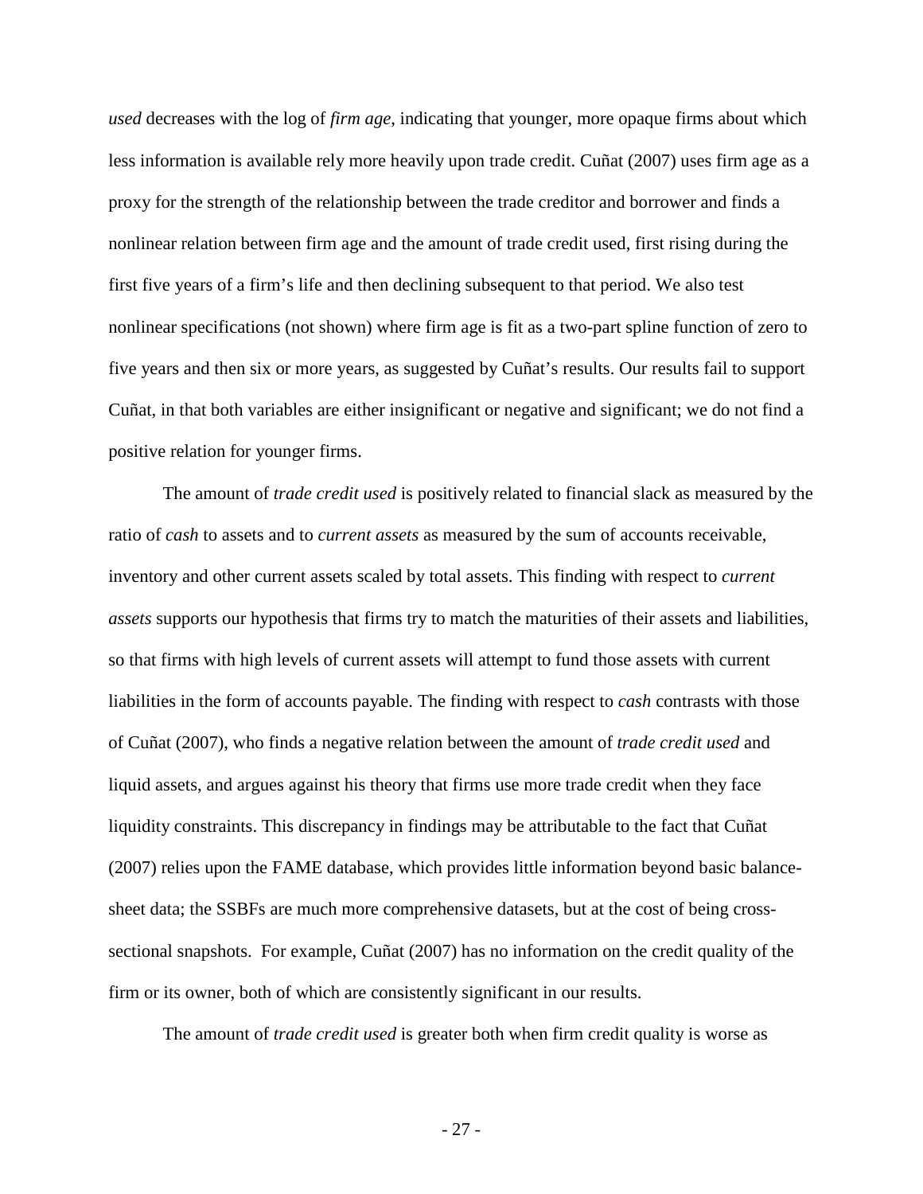*used* decreases with the log of *firm age*, indicating that younger, more opaque firms about which less information is available rely more heavily upon trade credit. Cuñat (2007) uses firm age as a proxy for the strength of the relationship between the trade creditor and borrower and finds a nonlinear relation between firm age and the amount of trade credit used, first rising during the first five years of a firm's life and then declining subsequent to that period. We also test nonlinear specifications (not shown) where firm age is fit as a two-part spline function of zero to five years and then six or more years, as suggested by Cuñat's results. Our results fail to support Cuñat, in that both variables are either insignificant or negative and significant; we do not find a positive relation for younger firms.

The amount of *trade credit used* is positively related to financial slack as measured by the ratio of *cash* to assets and to *current assets* as measured by the sum of accounts receivable, inventory and other current assets scaled by total assets. This finding with respect to *current assets* supports our hypothesis that firms try to match the maturities of their assets and liabilities, so that firms with high levels of current assets will attempt to fund those assets with current liabilities in the form of accounts payable. The finding with respect to *cash* contrasts with those of Cuñat (2007), who finds a negative relation between the amount of *trade credit used* and liquid assets, and argues against his theory that firms use more trade credit when they face liquidity constraints. This discrepancy in findings may be attributable to the fact that Cuñat (2007) relies upon the FAME database, which provides little information beyond basic balance-sheet data; the SSBFs are much more comprehensive datasets, but at the cost of being cross-sectional snapshots. For example, Cuñat (2007) has no information on the credit quality of the firm or its owner, both of which are consistently significant in our results.

The amount of *trade credit used* is greater both when firm credit quality is worse as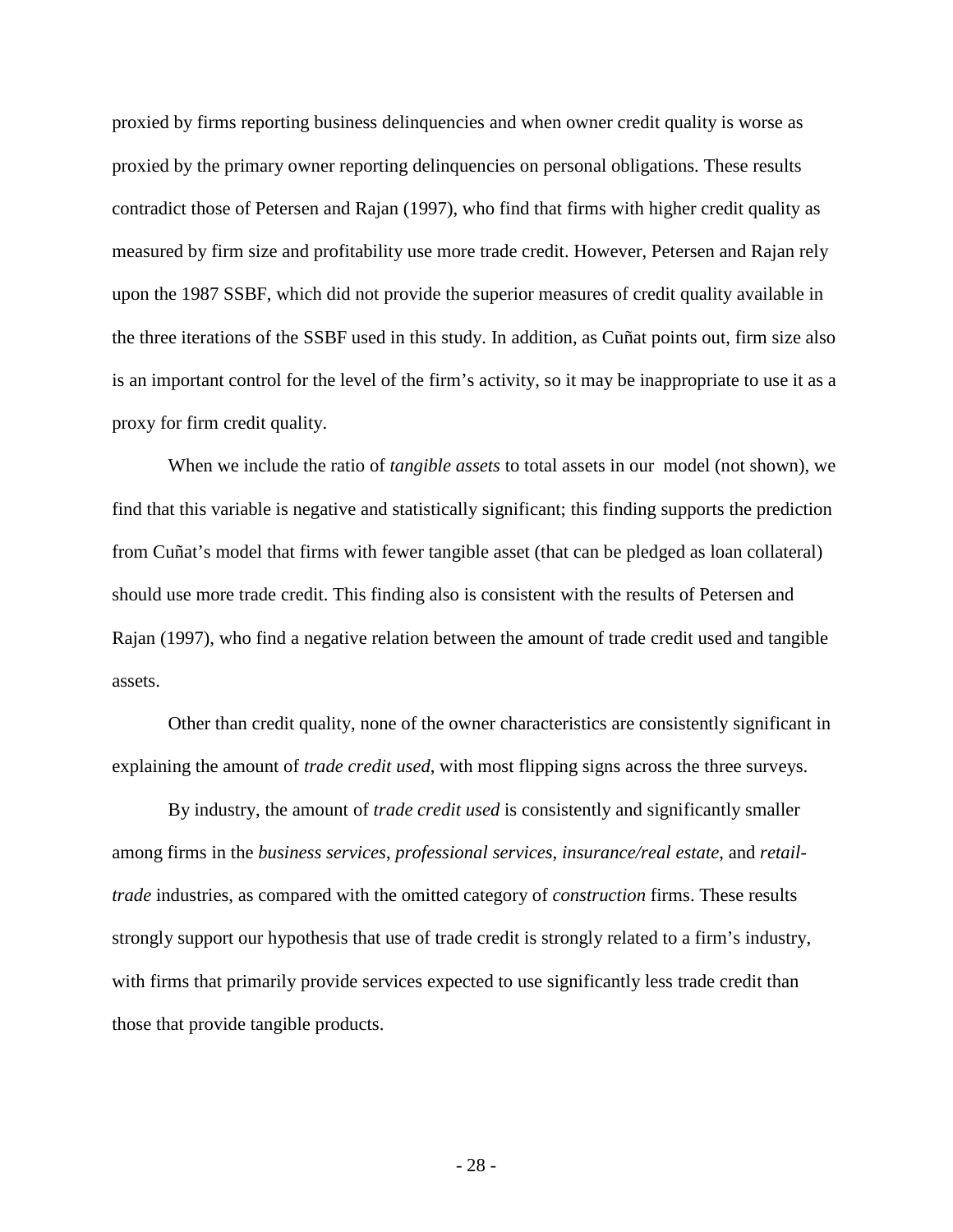proxied by firms reporting business delinquencies and when owner credit quality is worse as proxied by the primary owner reporting delinquencies on personal obligations. These results contradict those of Petersen and Rajan (1997), who find that firms with higher credit quality as measured by firm size and profitability use more trade credit. However, Petersen and Rajan rely upon the 1987 SSBF, which did not provide the superior measures of credit quality available in the three iterations of the SSBF used in this study. In addition, as Cuñat points out, firm size also is an important control for the level of the firm's activity, so it may be inappropriate to use it as a proxy for firm credit quality.

When we include the ratio of *tangible assets* to total assets in our model (not shown), we find that this variable is negative and statistically significant; this finding supports the prediction from Cuñat's model that firms with fewer tangible asset (that can be pledged as loan collateral) should use more trade credit. This finding also is consistent with the results of Petersen and Rajan (1997), who find a negative relation between the amount of trade credit used and tangible assets.

Other than credit quality, none of the owner characteristics are consistently significant in explaining the amount of *trade credit used*, with most flipping signs across the three surveys.

By industry, the amount of *trade credit used* is consistently and significantly smaller among firms in the *business services*, *professional services*, *insurance/real estate*, and *retail-trade* industries, as compared with the omitted category of *construction* firms. These results strongly support our hypothesis that use of trade credit is strongly related to a firm's industry, with firms that primarily provide services expected to use significantly less trade credit than those that provide tangible products.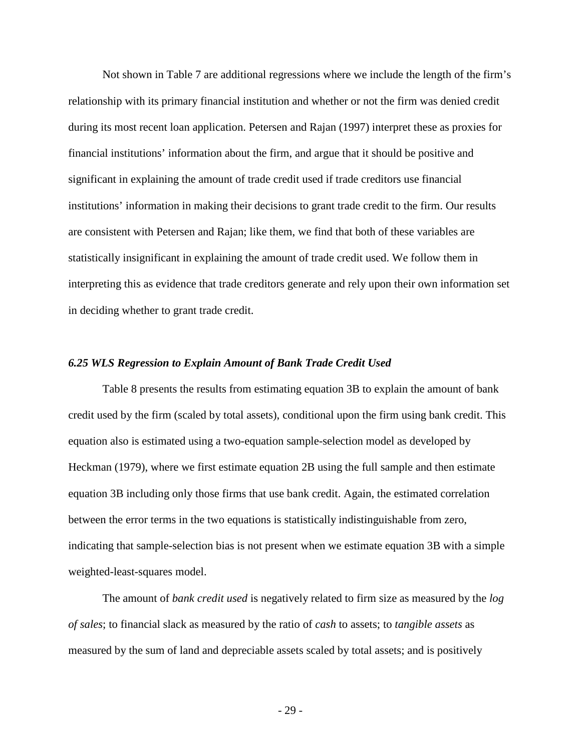Not shown in Table 7 are additional regressions where we include the length of the firm's relationship with its primary financial institution and whether or not the firm was denied credit during its most recent loan application. Petersen and Rajan (1997) interpret these as proxies for financial institutions' information about the firm, and argue that it should be positive and significant in explaining the amount of trade credit used if trade creditors use financial institutions' information in making their decisions to grant trade credit to the firm. Our results are consistent with Petersen and Rajan; like them, we find that both of these variables are statistically insignificant in explaining the amount of trade credit used. We follow them in interpreting this as evidence that trade creditors generate and rely upon their own information set in deciding whether to grant trade credit.

### *6.25 WLS Regression to Explain Amount of Bank Trade Credit Used*

Table 8 presents the results from estimating equation 3B to explain the amount of bank credit used by the firm (scaled by total assets), conditional upon the firm using bank credit. This equation also is estimated using a two-equation sample-selection model as developed by Heckman (1979), where we first estimate equation 2B using the full sample and then estimate equation 3B including only those firms that use bank credit. Again, the estimated correlation between the error terms in the two equations is statistically indistinguishable from zero, indicating that sample-selection bias is not present when we estimate equation 3B with a simple weighted-least-squares model.

The amount of *bank credit used* is negatively related to firm size as measured by the *log of sales*; to financial slack as measured by the ratio of *cash* to assets; to *tangible assets* as measured by the sum of land and depreciable assets scaled by total assets; and is positively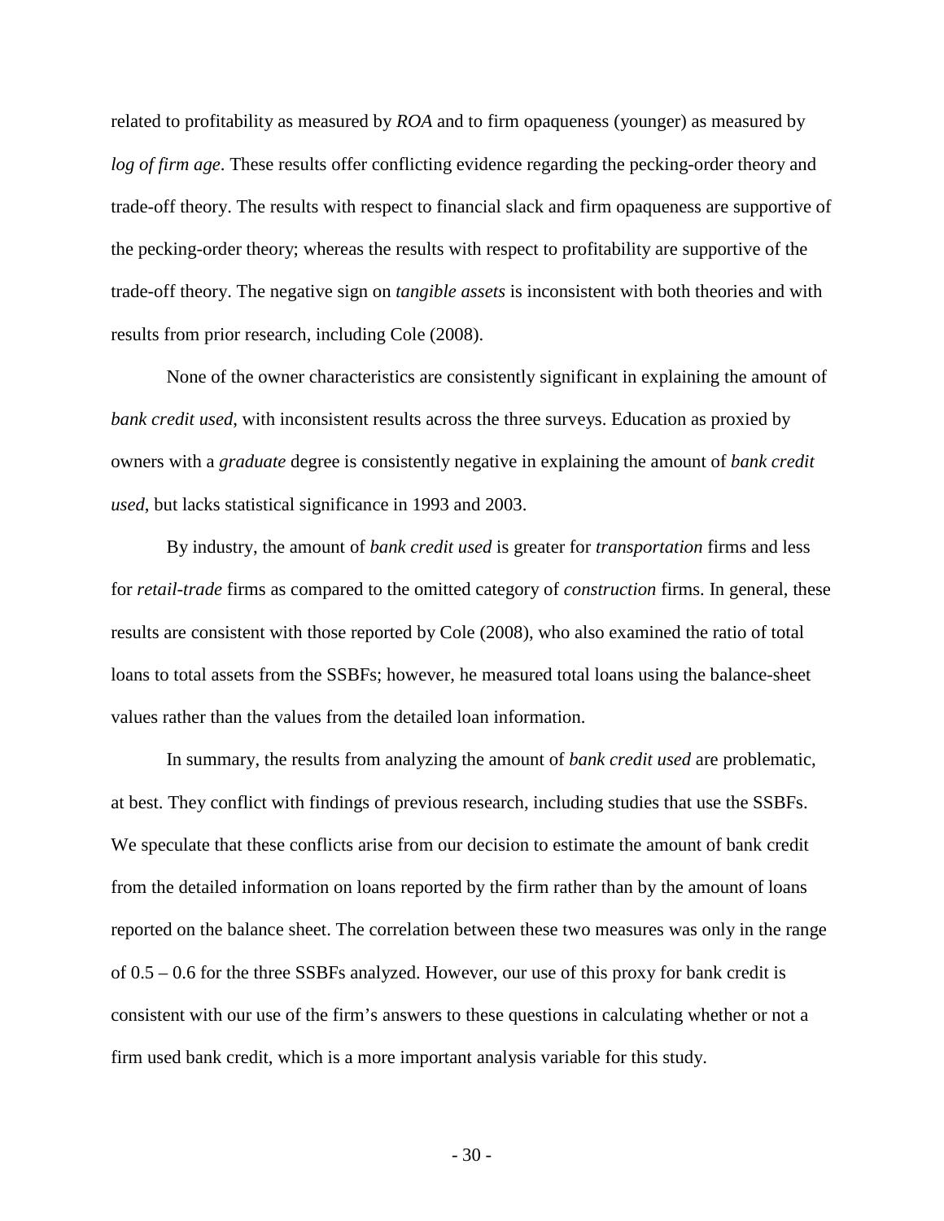related to profitability as measured by *ROA* and to firm opaqueness (younger) as measured by *log of firm age*. These results offer conflicting evidence regarding the pecking-order theory and trade-off theory. The results with respect to financial slack and firm opaqueness are supportive of the pecking-order theory; whereas the results with respect to profitability are supportive of the trade-off theory. The negative sign on *tangible assets* is inconsistent with both theories and with results from prior research, including Cole (2008).

None of the owner characteristics are consistently significant in explaining the amount of *bank credit used*, with inconsistent results across the three surveys. Education as proxied by owners with a *graduate* degree is consistently negative in explaining the amount of *bank credit used*, but lacks statistical significance in 1993 and 2003.

By industry, the amount of *bank credit used* is greater for *transportation* firms and less for *retail-trade* firms as compared to the omitted category of *construction* firms. In general, these results are consistent with those reported by Cole (2008), who also examined the ratio of total loans to total assets from the SSBFs; however, he measured total loans using the balance-sheet values rather than the values from the detailed loan information.

In summary, the results from analyzing the amount of *bank credit used* are problematic, at best. They conflict with findings of previous research, including studies that use the SSBFs. We speculate that these conflicts arise from our decision to estimate the amount of bank credit from the detailed information on loans reported by the firm rather than by the amount of loans reported on the balance sheet. The correlation between these two measures was only in the range of 0.5 – 0.6 for the three SSBFs analyzed. However, our use of this proxy for bank credit is consistent with our use of the firm's answers to these questions in calculating whether or not a firm used bank credit, which is a more important analysis variable for this study.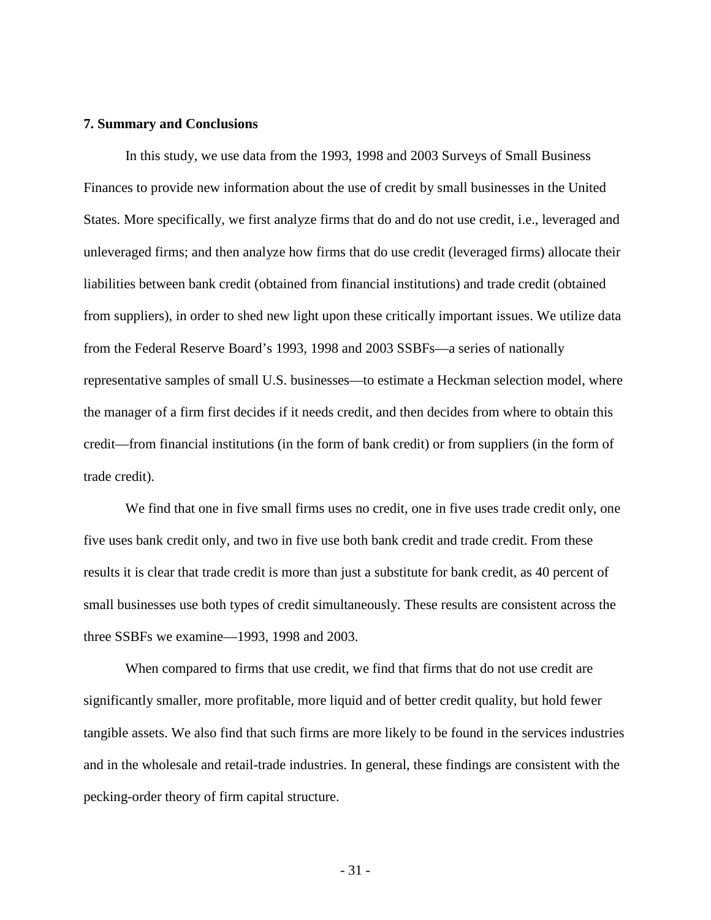## 7. Summary and Conclusions

In this study, we use data from the 1993, 1998 and 2003 Surveys of Small Business Finances to provide new information about the use of credit by small businesses in the United States. More specifically, we first analyze firms that do and do not use credit, i.e., leveraged and unleveraged firms; and then analyze how firms that do use credit (leveraged firms) allocate their liabilities between bank credit (obtained from financial institutions) and trade credit (obtained from suppliers), in order to shed new light upon these critically important issues. We utilize data from the Federal Reserve Board's 1993, 1998 and 2003 SSBFs—a series of nationally representative samples of small U.S. businesses—to estimate a Heckman selection model, where the manager of a firm first decides if it needs credit, and then decides from where to obtain this credit—from financial institutions (in the form of bank credit) or from suppliers (in the form of trade credit).

We find that one in five small firms uses no credit, one in five uses trade credit only, one five uses bank credit only, and two in five use both bank credit and trade credit. From these results it is clear that trade credit is more than just a substitute for bank credit, as 40 percent of small businesses use both types of credit simultaneously. These results are consistent across the three SSBFs we examine—1993, 1998 and 2003.

When compared to firms that use credit, we find that firms that do not use credit are significantly smaller, more profitable, more liquid and of better credit quality, but hold fewer tangible assets. We also find that such firms are more likely to be found in the services industries and in the wholesale and retail-trade industries. In general, these findings are consistent with the pecking-order theory of firm capital structure.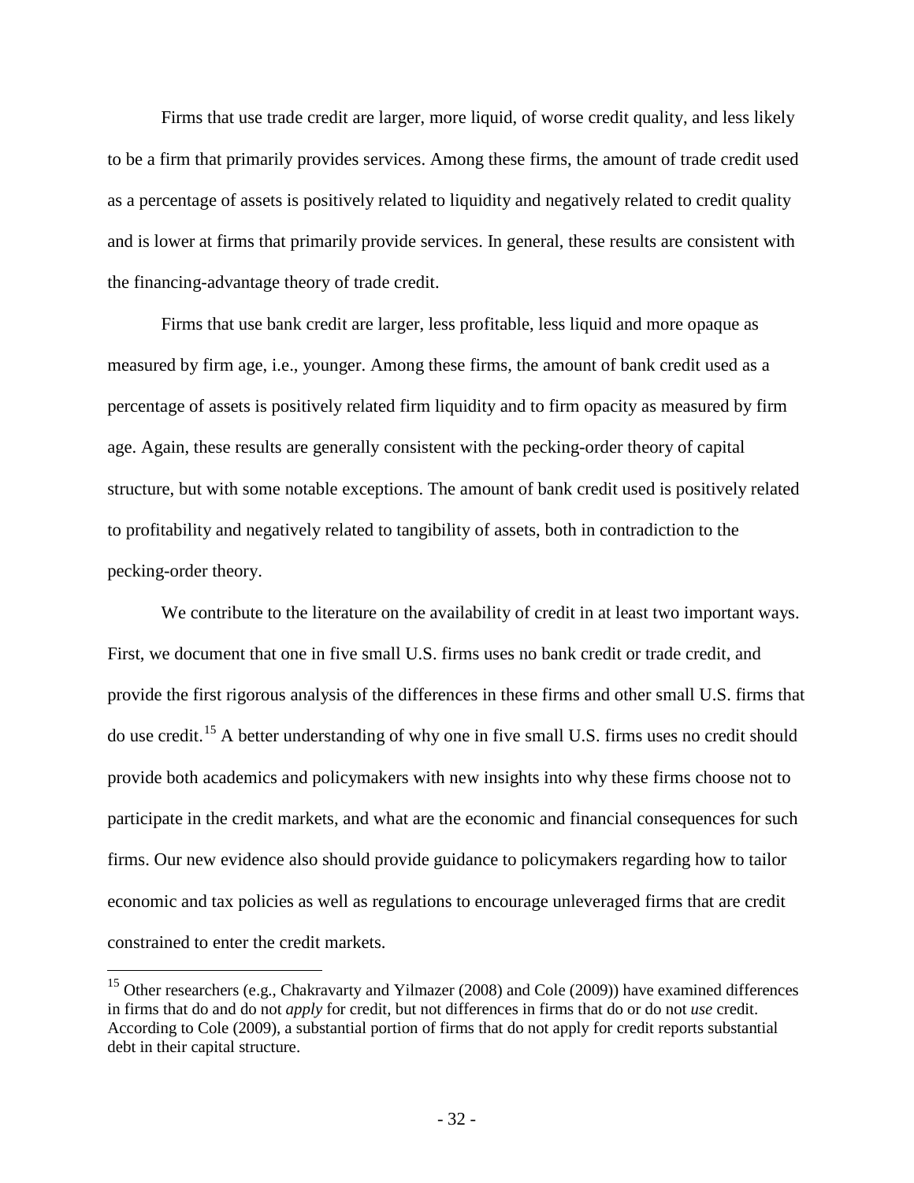Firms that use trade credit are larger, more liquid, of worse credit quality, and less likely to be a firm that primarily provides services. Among these firms, the amount of trade credit used as a percentage of assets is positively related to liquidity and negatively related to credit quality and is lower at firms that primarily provide services. In general, these results are consistent with the financing-advantage theory of trade credit.

Firms that use bank credit are larger, less profitable, less liquid and more opaque as measured by firm age, i.e., younger. Among these firms, the amount of bank credit used as a percentage of assets is positively related firm liquidity and to firm opacity as measured by firm age. Again, these results are generally consistent with the pecking-order theory of capital structure, but with some notable exceptions. The amount of bank credit used is positively related to profitability and negatively related to tangibility of assets, both in contradiction to the pecking-order theory.

We contribute to the literature on the availability of credit in at least two important ways. First, we document that one in five small U.S. firms uses no bank credit or trade credit, and provide the first rigorous analysis of the differences in these firms and other small U.S. firms that do use credit.[15] A better understanding of why one in five small U.S. firms uses no credit should provide both academics and policymakers with new insights into why these firms choose not to participate in the credit markets, and what are the economic and financial consequences for such firms. Our new evidence also should provide guidance to policymakers regarding how to tailor economic and tax policies as well as regulations to encourage unleveraged firms that are credit constrained to enter the credit markets.

[15] Other researchers (e.g., Chakravarty and Yilmazer (2008) and Cole (2009)) have examined differences in firms that do and do not *apply* for credit, but not differences in firms that do or do not *use* credit. According to Cole (2009), a substantial portion of firms that do not apply for credit reports substantial debt in their capital structure.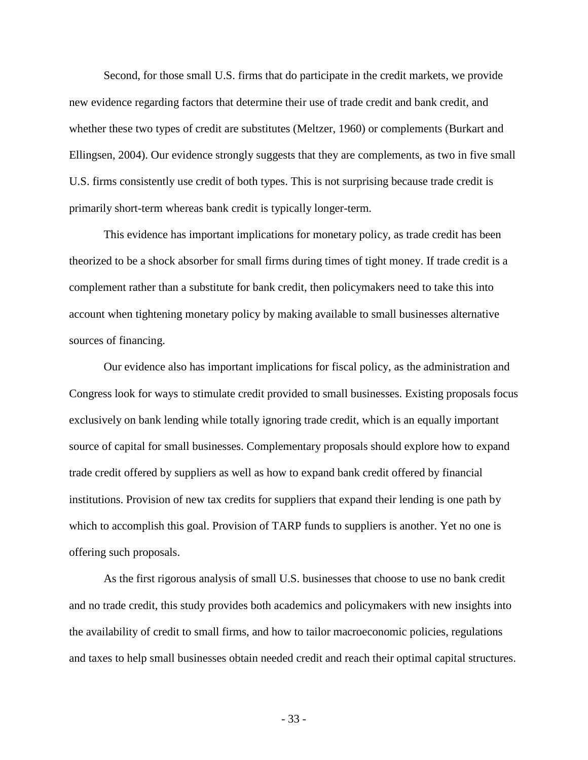Second, for those small U.S. firms that do participate in the credit markets, we provide new evidence regarding factors that determine their use of trade credit and bank credit, and whether these two types of credit are substitutes (Meltzer, 1960) or complements (Burkart and Ellingsen, 2004). Our evidence strongly suggests that they are complements, as two in five small U.S. firms consistently use credit of both types. This is not surprising because trade credit is primarily short-term whereas bank credit is typically longer-term.

This evidence has important implications for monetary policy, as trade credit has been theorized to be a shock absorber for small firms during times of tight money. If trade credit is a complement rather than a substitute for bank credit, then policymakers need to take this into account when tightening monetary policy by making available to small businesses alternative sources of financing.

Our evidence also has important implications for fiscal policy, as the administration and Congress look for ways to stimulate credit provided to small businesses. Existing proposals focus exclusively on bank lending while totally ignoring trade credit, which is an equally important source of capital for small businesses. Complementary proposals should explore how to expand trade credit offered by suppliers as well as how to expand bank credit offered by financial institutions. Provision of new tax credits for suppliers that expand their lending is one path by which to accomplish this goal. Provision of TARP funds to suppliers is another. Yet no one is offering such proposals.

As the first rigorous analysis of small U.S. businesses that choose to use no bank credit and no trade credit, this study provides both academics and policymakers with new insights into the availability of credit to small firms, and how to tailor macroeconomic policies, regulations and taxes to help small businesses obtain needed credit and reach their optimal capital structures.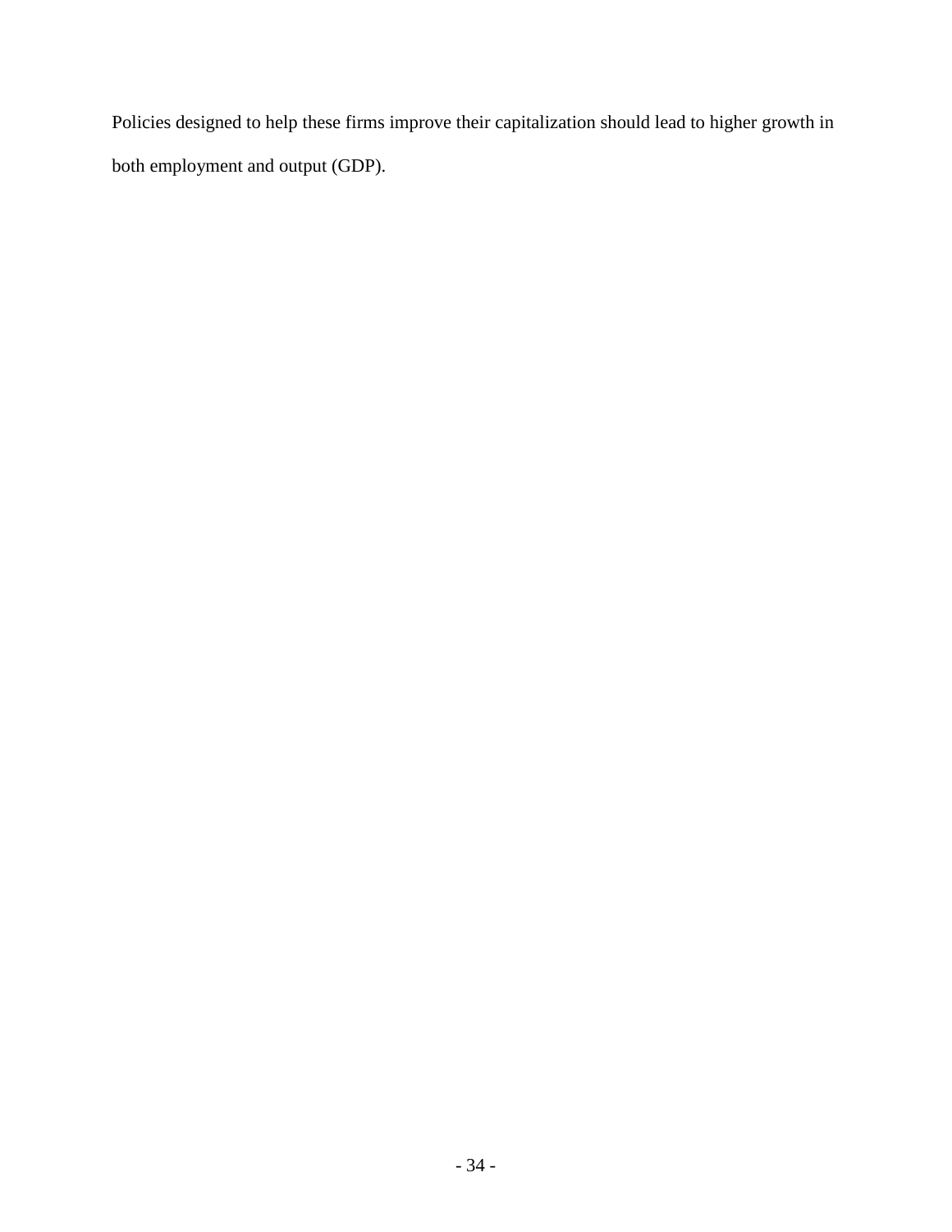Policies designed to help these firms improve their capitalization should lead to higher growth in both employment and output (GDP).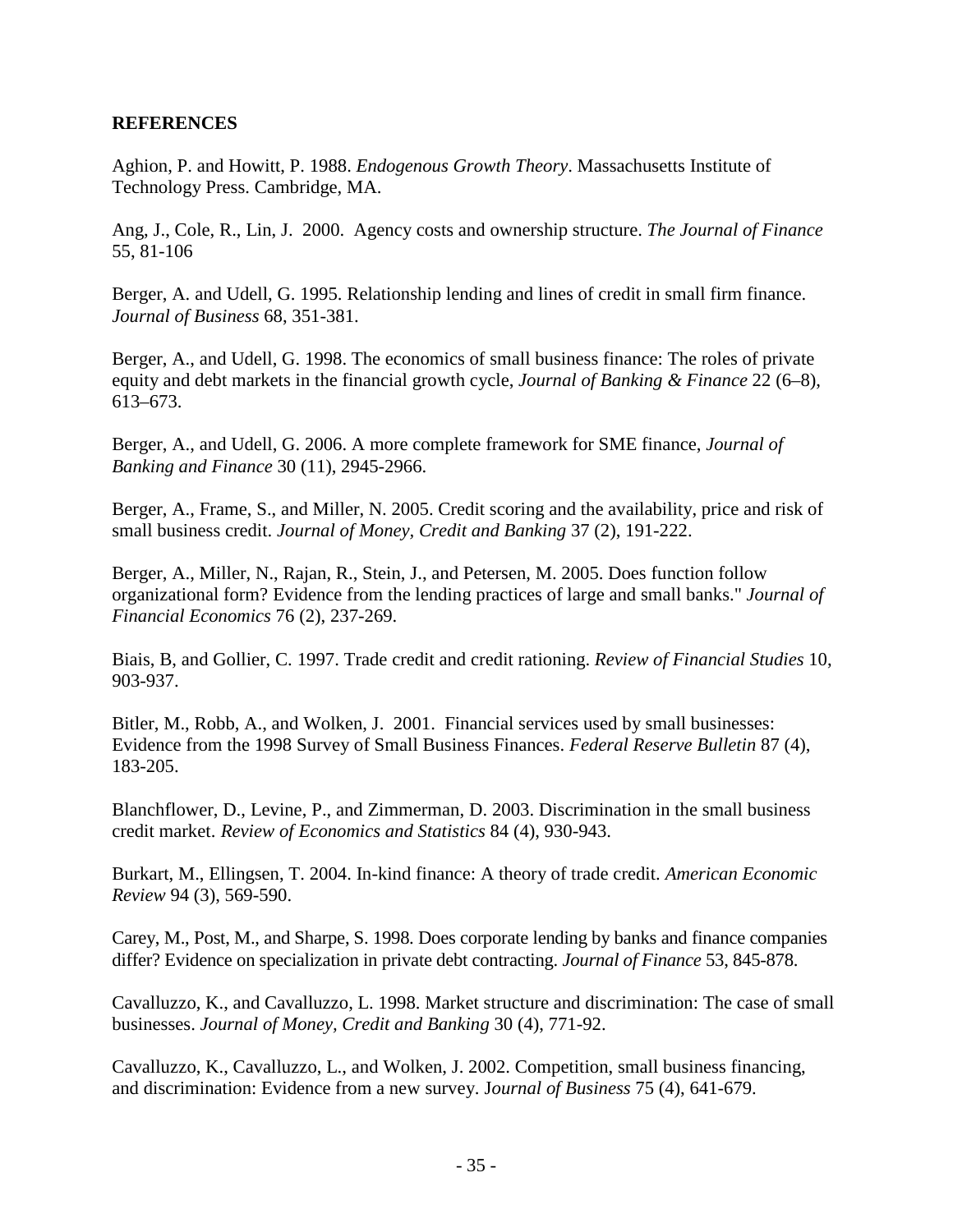**REFERENCES**

Aghion, P. and Howitt, P. 1988. *Endogenous Growth Theory*. Massachusetts Institute of Technology Press. Cambridge, MA.

Ang, J., Cole, R., Lin, J. 2000. Agency costs and ownership structure. *The Journal of Finance* 55, 81-106

Berger, A. and Udell, G. 1995. Relationship lending and lines of credit in small firm finance. *Journal of Business* 68, 351-381.

Berger, A., and Udell, G. 1998. The economics of small business finance: The roles of private equity and debt markets in the financial growth cycle, *Journal of Banking & Finance* 22 (6–8), 613–673.

Berger, A., and Udell, G. 2006. A more complete framework for SME finance, *Journal of Banking and Finance* 30 (11), 2945-2966.

Berger, A., Frame, S., and Miller, N. 2005. Credit scoring and the availability, price and risk of small business credit. *Journal of Money, Credit and Banking* 37 (2), 191-222.

Berger, A., Miller, N., Rajan, R., Stein, J., and Petersen, M. 2005. Does function follow organizational form? Evidence from the lending practices of large and small banks." *Journal of Financial Economics* 76 (2), 237-269.

Biais, B, and Gollier, C. 1997. Trade credit and credit rationing. *Review of Financial Studies* 10, 903-937.

Bitler, M., Robb, A., and Wolken, J. 2001. Financial services used by small businesses: Evidence from the 1998 Survey of Small Business Finances. *Federal Reserve Bulletin* 87 (4), 183-205.

Blanchflower, D., Levine, P., and Zimmerman, D. 2003. Discrimination in the small business credit market. *Review of Economics and Statistics* 84 (4), 930-943.

Burkart, M., Ellingsen, T. 2004. In-kind finance: A theory of trade credit. *American Economic Review* 94 (3), 569-590.

Carey, M., Post, M., and Sharpe, S. 1998. Does corporate lending by banks and finance companies differ? Evidence on specialization in private debt contracting. *Journal of Finance* 53, 845-878.

Cavalluzzo, K., and Cavalluzzo, L. 1998. Market structure and discrimination: The case of small businesses. *Journal of Money, Credit and Banking* 30 (4), 771-92.

Cavalluzzo, K., Cavalluzzo, L., and Wolken, J. 2002. Competition, small business financing, and discrimination: Evidence from a new survey. J*ournal of Business* 75 (4), 641-679.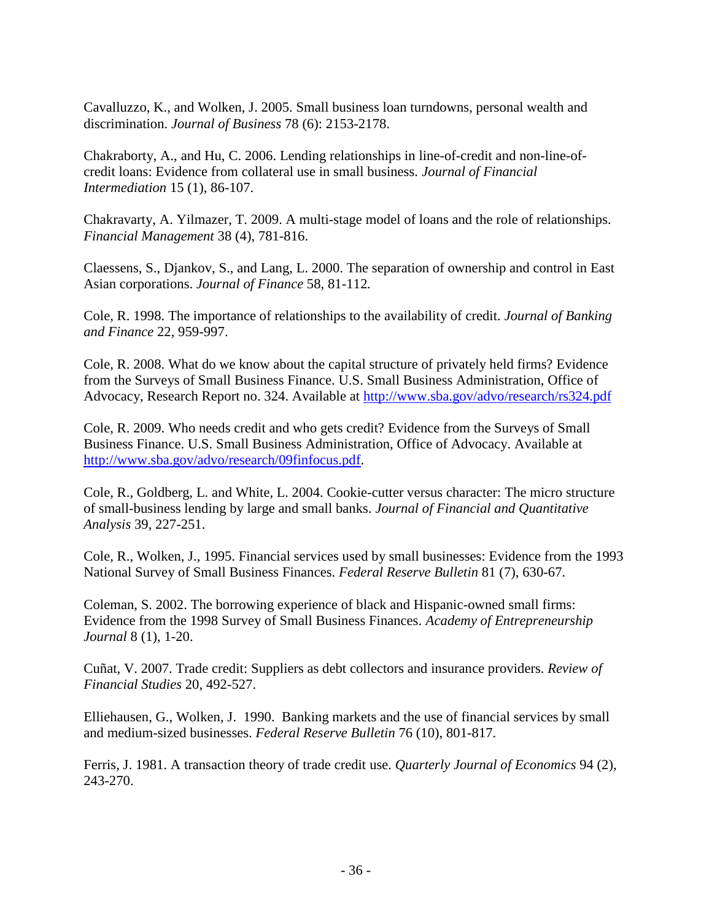Cavalluzzo, K., and Wolken, J. 2005. Small business loan turndowns, personal wealth and discrimination. *Journal of Business* 78 (6): 2153-2178.

Chakraborty, A., and Hu, C. 2006. Lending relationships in line-of-credit and non-line-of-credit loans: Evidence from collateral use in small business. *Journal of Financial Intermediation* 15 (1), 86-107.

Chakravarty, A. Yilmazer, T. 2009. A multi-stage model of loans and the role of relationships. *Financial Management* 38 (4), 781-816.

Claessens, S., Djankov, S., and Lang, L. 2000. The separation of ownership and control in East Asian corporations. *Journal of Finance* 58, 81-112.

Cole, R. 1998. The importance of relationships to the availability of credit. *Journal of Banking and Finance* 22, 959-997.

Cole, R. 2008. What do we know about the capital structure of privately held firms? Evidence from the Surveys of Small Business Finance. U.S. Small Business Administration, Office of Advocacy, Research Report no. 324. Available at http://www.sba.gov/advo/research/rs324.pdf

Cole, R. 2009. Who needs credit and who gets credit? Evidence from the Surveys of Small Business Finance. U.S. Small Business Administration, Office of Advocacy. Available at http://www.sba.gov/advo/research/09finfocus.pdf.

Cole, R., Goldberg, L. and White, L. 2004. Cookie-cutter versus character: The micro structure of small-business lending by large and small banks. *Journal of Financial and Quantitative Analysis* 39, 227-251.

Cole, R., Wolken, J., 1995. Financial services used by small businesses: Evidence from the 1993 National Survey of Small Business Finances. *Federal Reserve Bulletin* 81 (7), 630-67.

Coleman, S. 2002. The borrowing experience of black and Hispanic-owned small firms: Evidence from the 1998 Survey of Small Business Finances. *Academy of Entrepreneurship Journal* 8 (1), 1-20.

Cuñat, V. 2007. Trade credit: Suppliers as debt collectors and insurance providers. *Review of Financial Studies* 20, 492-527.

Elliehausen, G., Wolken, J. 1990. Banking markets and the use of financial services by small and medium-sized businesses. *Federal Reserve Bulletin* 76 (10), 801-817.

Ferris, J. 1981. A transaction theory of trade credit use. *Quarterly Journal of Economics* 94 (2), 243-270.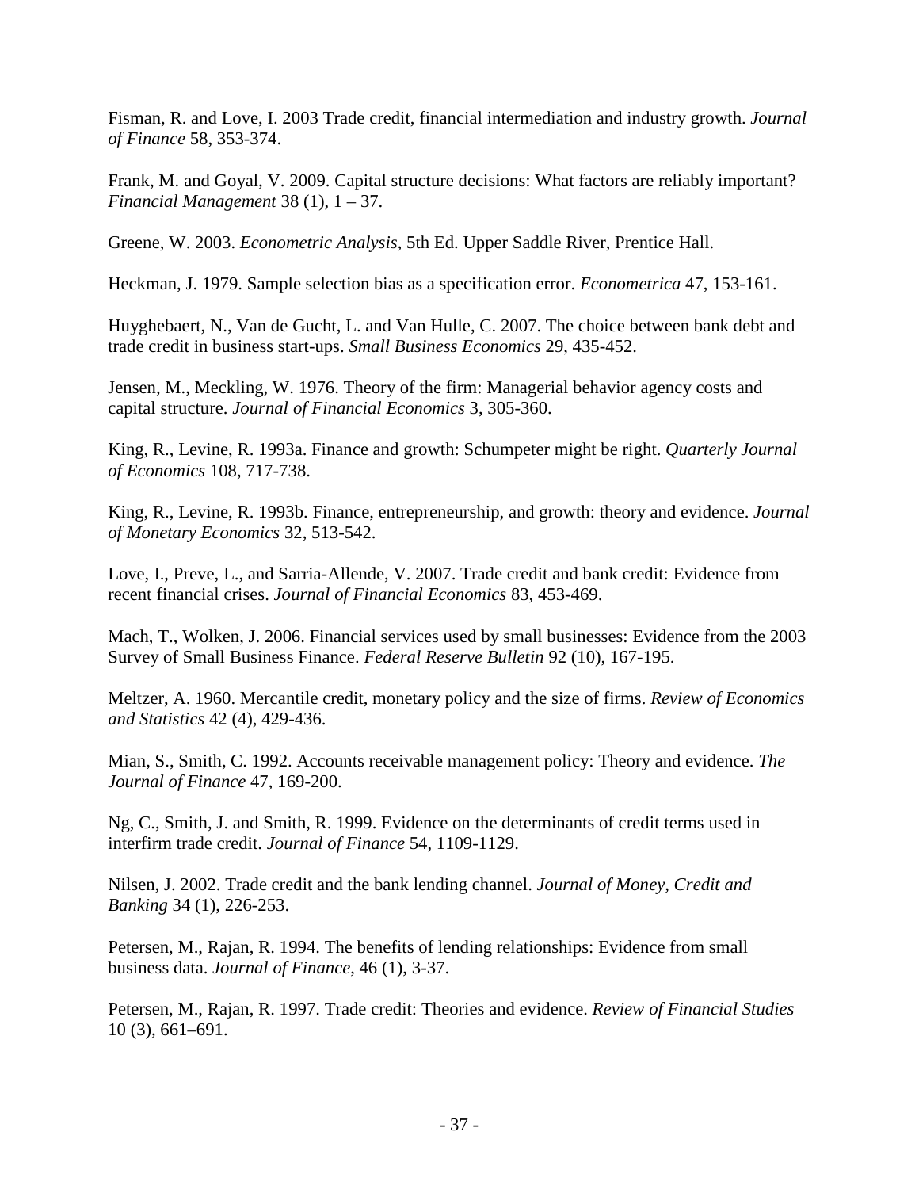Fisman, R. and Love, I. 2003 Trade credit, financial intermediation and industry growth. *Journal of Finance* 58, 353-374.

Frank, M. and Goyal, V. 2009. Capital structure decisions: What factors are reliably important? *Financial Management* 38 (1), 1 – 37.

Greene, W. 2003. *Econometric Analysis*, 5th Ed. Upper Saddle River, Prentice Hall.

Heckman, J. 1979. Sample selection bias as a specification error. *Econometrica* 47, 153-161.

Huyghebaert, N., Van de Gucht, L. and Van Hulle, C. 2007. The choice between bank debt and trade credit in business start-ups. *Small Business Economics* 29, 435-452.

Jensen, M., Meckling, W. 1976. Theory of the firm: Managerial behavior agency costs and capital structure. *Journal of Financial Economics* 3, 305-360.

King, R., Levine, R. 1993a. Finance and growth: Schumpeter might be right. *Quarterly Journal of Economics* 108, 717-738.

King, R., Levine, R. 1993b. Finance, entrepreneurship, and growth: theory and evidence. *Journal of Monetary Economics* 32, 513-542.

Love, I., Preve, L., and Sarria-Allende, V. 2007. Trade credit and bank credit: Evidence from recent financial crises. *Journal of Financial Economics* 83, 453-469.

Mach, T., Wolken, J. 2006. Financial services used by small businesses: Evidence from the 2003 Survey of Small Business Finance. *Federal Reserve Bulletin* 92 (10), 167-195.

Meltzer, A. 1960. Mercantile credit, monetary policy and the size of firms. *Review of Economics and Statistics* 42 (4), 429-436.

Mian, S., Smith, C. 1992. Accounts receivable management policy: Theory and evidence. *The Journal of Finance* 47, 169-200.

Ng, C., Smith, J. and Smith, R. 1999. Evidence on the determinants of credit terms used in interfirm trade credit. *Journal of Finance* 54, 1109-1129.

Nilsen, J. 2002. Trade credit and the bank lending channel. *Journal of Money, Credit and Banking* 34 (1), 226-253.

Petersen, M., Rajan, R. 1994. The benefits of lending relationships: Evidence from small business data. *Journal of Finance*, 46 (1), 3-37.

Petersen, M., Rajan, R. 1997. Trade credit: Theories and evidence. *Review of Financial Studies* 10 (3), 661–691.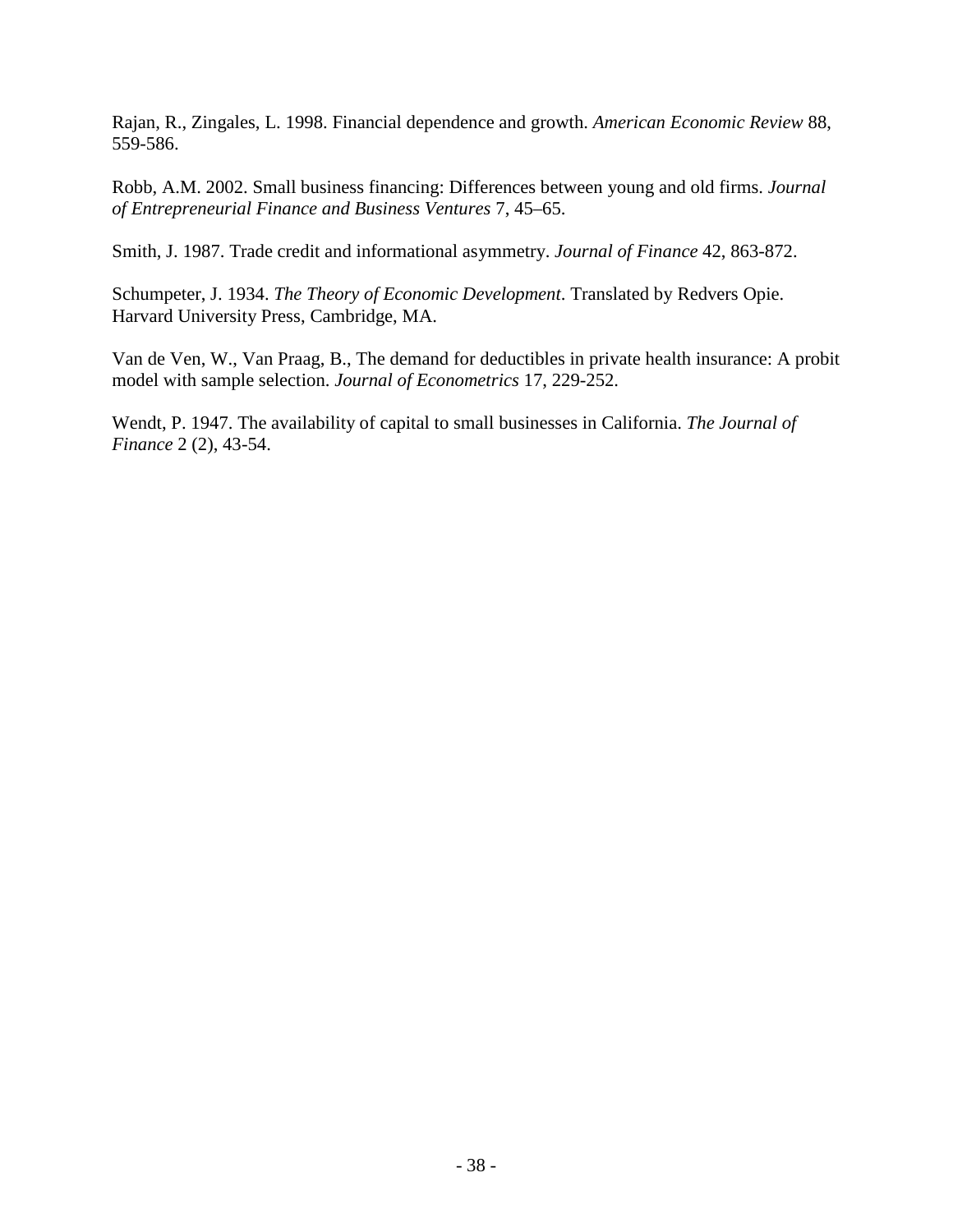Rajan, R., Zingales, L. 1998. Financial dependence and growth. *American Economic Review* 88, 559-586.

Robb, A.M. 2002. Small business financing: Differences between young and old firms. *Journal of Entrepreneurial Finance and Business Ventures* 7, 45–65.

Smith, J. 1987. Trade credit and informational asymmetry. *Journal of Finance* 42, 863-872.

Schumpeter, J. 1934. *The Theory of Economic Development*. Translated by Redvers Opie. Harvard University Press, Cambridge, MA.

Van de Ven, W., Van Praag, B., The demand for deductibles in private health insurance: A probit model with sample selection. *Journal of Econometrics* 17, 229-252.

Wendt, P. 1947. The availability of capital to small businesses in California. *The Journal of Finance* 2 (2), 43-54.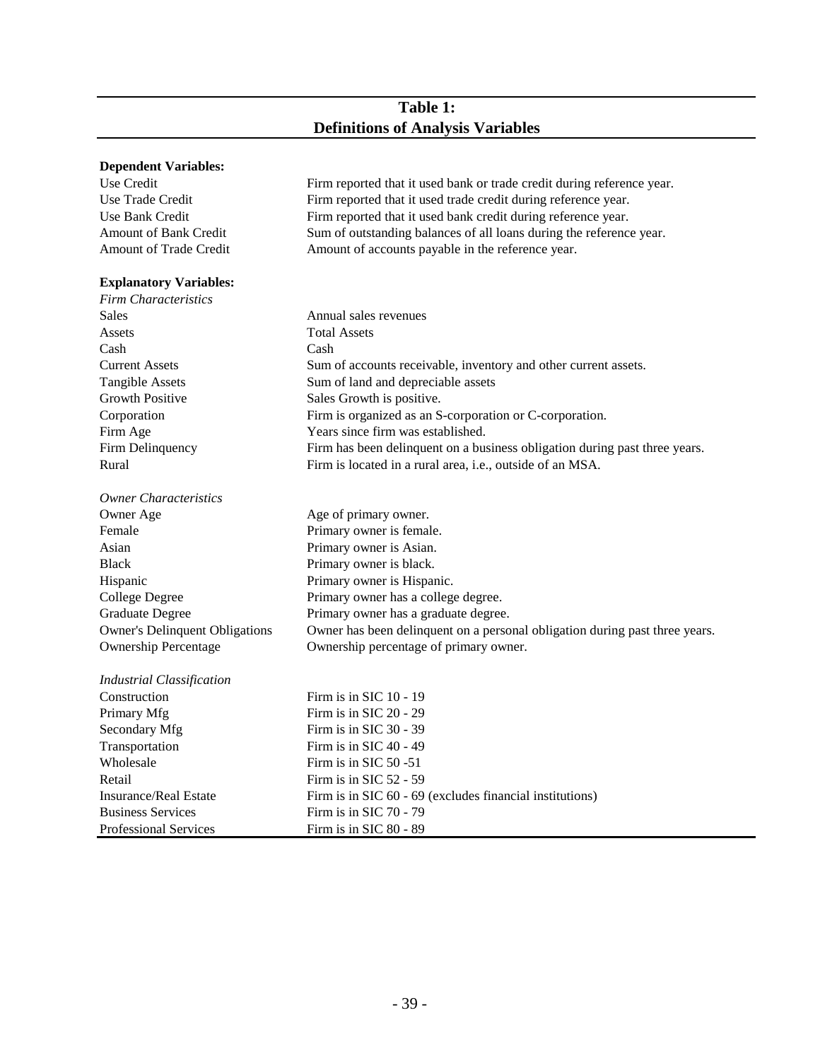## Table 1: Definitions of Analysis Variables

| Variable | Definition |
|---|---|
| **Dependent Variables:** | |
| Use Credit | Firm reported that it used bank or trade credit during reference year. |
| Use Trade Credit | Firm reported that it used trade credit during reference year. |
| Use Bank Credit | Firm reported that it used bank credit during reference year. |
| Amount of Bank Credit | Sum of outstanding balances of all loans during the reference year. |
| Amount of Trade Credit | Amount of accounts payable in the reference year. |
| **Explanatory Variables:** | |
| *Firm Characteristics* | |
| Sales | Annual sales revenues |
| Assets | Total Assets |
| Cash | Cash |
| Current Assets | Sum of accounts receivable, inventory and other current assets. |
| Tangible Assets | Sum of land and depreciable assets |
| Growth Positive | Sales Growth is positive. |
| Corporation | Firm is organized as an S-corporation or C-corporation. |
| Firm Age | Years since firm was established. |
| Firm Delinquency | Firm has been delinquent on a business obligation during past three years. |
| Rural | Firm is located in a rural area, i.e., outside of an MSA. |
| *Owner Characteristics* | |
| Owner Age | Age of primary owner. |
| Female | Primary owner is female. |
| Asian | Primary owner is Asian. |
| Black | Primary owner is black. |
| Hispanic | Primary owner is Hispanic. |
| College Degree | Primary owner has a college degree. |
| Graduate Degree | Primary owner has a graduate degree. |
| Owner's Delinquent Obligations | Owner has been delinquent on a personal obligation during past three years. |
| Ownership Percentage | Ownership percentage of primary owner. |
| *Industrial Classification* | |
| Construction | Firm is in SIC 10 - 19 |
| Primary Mfg | Firm is in SIC 20 - 29 |
| Secondary Mfg | Firm is in SIC 30 - 39 |
| Transportation | Firm is in SIC 40 - 49 |
| Wholesale | Firm is in SIC 50 -51 |
| Retail | Firm is in SIC 52 - 59 |
| Insurance/Real Estate | Firm is in SIC 60 - 69 (excludes financial institutions) |
| Business Services | Firm is in SIC 70 - 79 |
| Professional Services | Firm is in SIC 80 - 89 |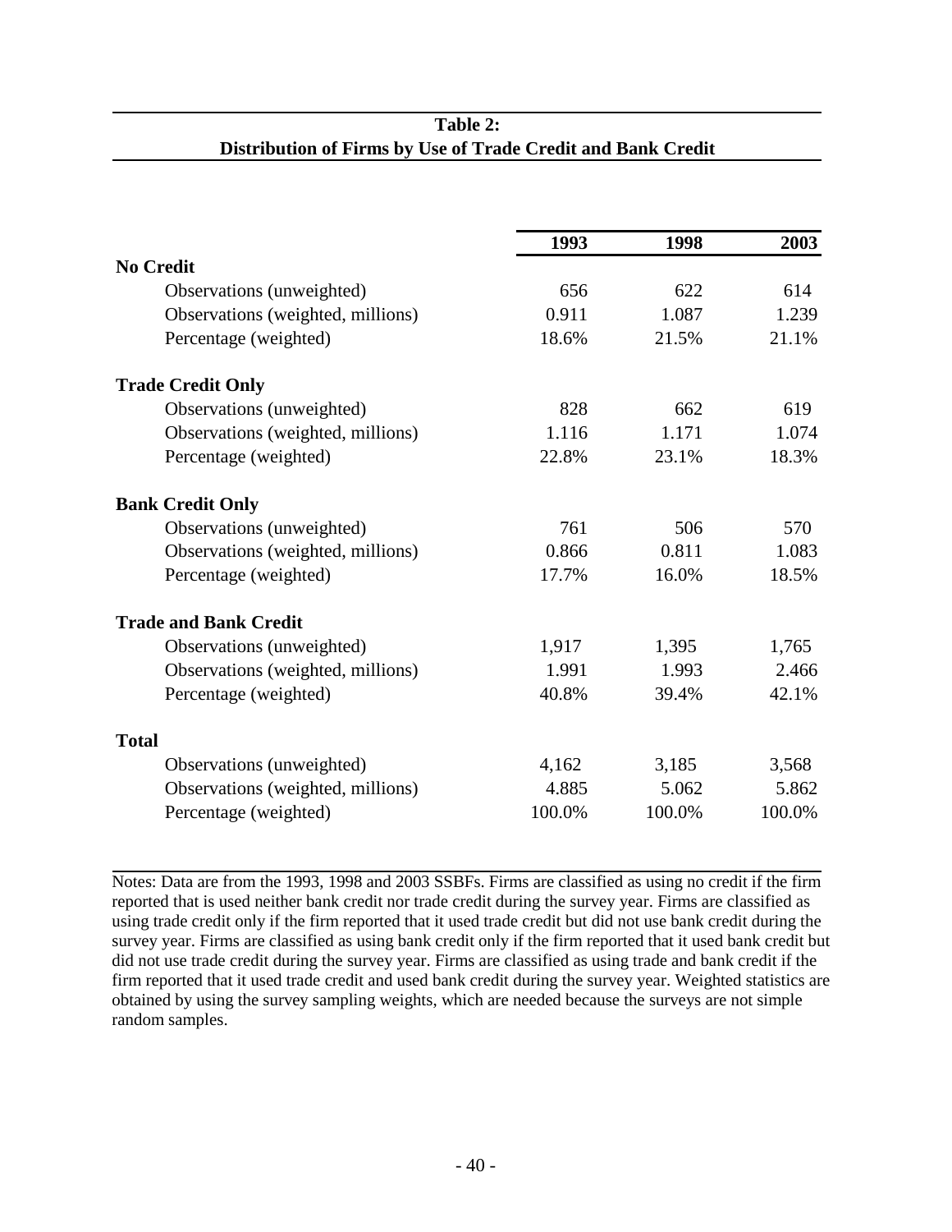**Table 2:**
**Distribution of Firms by Use of Trade Credit and Bank Credit**

| | 1993 | 1998 | 2003 |
|---|---|---|---|
| **No Credit** | | | |
| Observations (unweighted) | 656 | 622 | 614 |
| Observations (weighted, millions) | 0.911 | 1.087 | 1.239 |
| Percentage (weighted) | 18.6% | 21.5% | 21.1% |
| **Trade Credit Only** | | | |
| Observations (unweighted) | 828 | 662 | 619 |
| Observations (weighted, millions) | 1.116 | 1.171 | 1.074 |
| Percentage (weighted) | 22.8% | 23.1% | 18.3% |
| **Bank Credit Only** | | | |
| Observations (unweighted) | 761 | 506 | 570 |
| Observations (weighted, millions) | 0.866 | 0.811 | 1.083 |
| Percentage (weighted) | 17.7% | 16.0% | 18.5% |
| **Trade and Bank Credit** | | | |
| Observations (unweighted) | 1,917 | 1,395 | 1,765 |
| Observations (weighted, millions) | 1.991 | 1.993 | 2.466 |
| Percentage (weighted) | 40.8% | 39.4% | 42.1% |
| **Total** | | | |
| Observations (unweighted) | 4,162 | 3,185 | 3,568 |
| Observations (weighted, millions) | 4.885 | 5.062 | 5.862 |
| Percentage (weighted) | 100.0% | 100.0% | 100.0% |

Notes: Data are from the 1993, 1998 and 2003 SSBFs. Firms are classified as using no credit if the firm reported that is used neither bank credit nor trade credit during the survey year. Firms are classified as using trade credit only if the firm reported that it used trade credit but did not use bank credit during the survey year. Firms are classified as using bank credit only if the firm reported that it used bank credit but did not use trade credit during the survey year. Firms are classified as using trade and bank credit if the firm reported that it used trade credit and used bank credit during the survey year. Weighted statistics are obtained by using the survey sampling weights, which are needed because the surveys are not simple random samples.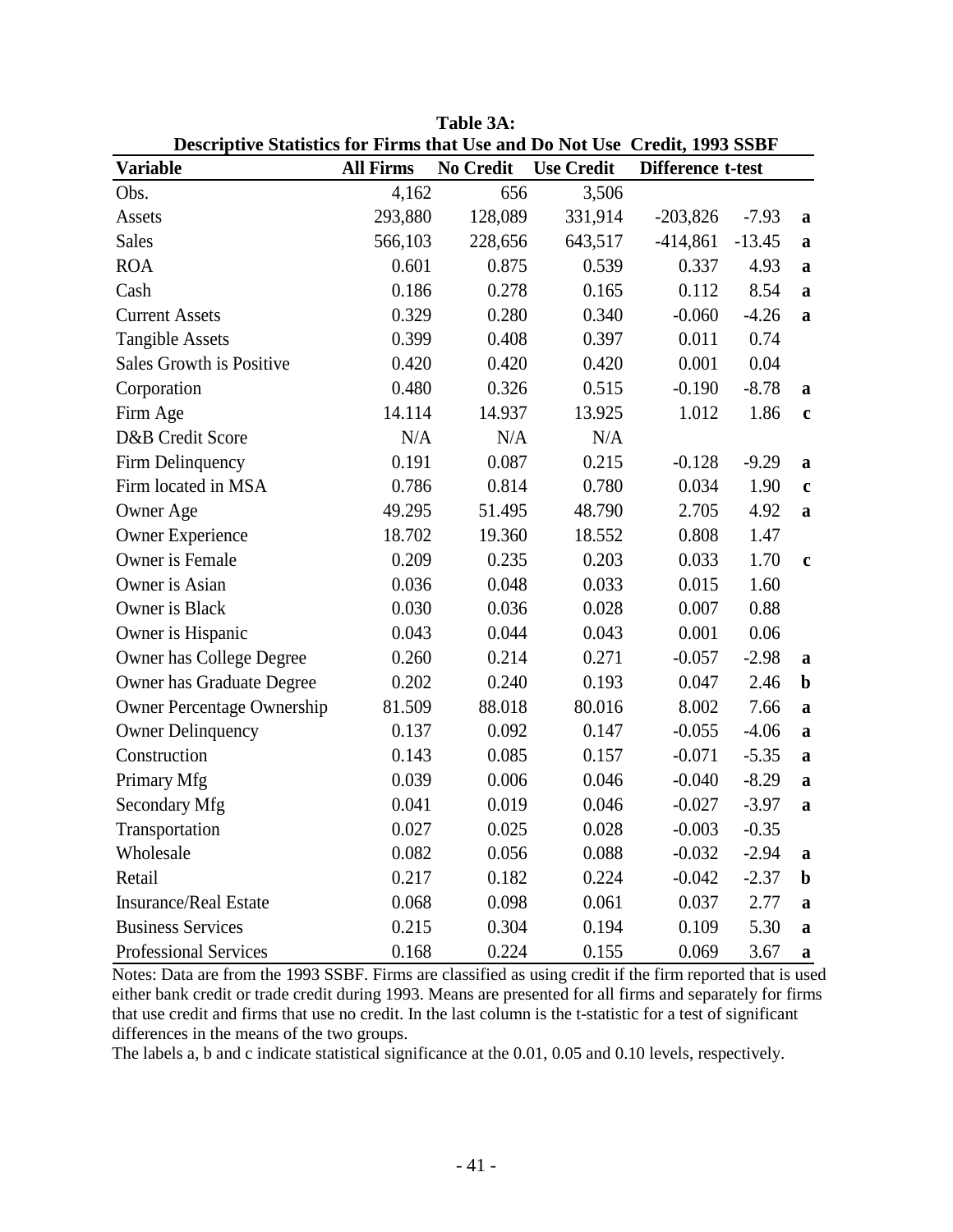**Table 3A:**
**Descriptive Statistics for Firms that Use and Do Not Use Credit, 1993 SSBF**

| Variable | All Firms | No Credit | Use Credit | Difference | t-test | |
|---|---|---|---|---|---|---|
| Obs. | 4,162 | 656 | 3,506 | | | |
| Assets | 293,880 | 128,089 | 331,914 | -203,826 | -7.93 | a |
| Sales | 566,103 | 228,656 | 643,517 | -414,861 | -13.45 | a |
| ROA | 0.601 | 0.875 | 0.539 | 0.337 | 4.93 | a |
| Cash | 0.186 | 0.278 | 0.165 | 0.112 | 8.54 | a |
| Current Assets | 0.329 | 0.280 | 0.340 | -0.060 | -4.26 | a |
| Tangible Assets | 0.399 | 0.408 | 0.397 | 0.011 | 0.74 | |
| Sales Growth is Positive | 0.420 | 0.420 | 0.420 | 0.001 | 0.04 | |
| Corporation | 0.480 | 0.326 | 0.515 | -0.190 | -8.78 | a |
| Firm Age | 14.114 | 14.937 | 13.925 | 1.012 | 1.86 | c |
| D&B Credit Score | N/A | N/A | N/A | | | |
| Firm Delinquency | 0.191 | 0.087 | 0.215 | -0.128 | -9.29 | a |
| Firm located in MSA | 0.786 | 0.814 | 0.780 | 0.034 | 1.90 | c |
| Owner Age | 49.295 | 51.495 | 48.790 | 2.705 | 4.92 | a |
| Owner Experience | 18.702 | 19.360 | 18.552 | 0.808 | 1.47 | |
| Owner is Female | 0.209 | 0.235 | 0.203 | 0.033 | 1.70 | c |
| Owner is Asian | 0.036 | 0.048 | 0.033 | 0.015 | 1.60 | |
| Owner is Black | 0.030 | 0.036 | 0.028 | 0.007 | 0.88 | |
| Owner is Hispanic | 0.043 | 0.044 | 0.043 | 0.001 | 0.06 | |
| Owner has College Degree | 0.260 | 0.214 | 0.271 | -0.057 | -2.98 | a |
| Owner has Graduate Degree | 0.202 | 0.240 | 0.193 | 0.047 | 2.46 | b |
| Owner Percentage Ownership | 81.509 | 88.018 | 80.016 | 8.002 | 7.66 | a |
| Owner Delinquency | 0.137 | 0.092 | 0.147 | -0.055 | -4.06 | a |
| Construction | 0.143 | 0.085 | 0.157 | -0.071 | -5.35 | a |
| Primary Mfg | 0.039 | 0.006 | 0.046 | -0.040 | -8.29 | a |
| Secondary Mfg | 0.041 | 0.019 | 0.046 | -0.027 | -3.97 | a |
| Transportation | 0.027 | 0.025 | 0.028 | -0.003 | -0.35 | |
| Wholesale | 0.082 | 0.056 | 0.088 | -0.032 | -2.94 | a |
| Retail | 0.217 | 0.182 | 0.224 | -0.042 | -2.37 | b |
| Insurance/Real Estate | 0.068 | 0.098 | 0.061 | 0.037 | 2.77 | a |
| Business Services | 0.215 | 0.304 | 0.194 | 0.109 | 5.30 | a |
| Professional Services | 0.168 | 0.224 | 0.155 | 0.069 | 3.67 | a |

Notes: Data are from the 1993 SSBF. Firms are classified as using credit if the firm reported that is used either bank credit or trade credit during 1993. Means are presented for all firms and separately for firms that use credit and firms that use no credit. In the last column is the t-statistic for a test of significant differences in the means of the two groups.
The labels a, b and c indicate statistical significance at the 0.01, 0.05 and 0.10 levels, respectively.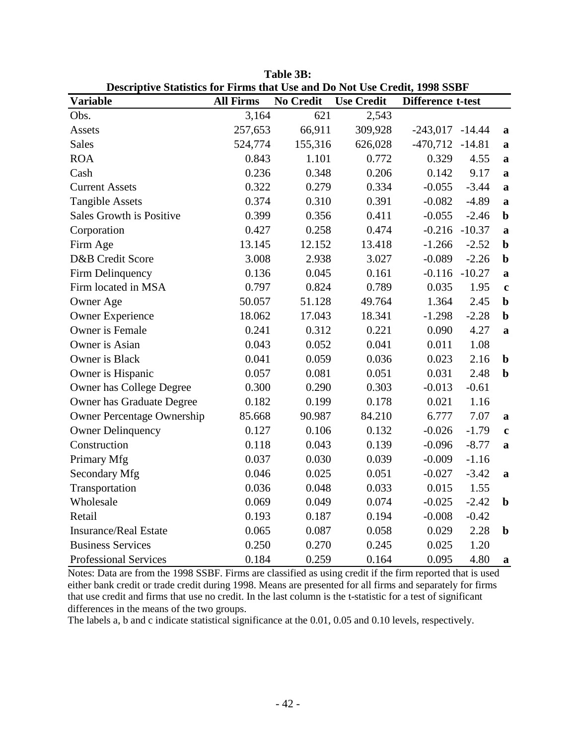**Table 3B:**
**Descriptive Statistics for Firms that Use and Do Not Use Credit, 1998 SSBF**

| Variable | All Firms | No Credit | Use Credit | Difference | t-test | |
|---|---|---|---|---|---|---|
| Obs. | 3,164 | 621 | 2,543 | | | |
| Assets | 257,653 | 66,911 | 309,928 | -243,017 | -14.44 | a |
| Sales | 524,774 | 155,316 | 626,028 | -470,712 | -14.81 | a |
| ROA | 0.843 | 1.101 | 0.772 | 0.329 | 4.55 | a |
| Cash | 0.236 | 0.348 | 0.206 | 0.142 | 9.17 | a |
| Current Assets | 0.322 | 0.279 | 0.334 | -0.055 | -3.44 | a |
| Tangible Assets | 0.374 | 0.310 | 0.391 | -0.082 | -4.89 | a |
| Sales Growth is Positive | 0.399 | 0.356 | 0.411 | -0.055 | -2.46 | b |
| Corporation | 0.427 | 0.258 | 0.474 | -0.216 | -10.37 | a |
| Firm Age | 13.145 | 12.152 | 13.418 | -1.266 | -2.52 | b |
| D&B Credit Score | 3.008 | 2.938 | 3.027 | -0.089 | -2.26 | b |
| Firm Delinquency | 0.136 | 0.045 | 0.161 | -0.116 | -10.27 | a |
| Firm located in MSA | 0.797 | 0.824 | 0.789 | 0.035 | 1.95 | c |
| Owner Age | 50.057 | 51.128 | 49.764 | 1.364 | 2.45 | b |
| Owner Experience | 18.062 | 17.043 | 18.341 | -1.298 | -2.28 | b |
| Owner is Female | 0.241 | 0.312 | 0.221 | 0.090 | 4.27 | a |
| Owner is Asian | 0.043 | 0.052 | 0.041 | 0.011 | 1.08 | |
| Owner is Black | 0.041 | 0.059 | 0.036 | 0.023 | 2.16 | b |
| Owner is Hispanic | 0.057 | 0.081 | 0.051 | 0.031 | 2.48 | b |
| Owner has College Degree | 0.300 | 0.290 | 0.303 | -0.013 | -0.61 | |
| Owner has Graduate Degree | 0.182 | 0.199 | 0.178 | 0.021 | 1.16 | |
| Owner Percentage Ownership | 85.668 | 90.987 | 84.210 | 6.777 | 7.07 | a |
| Owner Delinquency | 0.127 | 0.106 | 0.132 | -0.026 | -1.79 | c |
| Construction | 0.118 | 0.043 | 0.139 | -0.096 | -8.77 | a |
| Primary Mfg | 0.037 | 0.030 | 0.039 | -0.009 | -1.16 | |
| Secondary Mfg | 0.046 | 0.025 | 0.051 | -0.027 | -3.42 | a |
| Transportation | 0.036 | 0.048 | 0.033 | 0.015 | 1.55 | |
| Wholesale | 0.069 | 0.049 | 0.074 | -0.025 | -2.42 | b |
| Retail | 0.193 | 0.187 | 0.194 | -0.008 | -0.42 | |
| Insurance/Real Estate | 0.065 | 0.087 | 0.058 | 0.029 | 2.28 | b |
| Business Services | 0.250 | 0.270 | 0.245 | 0.025 | 1.20 | |
| Professional Services | 0.184 | 0.259 | 0.164 | 0.095 | 4.80 | a |

Notes: Data are from the 1998 SSBF. Firms are classified as using credit if the firm reported that is used either bank credit or trade credit during 1998. Means are presented for all firms and separately for firms that use credit and firms that use no credit. In the last column is the t-statistic for a test of significant differences in the means of the two groups.

The labels a, b and c indicate statistical significance at the 0.01, 0.05 and 0.10 levels, respectively.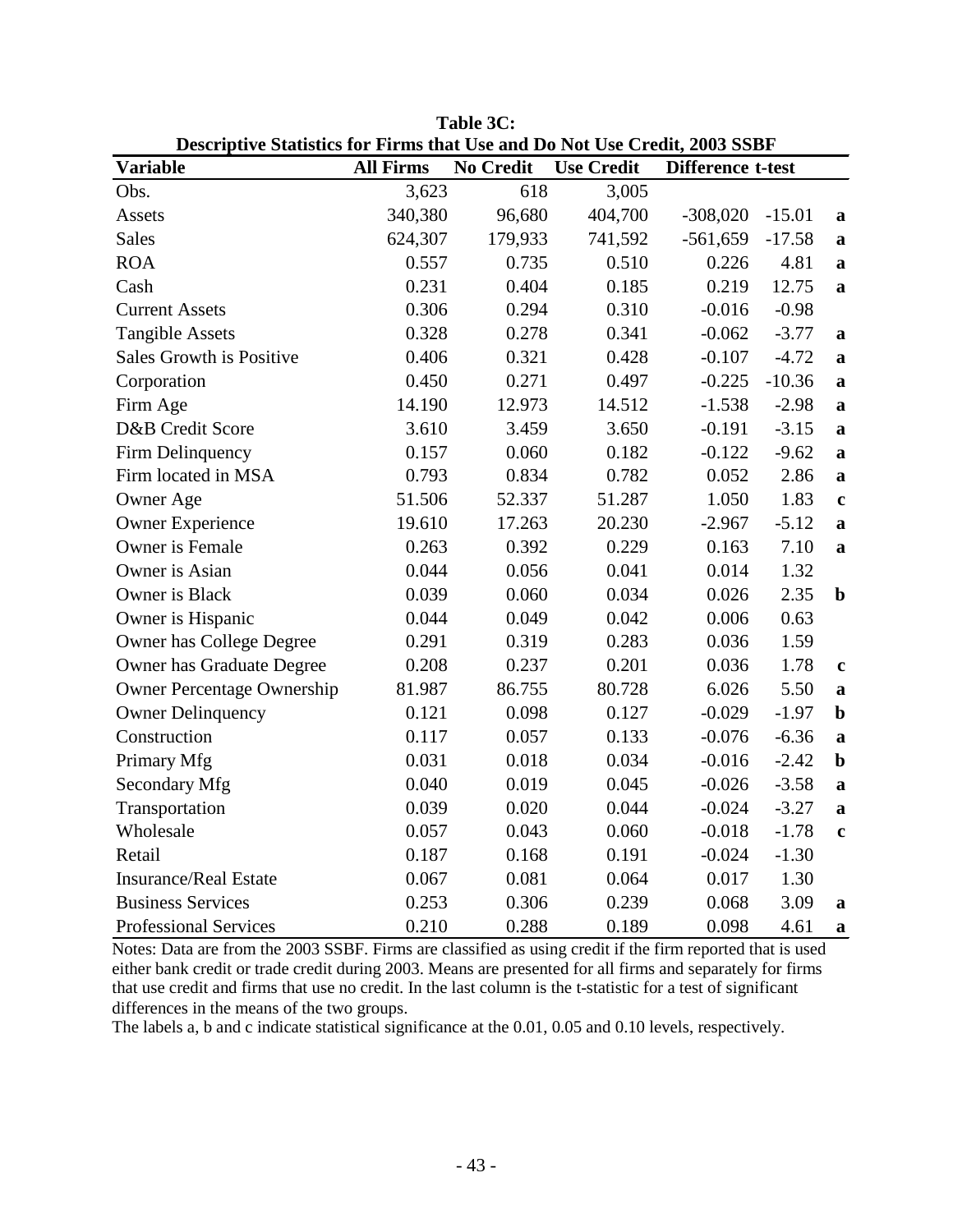**Table 3C:**
**Descriptive Statistics for Firms that Use and Do Not Use Credit, 2003 SSBF**

| Variable | All Firms | No Credit | Use Credit | Difference | t-test | |
|---|---|---|---|---|---|---|
| Obs. | 3,623 | 618 | 3,005 | | | |
| Assets | 340,380 | 96,680 | 404,700 | -308,020 | -15.01 | a |
| Sales | 624,307 | 179,933 | 741,592 | -561,659 | -17.58 | a |
| ROA | 0.557 | 0.735 | 0.510 | 0.226 | 4.81 | a |
| Cash | 0.231 | 0.404 | 0.185 | 0.219 | 12.75 | a |
| Current Assets | 0.306 | 0.294 | 0.310 | -0.016 | -0.98 | |
| Tangible Assets | 0.328 | 0.278 | 0.341 | -0.062 | -3.77 | a |
| Sales Growth is Positive | 0.406 | 0.321 | 0.428 | -0.107 | -4.72 | a |
| Corporation | 0.450 | 0.271 | 0.497 | -0.225 | -10.36 | a |
| Firm Age | 14.190 | 12.973 | 14.512 | -1.538 | -2.98 | a |
| D&B Credit Score | 3.610 | 3.459 | 3.650 | -0.191 | -3.15 | a |
| Firm Delinquency | 0.157 | 0.060 | 0.182 | -0.122 | -9.62 | a |
| Firm located in MSA | 0.793 | 0.834 | 0.782 | 0.052 | 2.86 | a |
| Owner Age | 51.506 | 52.337 | 51.287 | 1.050 | 1.83 | c |
| Owner Experience | 19.610 | 17.263 | 20.230 | -2.967 | -5.12 | a |
| Owner is Female | 0.263 | 0.392 | 0.229 | 0.163 | 7.10 | a |
| Owner is Asian | 0.044 | 0.056 | 0.041 | 0.014 | 1.32 | |
| Owner is Black | 0.039 | 0.060 | 0.034 | 0.026 | 2.35 | b |
| Owner is Hispanic | 0.044 | 0.049 | 0.042 | 0.006 | 0.63 | |
| Owner has College Degree | 0.291 | 0.319 | 0.283 | 0.036 | 1.59 | |
| Owner has Graduate Degree | 0.208 | 0.237 | 0.201 | 0.036 | 1.78 | c |
| Owner Percentage Ownership | 81.987 | 86.755 | 80.728 | 6.026 | 5.50 | a |
| Owner Delinquency | 0.121 | 0.098 | 0.127 | -0.029 | -1.97 | b |
| Construction | 0.117 | 0.057 | 0.133 | -0.076 | -6.36 | a |
| Primary Mfg | 0.031 | 0.018 | 0.034 | -0.016 | -2.42 | b |
| Secondary Mfg | 0.040 | 0.019 | 0.045 | -0.026 | -3.58 | a |
| Transportation | 0.039 | 0.020 | 0.044 | -0.024 | -3.27 | a |
| Wholesale | 0.057 | 0.043 | 0.060 | -0.018 | -1.78 | c |
| Retail | 0.187 | 0.168 | 0.191 | -0.024 | -1.30 | |
| Insurance/Real Estate | 0.067 | 0.081 | 0.064 | 0.017 | 1.30 | |
| Business Services | 0.253 | 0.306 | 0.239 | 0.068 | 3.09 | a |
| Professional Services | 0.210 | 0.288 | 0.189 | 0.098 | 4.61 | a |

Notes: Data are from the 2003 SSBF. Firms are classified as using credit if the firm reported that is used either bank credit or trade credit during 2003. Means are presented for all firms and separately for firms that use credit and firms that use no credit. In the last column is the t-statistic for a test of significant differences in the means of the two groups.
The labels a, b and c indicate statistical significance at the 0.01, 0.05 and 0.10 levels, respectively.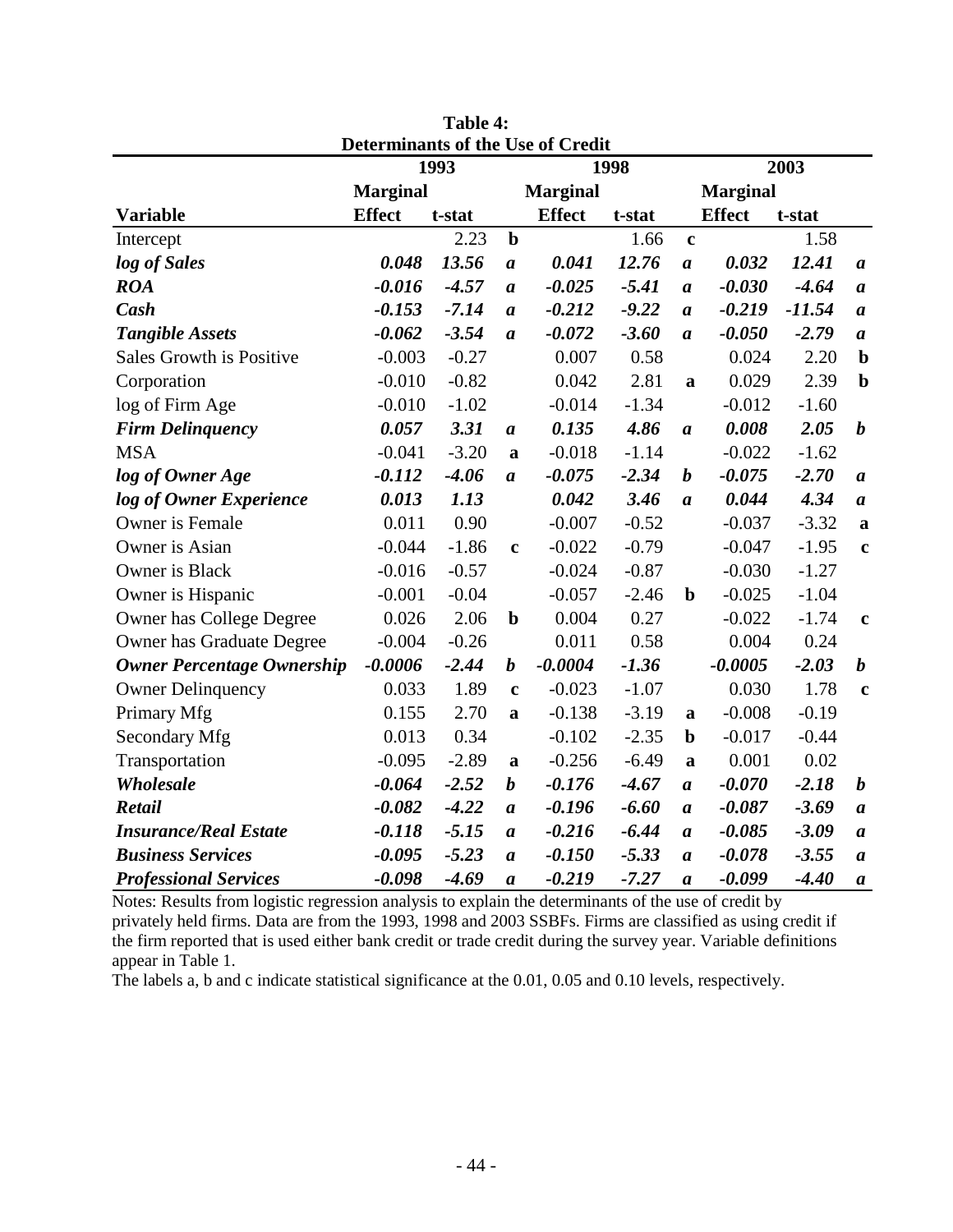**Table 4:**
**Determinants of the Use of Credit**

| | 1993 | | | 1998 | | | 2003 | | |
|---|---|---|---|---|---|---|---|---|---|
| **Variable** | **Marginal Effect** | **t-stat** | | **Marginal Effect** | **t-stat** | | **Marginal Effect** | **t-stat** | |
| Intercept | | 2.23 | **b** | | 1.66 | **c** | | 1.58 | |
| ***log of Sales*** | ***0.048*** | ***13.56*** | ***a*** | ***0.041*** | ***12.76*** | ***a*** | ***0.032*** | ***12.41*** | ***a*** |
| ***ROA*** | ***-0.016*** | ***-4.57*** | ***a*** | ***-0.025*** | ***-5.41*** | ***a*** | ***-0.030*** | ***-4.64*** | ***a*** |
| ***Cash*** | ***-0.153*** | ***-7.14*** | ***a*** | ***-0.212*** | ***-9.22*** | ***a*** | ***-0.219*** | ***-11.54*** | ***a*** |
| ***Tangible Assets*** | ***-0.062*** | ***-3.54*** | ***a*** | ***-0.072*** | ***-3.60*** | ***a*** | ***-0.050*** | ***-2.79*** | ***a*** |
| Sales Growth is Positive | -0.003 | -0.27 | | 0.007 | 0.58 | | 0.024 | 2.20 | **b** |
| Corporation | -0.010 | -0.82 | | 0.042 | 2.81 | **a** | 0.029 | 2.39 | **b** |
| log of Firm Age | -0.010 | -1.02 | | -0.014 | -1.34 | | -0.012 | -1.60 | |
| ***Firm Delinquency*** | ***0.057*** | ***3.31*** | ***a*** | ***0.135*** | ***4.86*** | ***a*** | ***0.008*** | ***2.05*** | ***b*** |
| MSA | -0.041 | -3.20 | **a** | -0.018 | -1.14 | | -0.022 | -1.62 | |
| ***log of Owner Age*** | ***-0.112*** | ***-4.06*** | ***a*** | ***-0.075*** | ***-2.34*** | ***b*** | ***-0.075*** | ***-2.70*** | ***a*** |
| ***log of Owner Experience*** | ***0.013*** | ***1.13*** | | ***0.042*** | ***3.46*** | ***a*** | ***0.044*** | ***4.34*** | ***a*** |
| Owner is Female | 0.011 | 0.90 | | -0.007 | -0.52 | | -0.037 | -3.32 | **a** |
| Owner is Asian | -0.044 | -1.86 | **c** | -0.022 | -0.79 | | -0.047 | -1.95 | **c** |
| Owner is Black | -0.016 | -0.57 | | -0.024 | -0.87 | | -0.030 | -1.27 | |
| Owner is Hispanic | -0.001 | -0.04 | | -0.057 | -2.46 | **b** | -0.025 | -1.04 | |
| Owner has College Degree | 0.026 | 2.06 | **b** | 0.004 | 0.27 | | -0.022 | -1.74 | **c** |
| Owner has Graduate Degree | -0.004 | -0.26 | | 0.011 | 0.58 | | 0.004 | 0.24 | |
| ***Owner Percentage Ownership*** | ***-0.0006*** | ***-2.44*** | ***b*** | ***-0.0004*** | ***-1.36*** | | ***-0.0005*** | ***-2.03*** | ***b*** |
| Owner Delinquency | 0.033 | 1.89 | **c** | -0.023 | -1.07 | | 0.030 | 1.78 | **c** |
| Primary Mfg | 0.155 | 2.70 | **a** | -0.138 | -3.19 | **a** | -0.008 | -0.19 | |
| Secondary Mfg | 0.013 | 0.34 | | -0.102 | -2.35 | **b** | -0.017 | -0.44 | |
| Transportation | -0.095 | -2.89 | **a** | -0.256 | -6.49 | **a** | 0.001 | 0.02 | |
| ***Wholesale*** | ***-0.064*** | ***-2.52*** | ***b*** | ***-0.176*** | ***-4.67*** | ***a*** | ***-0.070*** | ***-2.18*** | ***b*** |
| ***Retail*** | ***-0.082*** | ***-4.22*** | ***a*** | ***-0.196*** | ***-6.60*** | ***a*** | ***-0.087*** | ***-3.69*** | ***a*** |
| ***Insurance/Real Estate*** | ***-0.118*** | ***-5.15*** | ***a*** | ***-0.216*** | ***-6.44*** | ***a*** | ***-0.085*** | ***-3.09*** | ***a*** |
| ***Business Services*** | ***-0.095*** | ***-5.23*** | ***a*** | ***-0.150*** | ***-5.33*** | ***a*** | ***-0.078*** | ***-3.55*** | ***a*** |
| ***Professional Services*** | ***-0.098*** | ***-4.69*** | ***a*** | ***-0.219*** | ***-7.27*** | ***a*** | ***-0.099*** | ***-4.40*** | ***a*** |

Notes: Results from logistic regression analysis to explain the determinants of the use of credit by privately held firms. Data are from the 1993, 1998 and 2003 SSBFs. Firms are classified as using credit if the firm reported that is used either bank credit or trade credit during the survey year. Variable definitions appear in Table 1.

The labels a, b and c indicate statistical significance at the 0.01, 0.05 and 0.10 levels, respectively.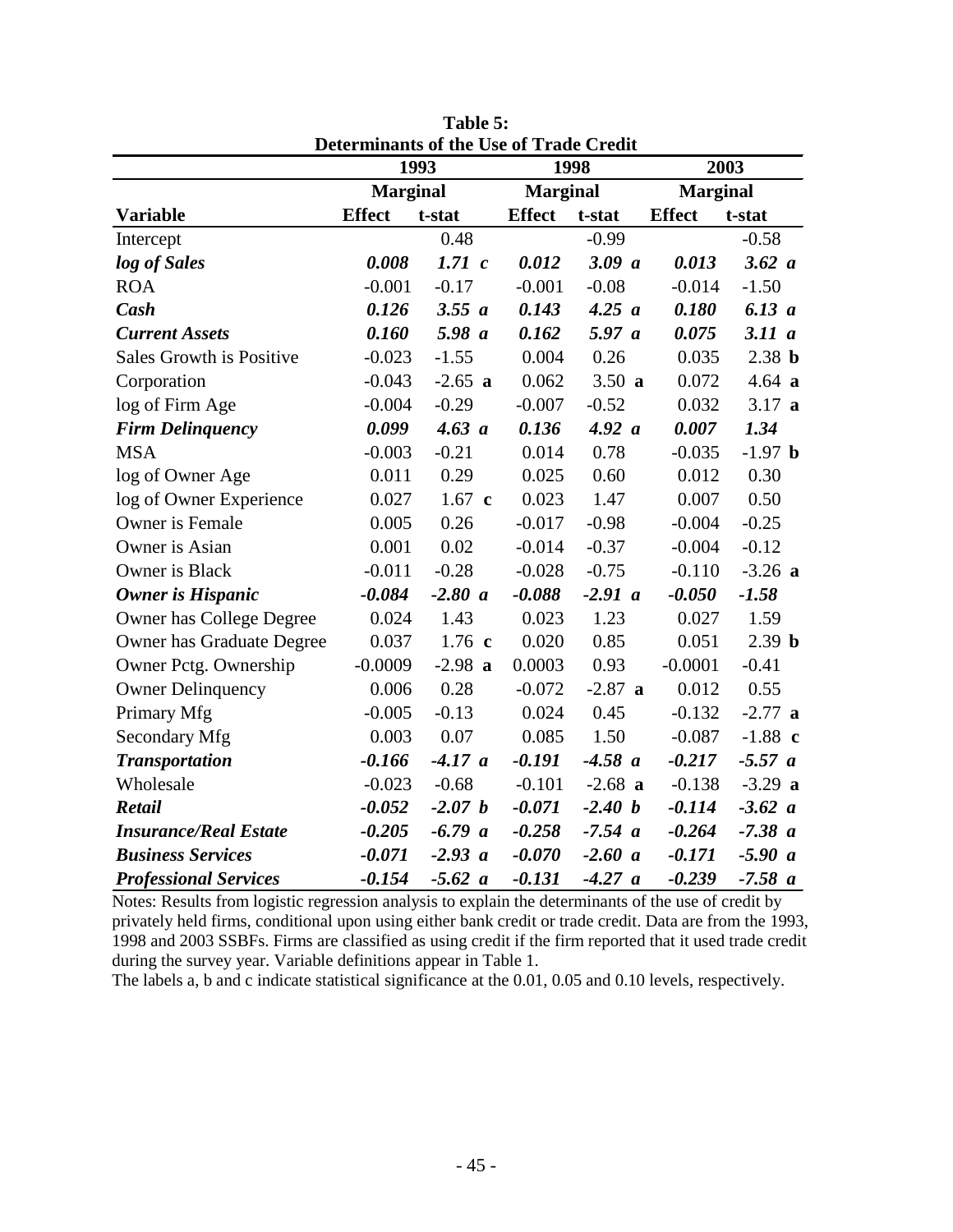**Table 5:**
**Determinants of the Use of Trade Credit**

| | 1993 | | 1998 | | 2003 | |
|---|---|---|---|---|---|---|
| | Marginal | | Marginal | | Marginal | |
| **Variable** | **Effect** | **t-stat** | **Effect** | **t-stat** | **Effect** | **t-stat** |
| Intercept | | 0.48 | | -0.99 | | -0.58 |
| ***log of Sales*** | ***0.008*** | ***1.71 c*** | ***0.012*** | ***3.09 a*** | ***0.013*** | ***3.62 a*** |
| ROA | -0.001 | -0.17 | -0.001 | -0.08 | -0.014 | -1.50 |
| ***Cash*** | ***0.126*** | ***3.55 a*** | ***0.143*** | ***4.25 a*** | ***0.180*** | ***6.13 a*** |
| ***Current Assets*** | ***0.160*** | ***5.98 a*** | ***0.162*** | ***5.97 a*** | ***0.075*** | ***3.11 a*** |
| Sales Growth is Positive | -0.023 | -1.55 | 0.004 | 0.26 | 0.035 | 2.38 **b** |
| Corporation | -0.043 | -2.65 **a** | 0.062 | 3.50 **a** | 0.072 | 4.64 **a** |
| log of Firm Age | -0.004 | -0.29 | -0.007 | -0.52 | 0.032 | 3.17 **a** |
| ***Firm Delinquency*** | ***0.099*** | ***4.63 a*** | ***0.136*** | ***4.92 a*** | ***0.007*** | ***1.34*** |
| MSA | -0.003 | -0.21 | 0.014 | 0.78 | -0.035 | -1.97 **b** |
| log of Owner Age | 0.011 | 0.29 | 0.025 | 0.60 | 0.012 | 0.30 |
| log of Owner Experience | 0.027 | 1.67 **c** | 0.023 | 1.47 | 0.007 | 0.50 |
| Owner is Female | 0.005 | 0.26 | -0.017 | -0.98 | -0.004 | -0.25 |
| Owner is Asian | 0.001 | 0.02 | -0.014 | -0.37 | -0.004 | -0.12 |
| Owner is Black | -0.011 | -0.28 | -0.028 | -0.75 | -0.110 | -3.26 **a** |
| ***Owner is Hispanic*** | ***-0.084*** | ***-2.80 a*** | ***-0.088*** | ***-2.91 a*** | ***-0.050*** | ***-1.58*** |
| Owner has College Degree | 0.024 | 1.43 | 0.023 | 1.23 | 0.027 | 1.59 |
| Owner has Graduate Degree | 0.037 | 1.76 **c** | 0.020 | 0.85 | 0.051 | 2.39 **b** |
| Owner Pctg. Ownership | -0.0009 | -2.98 **a** | 0.0003 | 0.93 | -0.0001 | -0.41 |
| Owner Delinquency | 0.006 | 0.28 | -0.072 | -2.87 **a** | 0.012 | 0.55 |
| Primary Mfg | -0.005 | -0.13 | 0.024 | 0.45 | -0.132 | -2.77 **a** |
| Secondary Mfg | 0.003 | 0.07 | 0.085 | 1.50 | -0.087 | -1.88 **c** |
| ***Transportation*** | ***-0.166*** | ***-4.17 a*** | ***-0.191*** | ***-4.58 a*** | ***-0.217*** | ***-5.57 a*** |
| Wholesale | -0.023 | -0.68 | -0.101 | -2.68 **a** | -0.138 | -3.29 **a** |
| ***Retail*** | ***-0.052*** | ***-2.07 b*** | ***-0.071*** | ***-2.40 b*** | ***-0.114*** | ***-3.62 a*** |
| ***Insurance/Real Estate*** | ***-0.205*** | ***-6.79 a*** | ***-0.258*** | ***-7.54 a*** | ***-0.264*** | ***-7.38 a*** |
| ***Business Services*** | ***-0.071*** | ***-2.93 a*** | ***-0.070*** | ***-2.60 a*** | ***-0.171*** | ***-5.90 a*** |
| ***Professional Services*** | ***-0.154*** | ***-5.62 a*** | ***-0.131*** | ***-4.27 a*** | ***-0.239*** | ***-7.58 a*** |

Notes: Results from logistic regression analysis to explain the determinants of the use of credit by privately held firms, conditional upon using either bank credit or trade credit. Data are from the 1993, 1998 and 2003 SSBFs. Firms are classified as using credit if the firm reported that it used trade credit during the survey year. Variable definitions appear in Table 1.

The labels a, b and c indicate statistical significance at the 0.01, 0.05 and 0.10 levels, respectively.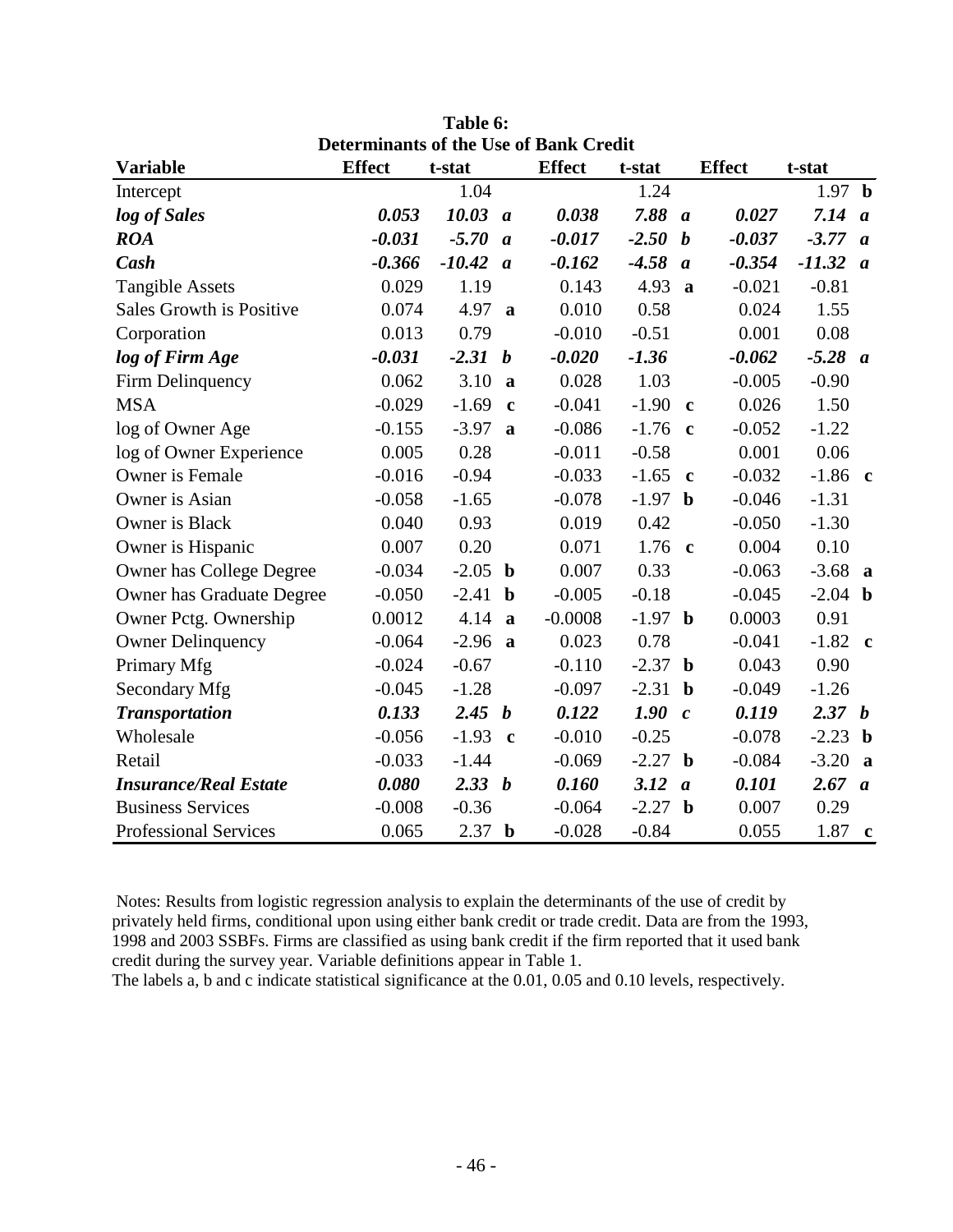**Table 6:**
**Determinants of the Use of Bank Credit**

| Variable | Effect | t-stat | | Effect | t-stat | | Effect | t-stat | |
|---|---|---|---|---|---|---|---|---|---|
| Intercept | | 1.04 | | | 1.24 | | | 1.97 | **b** |
| ***log of Sales*** | ***0.053*** | ***10.03*** | ***a*** | ***0.038*** | ***7.88*** | ***a*** | ***0.027*** | ***7.14*** | ***a*** |
| ***ROA*** | ***-0.031*** | ***-5.70*** | ***a*** | ***-0.017*** | ***-2.50*** | ***b*** | ***-0.037*** | ***-3.77*** | ***a*** |
| ***Cash*** | ***-0.366*** | ***-10.42*** | ***a*** | ***-0.162*** | ***-4.58*** | ***a*** | ***-0.354*** | ***-11.32*** | ***a*** |
| Tangible Assets | 0.029 | 1.19 | | 0.143 | 4.93 | **a** | -0.021 | -0.81 | |
| Sales Growth is Positive | 0.074 | 4.97 | **a** | 0.010 | 0.58 | | 0.024 | 1.55 | |
| Corporation | 0.013 | 0.79 | | -0.010 | -0.51 | | 0.001 | 0.08 | |
| ***log of Firm Age*** | ***-0.031*** | ***-2.31*** | ***b*** | ***-0.020*** | ***-1.36*** | | ***-0.062*** | ***-5.28*** | ***a*** |
| Firm Delinquency | 0.062 | 3.10 | **a** | 0.028 | 1.03 | | -0.005 | -0.90 | |
| MSA | -0.029 | -1.69 | **c** | -0.041 | -1.90 | **c** | 0.026 | 1.50 | |
| log of Owner Age | -0.155 | -3.97 | **a** | -0.086 | -1.76 | **c** | -0.052 | -1.22 | |
| log of Owner Experience | 0.005 | 0.28 | | -0.011 | -0.58 | | 0.001 | 0.06 | |
| Owner is Female | -0.016 | -0.94 | | -0.033 | -1.65 | **c** | -0.032 | -1.86 | **c** |
| Owner is Asian | -0.058 | -1.65 | | -0.078 | -1.97 | **b** | -0.046 | -1.31 | |
| Owner is Black | 0.040 | 0.93 | | 0.019 | 0.42 | | -0.050 | -1.30 | |
| Owner is Hispanic | 0.007 | 0.20 | | 0.071 | 1.76 | **c** | 0.004 | 0.10 | |
| Owner has College Degree | -0.034 | -2.05 | **b** | 0.007 | 0.33 | | -0.063 | -3.68 | **a** |
| Owner has Graduate Degree | -0.050 | -2.41 | **b** | -0.005 | -0.18 | | -0.045 | -2.04 | **b** |
| Owner Pctg. Ownership | 0.0012 | 4.14 | **a** | -0.0008 | -1.97 | **b** | 0.0003 | 0.91 | |
| Owner Delinquency | -0.064 | -2.96 | **a** | 0.023 | 0.78 | | -0.041 | -1.82 | **c** |
| Primary Mfg | -0.024 | -0.67 | | -0.110 | -2.37 | **b** | 0.043 | 0.90 | |
| Secondary Mfg | -0.045 | -1.28 | | -0.097 | -2.31 | **b** | -0.049 | -1.26 | |
| ***Transportation*** | ***0.133*** | ***2.45*** | ***b*** | ***0.122*** | ***1.90*** | ***c*** | ***0.119*** | ***2.37*** | ***b*** |
| Wholesale | -0.056 | -1.93 | **c** | -0.010 | -0.25 | | -0.078 | -2.23 | **b** |
| Retail | -0.033 | -1.44 | | -0.069 | -2.27 | **b** | -0.084 | -3.20 | **a** |
| ***Insurance/Real Estate*** | ***0.080*** | ***2.33*** | ***b*** | ***0.160*** | ***3.12*** | ***a*** | ***0.101*** | ***2.67*** | ***a*** |
| Business Services | -0.008 | -0.36 | | -0.064 | -2.27 | **b** | 0.007 | 0.29 | |
| Professional Services | 0.065 | 2.37 | **b** | -0.028 | -0.84 | | 0.055 | 1.87 | **c** |

Notes: Results from logistic regression analysis to explain the determinants of the use of credit by privately held firms, conditional upon using either bank credit or trade credit. Data are from the 1993, 1998 and 2003 SSBFs. Firms are classified as using bank credit if the firm reported that it used bank credit during the survey year. Variable definitions appear in Table 1.
The labels a, b and c indicate statistical significance at the 0.01, 0.05 and 0.10 levels, respectively.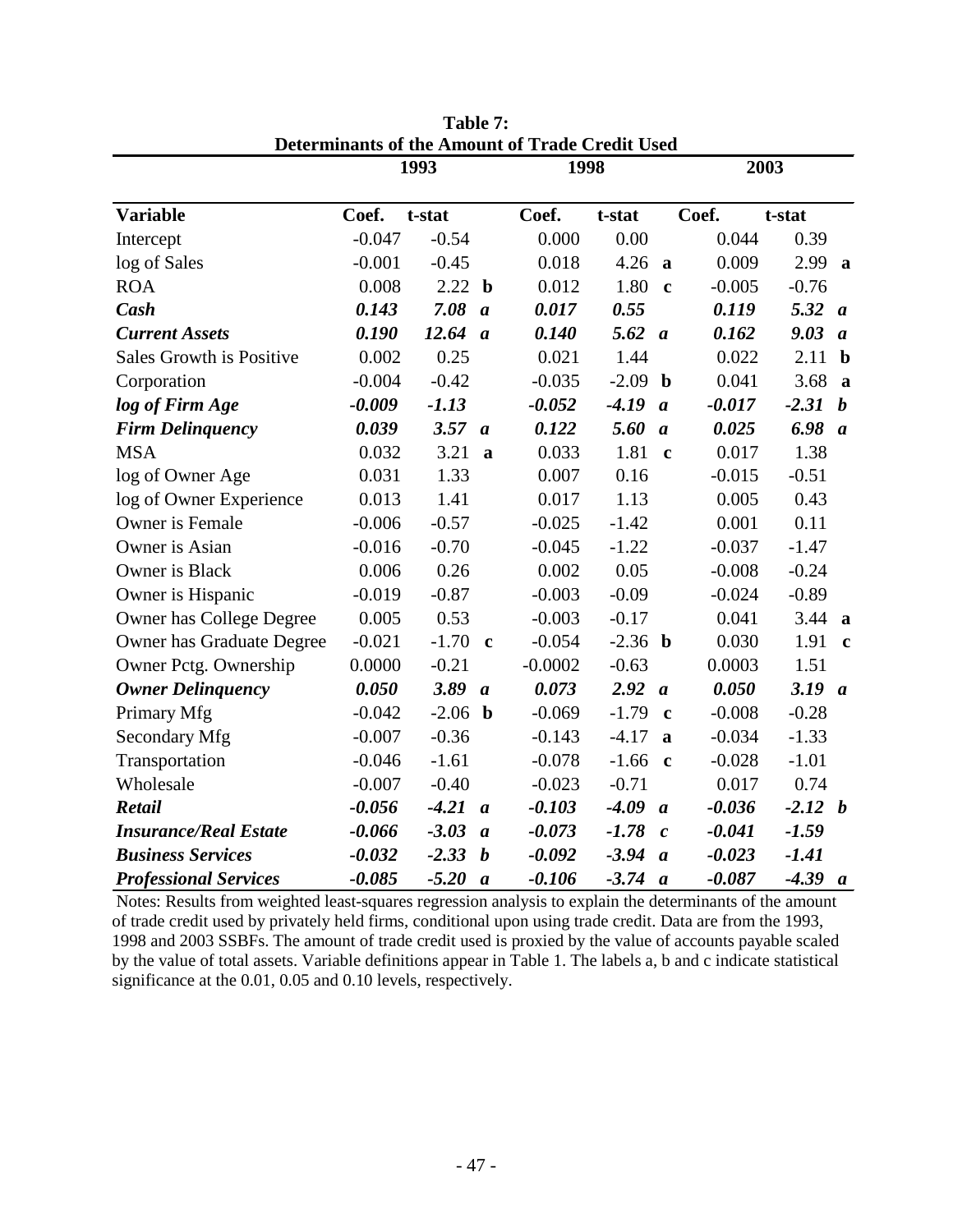**Table 7:**
**Determinants of the Amount of Trade Credit Used**

| | 1993 | | | 1998 | | | 2003 | | |
|---|---|---|---|---|---|---|---|---|---|
| **Variable** | **Coef.** | **t-stat** | | **Coef.** | **t-stat** | | **Coef.** | **t-stat** | |
| Intercept | -0.047 | -0.54 | | 0.000 | 0.00 | | 0.044 | 0.39 | |
| log of Sales | -0.001 | -0.45 | | 0.018 | 4.26 | **a** | 0.009 | 2.99 | **a** |
| ROA | 0.008 | 2.22 | **b** | 0.012 | 1.80 | **c** | -0.005 | -0.76 | |
| ***Cash*** | ***0.143*** | ***7.08*** | ***a*** | ***0.017*** | ***0.55*** | | ***0.119*** | ***5.32*** | ***a*** |
| ***Current Assets*** | ***0.190*** | ***12.64*** | ***a*** | ***0.140*** | ***5.62*** | ***a*** | ***0.162*** | ***9.03*** | ***a*** |
| Sales Growth is Positive | 0.002 | 0.25 | | 0.021 | 1.44 | | 0.022 | 2.11 | **b** |
| Corporation | -0.004 | -0.42 | | -0.035 | -2.09 | **b** | 0.041 | 3.68 | **a** |
| ***log of Firm Age*** | ***-0.009*** | ***-1.13*** | | ***-0.052*** | ***-4.19*** | ***a*** | ***-0.017*** | ***-2.31*** | ***b*** |
| ***Firm Delinquency*** | ***0.039*** | ***3.57*** | ***a*** | ***0.122*** | ***5.60*** | ***a*** | ***0.025*** | ***6.98*** | ***a*** |
| MSA | 0.032 | 3.21 | **a** | 0.033 | 1.81 | **c** | 0.017 | 1.38 | |
| log of Owner Age | 0.031 | 1.33 | | 0.007 | 0.16 | | -0.015 | -0.51 | |
| log of Owner Experience | 0.013 | 1.41 | | 0.017 | 1.13 | | 0.005 | 0.43 | |
| Owner is Female | -0.006 | -0.57 | | -0.025 | -1.42 | | 0.001 | 0.11 | |
| Owner is Asian | -0.016 | -0.70 | | -0.045 | -1.22 | | -0.037 | -1.47 | |
| Owner is Black | 0.006 | 0.26 | | 0.002 | 0.05 | | -0.008 | -0.24 | |
| Owner is Hispanic | -0.019 | -0.87 | | -0.003 | -0.09 | | -0.024 | -0.89 | |
| Owner has College Degree | 0.005 | 0.53 | | -0.003 | -0.17 | | 0.041 | 3.44 | **a** |
| Owner has Graduate Degree | -0.021 | -1.70 | **c** | -0.054 | -2.36 | **b** | 0.030 | 1.91 | **c** |
| Owner Pctg. Ownership | 0.0000 | -0.21 | | -0.0002 | -0.63 | | 0.0003 | 1.51 | |
| ***Owner Delinquency*** | ***0.050*** | ***3.89*** | ***a*** | ***0.073*** | ***2.92*** | ***a*** | ***0.050*** | ***3.19*** | ***a*** |
| Primary Mfg | -0.042 | -2.06 | **b** | -0.069 | -1.79 | **c** | -0.008 | -0.28 | |
| Secondary Mfg | -0.007 | -0.36 | | -0.143 | -4.17 | **a** | -0.034 | -1.33 | |
| Transportation | -0.046 | -1.61 | | -0.078 | -1.66 | **c** | -0.028 | -1.01 | |
| Wholesale | -0.007 | -0.40 | | -0.023 | -0.71 | | 0.017 | 0.74 | |
| ***Retail*** | ***-0.056*** | ***-4.21*** | ***a*** | ***-0.103*** | ***-4.09*** | ***a*** | ***-0.036*** | ***-2.12*** | ***b*** |
| ***Insurance/Real Estate*** | ***-0.066*** | ***-3.03*** | ***a*** | ***-0.073*** | ***-1.78*** | ***c*** | ***-0.041*** | ***-1.59*** | |
| ***Business Services*** | ***-0.032*** | ***-2.33*** | ***b*** | ***-0.092*** | ***-3.94*** | ***a*** | ***-0.023*** | ***-1.41*** | |
| ***Professional Services*** | ***-0.085*** | ***-5.20*** | ***a*** | ***-0.106*** | ***-3.74*** | ***a*** | ***-0.087*** | ***-4.39*** | ***a*** |

Notes: Results from weighted least-squares regression analysis to explain the determinants of the amount of trade credit used by privately held firms, conditional upon using trade credit. Data are from the 1993, 1998 and 2003 SSBFs. The amount of trade credit used is proxied by the value of accounts payable scaled by the value of total assets. Variable definitions appear in Table 1. The labels a, b and c indicate statistical significance at the 0.01, 0.05 and 0.10 levels, respectively.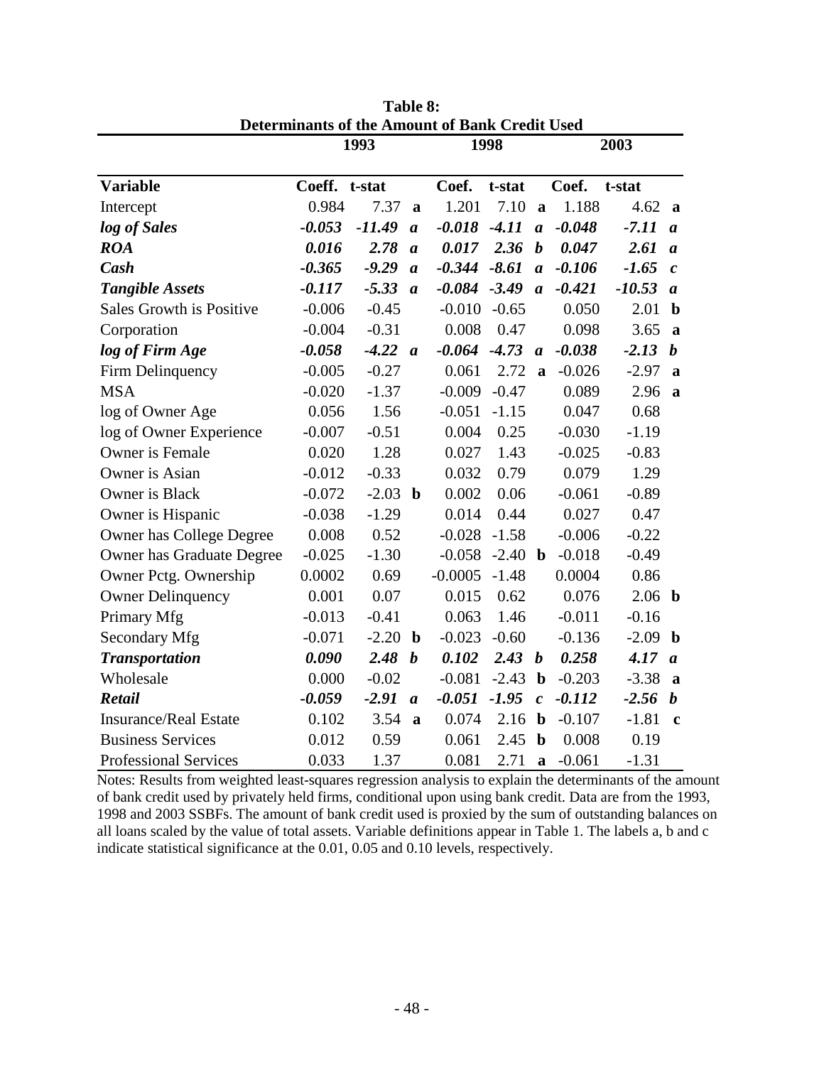**Table 8:**
**Determinants of the Amount of Bank Credit Used**

| | 1993 | | | 1998 | | | 2003 | | |
|---|---|---|---|---|---|---|---|---|---|
| **Variable** | **Coeff.** | **t-stat** | | **Coef.** | **t-stat** | | **Coef.** | **t-stat** | |
| Intercept | 0.984 | 7.37 | a | 1.201 | 7.10 | a | 1.188 | 4.62 | a |
| ***log of Sales*** | ***-0.053*** | ***-11.49*** | ***a*** | ***-0.018*** | ***-4.11*** | ***a*** | ***-0.048*** | ***-7.11*** | ***a*** |
| ***ROA*** | ***0.016*** | ***2.78*** | ***a*** | ***0.017*** | ***2.36*** | ***b*** | ***0.047*** | ***2.61*** | ***a*** |
| ***Cash*** | ***-0.365*** | ***-9.29*** | ***a*** | ***-0.344*** | ***-8.61*** | ***a*** | ***-0.106*** | ***-1.65*** | ***c*** |
| ***Tangible Assets*** | ***-0.117*** | ***-5.33*** | ***a*** | ***-0.084*** | ***-3.49*** | ***a*** | ***-0.421*** | ***-10.53*** | ***a*** |
| Sales Growth is Positive | -0.006 | -0.45 | | -0.010 | -0.65 | | 0.050 | 2.01 | b |
| Corporation | -0.004 | -0.31 | | 0.008 | 0.47 | | 0.098 | 3.65 | a |
| ***log of Firm Age*** | ***-0.058*** | ***-4.22*** | ***a*** | ***-0.064*** | ***-4.73*** | ***a*** | ***-0.038*** | ***-2.13*** | ***b*** |
| Firm Delinquency | -0.005 | -0.27 | | 0.061 | 2.72 | a | -0.026 | -2.97 | a |
| MSA | -0.020 | -1.37 | | -0.009 | -0.47 | | 0.089 | 2.96 | a |
| log of Owner Age | 0.056 | 1.56 | | -0.051 | -1.15 | | 0.047 | 0.68 | |
| log of Owner Experience | -0.007 | -0.51 | | 0.004 | 0.25 | | -0.030 | -1.19 | |
| Owner is Female | 0.020 | 1.28 | | 0.027 | 1.43 | | -0.025 | -0.83 | |
| Owner is Asian | -0.012 | -0.33 | | 0.032 | 0.79 | | 0.079 | 1.29 | |
| Owner is Black | -0.072 | -2.03 | b | 0.002 | 0.06 | | -0.061 | -0.89 | |
| Owner is Hispanic | -0.038 | -1.29 | | 0.014 | 0.44 | | 0.027 | 0.47 | |
| Owner has College Degree | 0.008 | 0.52 | | -0.028 | -1.58 | | -0.006 | -0.22 | |
| Owner has Graduate Degree | -0.025 | -1.30 | | -0.058 | -2.40 | b | -0.018 | -0.49 | |
| Owner Pctg. Ownership | 0.0002 | 0.69 | | -0.0005 | -1.48 | | 0.0004 | 0.86 | |
| Owner Delinquency | 0.001 | 0.07 | | 0.015 | 0.62 | | 0.076 | 2.06 | b |
| Primary Mfg | -0.013 | -0.41 | | 0.063 | 1.46 | | -0.011 | -0.16 | |
| Secondary Mfg | -0.071 | -2.20 | b | -0.023 | -0.60 | | -0.136 | -2.09 | b |
| ***Transportation*** | ***0.090*** | ***2.48*** | ***b*** | ***0.102*** | ***2.43*** | ***b*** | ***0.258*** | ***4.17*** | ***a*** |
| Wholesale | 0.000 | -0.02 | | -0.081 | -2.43 | b | -0.203 | -3.38 | a |
| ***Retail*** | ***-0.059*** | ***-2.91*** | ***a*** | ***-0.051*** | ***-1.95*** | ***c*** | ***-0.112*** | ***-2.56*** | ***b*** |
| Insurance/Real Estate | 0.102 | 3.54 | a | 0.074 | 2.16 | b | -0.107 | -1.81 | c |
| Business Services | 0.012 | 0.59 | | 0.061 | 2.45 | b | 0.008 | 0.19 | |
| Professional Services | 0.033 | 1.37 | | 0.081 | 2.71 | a | -0.061 | -1.31 | |

Notes: Results from weighted least-squares regression analysis to explain the determinants of the amount of bank credit used by privately held firms, conditional upon using bank credit. Data are from the 1993, 1998 and 2003 SSBFs. The amount of bank credit used is proxied by the sum of outstanding balances on all loans scaled by the value of total assets. Variable definitions appear in Table 1. The labels a, b and c indicate statistical significance at the 0.01, 0.05 and 0.10 levels, respectively.